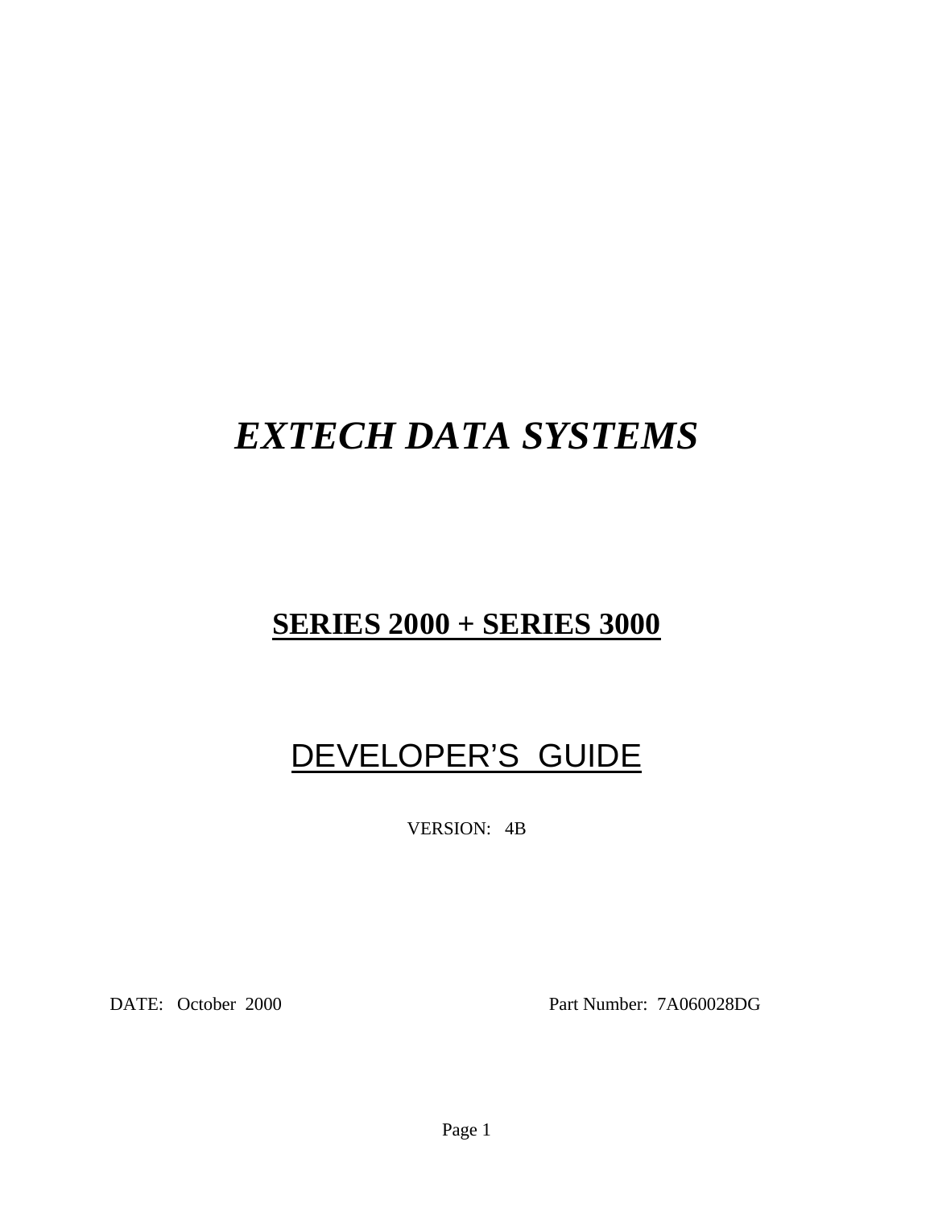# *EXTECH DATA SYSTEMS*

## SERIES 2000 + SERIES 3000

## DEVELOPER'S GUIDE

VERSION: 4B

DATE: October 2000

Part Number: 7A060028DG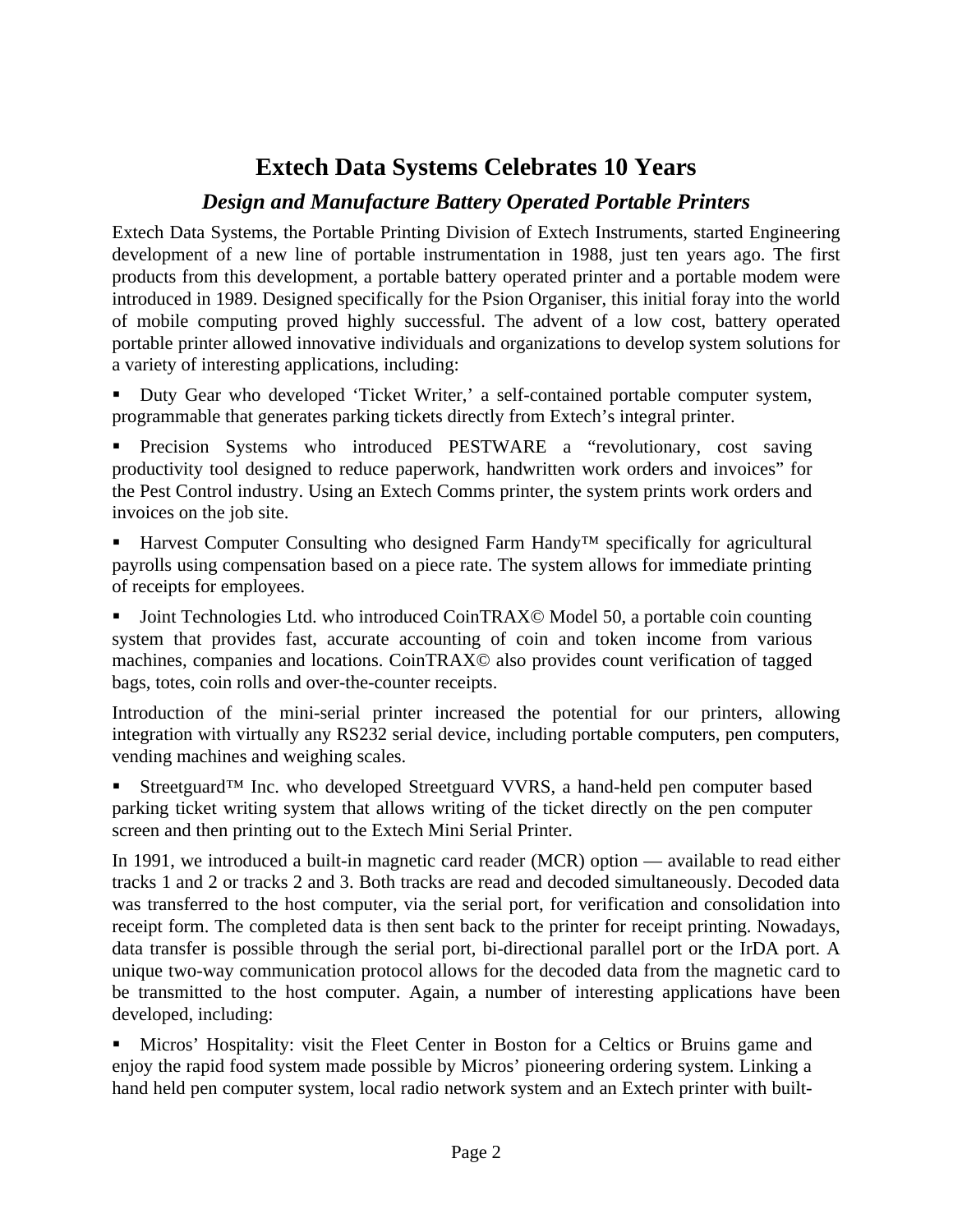# Extech Data Systems Celebrates 10 Years

## *Design and Manufacture Battery Operated Portable Printers*

Extech Data Systems, the Portable Printing Division of Extech Instruments, started Engineering development of a new line of portable instrumentation in 1988, just ten years ago. The first products from this development, a portable battery operated printer and a portable modem were introduced in 1989. Designed specifically for the Psion Organiser, this initial foray into the world of mobile computing proved highly successful. The advent of a low cost, battery operated portable printer allowed innovative individuals and organizations to develop system solutions for a variety of interesting applications, including:

- Duty Gear who developed 'Ticket Writer,' a self-contained portable computer system, programmable that generates parking tickets directly from Extech's integral printer.
- Precision Systems who introduced PESTWARE a "revolutionary, cost saving productivity tool designed to reduce paperwork, handwritten work orders and invoices" for the Pest Control industry. Using an Extech Comms printer, the system prints work orders and invoices on the job site.
- Harvest Computer Consulting who designed Farm Handy™ specifically for agricultural payrolls using compensation based on a piece rate. The system allows for immediate printing of receipts for employees.
- Joint Technologies Ltd. who introduced CoinTRAX© Model 50, a portable coin counting system that provides fast, accurate accounting of coin and token income from various machines, companies and locations. CoinTRAX© also provides count verification of tagged bags, totes, coin rolls and over-the-counter receipts.

Introduction of the mini-serial printer increased the potential for our printers, allowing integration with virtually any RS232 serial device, including portable computers, pen computers, vending machines and weighing scales.

- Streetguard™ Inc. who developed Streetguard VVRS, a hand-held pen computer based parking ticket writing system that allows writing of the ticket directly on the pen computer screen and then printing out to the Extech Mini Serial Printer.

In 1991, we introduced a built-in magnetic card reader (MCR) option — available to read either tracks 1 and 2 or tracks 2 and 3. Both tracks are read and decoded simultaneously. Decoded data was transferred to the host computer, via the serial port, for verification and consolidation into receipt form. The completed data is then sent back to the printer for receipt printing. Nowadays, data transfer is possible through the serial port, bi-directional parallel port or the IrDA port. A unique two-way communication protocol allows for the decoded data from the magnetic card to be transmitted to the host computer. Again, a number of interesting applications have been developed, including:

- Micros' Hospitality: visit the Fleet Center in Boston for a Celtics or Bruins game and enjoy the rapid food system made possible by Micros' pioneering ordering system. Linking a hand held pen computer system, local radio network system and an Extech printer with built-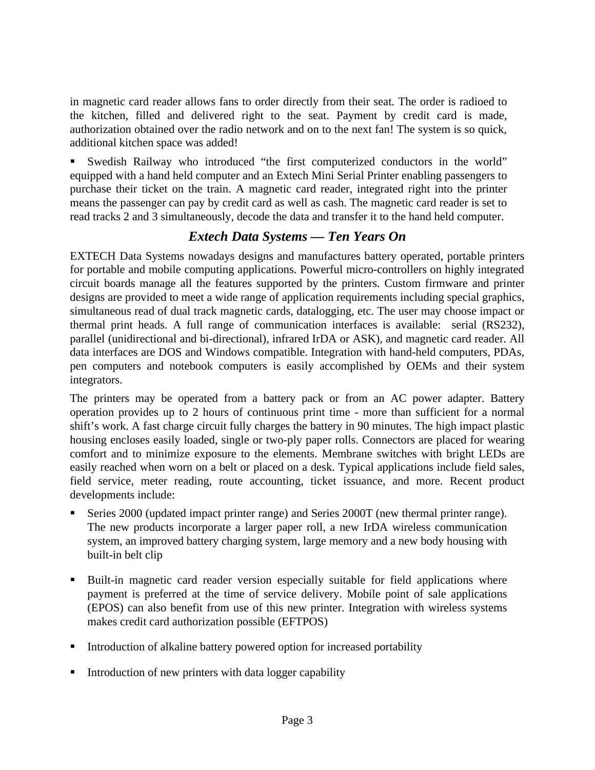in magnetic card reader allows fans to order directly from their seat. The order is radioed to the kitchen, filled and delivered right to the seat. Payment by credit card is made, authorization obtained over the radio network and on to the next fan! The system is so quick, additional kitchen space was added!

- Swedish Railway who introduced “the first computerized conductors in the world” equipped with a hand held computer and an Extech Mini Serial Printer enabling passengers to purchase their ticket on the train. A magnetic card reader, integrated right into the printer means the passenger can pay by credit card as well as cash. The magnetic card reader is set to read tracks 2 and 3 simultaneously, decode the data and transfer it to the hand held computer.

## *Extech Data Systems — Ten Years On*

EXTECH Data Systems nowadays designs and manufactures battery operated, portable printers for portable and mobile computing applications. Powerful micro-controllers on highly integrated circuit boards manage all the features supported by the printers. Custom firmware and printer designs are provided to meet a wide range of application requirements including special graphics, simultaneous read of dual track magnetic cards, datalogging, etc. The user may choose impact or thermal print heads. A full range of communication interfaces is available: serial (RS232), parallel (unidirectional and bi-directional), infrared IrDA or ASK), and magnetic card reader. All data interfaces are DOS and Windows compatible. Integration with hand-held computers, PDAs, pen computers and notebook computers is easily accomplished by OEMs and their system integrators.

The printers may be operated from a battery pack or from an AC power adapter. Battery operation provides up to 2 hours of continuous print time - more than sufficient for a normal shift’s work. A fast charge circuit fully charges the battery in 90 minutes. The high impact plastic housing encloses easily loaded, single or two-ply paper rolls. Connectors are placed for wearing comfort and to minimize exposure to the elements. Membrane switches with bright LEDs are easily reached when worn on a belt or placed on a desk. Typical applications include field sales, field service, meter reading, route accounting, ticket issuance, and more. Recent product developments include:

- Series 2000 (updated impact printer range) and Series 2000T (new thermal printer range). The new products incorporate a larger paper roll, a new IrDA wireless communication system, an improved battery charging system, large memory and a new body housing with built-in belt clip
- Built-in magnetic card reader version especially suitable for field applications where payment is preferred at the time of service delivery. Mobile point of sale applications (EPOS) can also benefit from use of this new printer. Integration with wireless systems makes credit card authorization possible (EFTPOS)
- Introduction of alkaline battery powered option for increased portability
- Introduction of new printers with data logger capability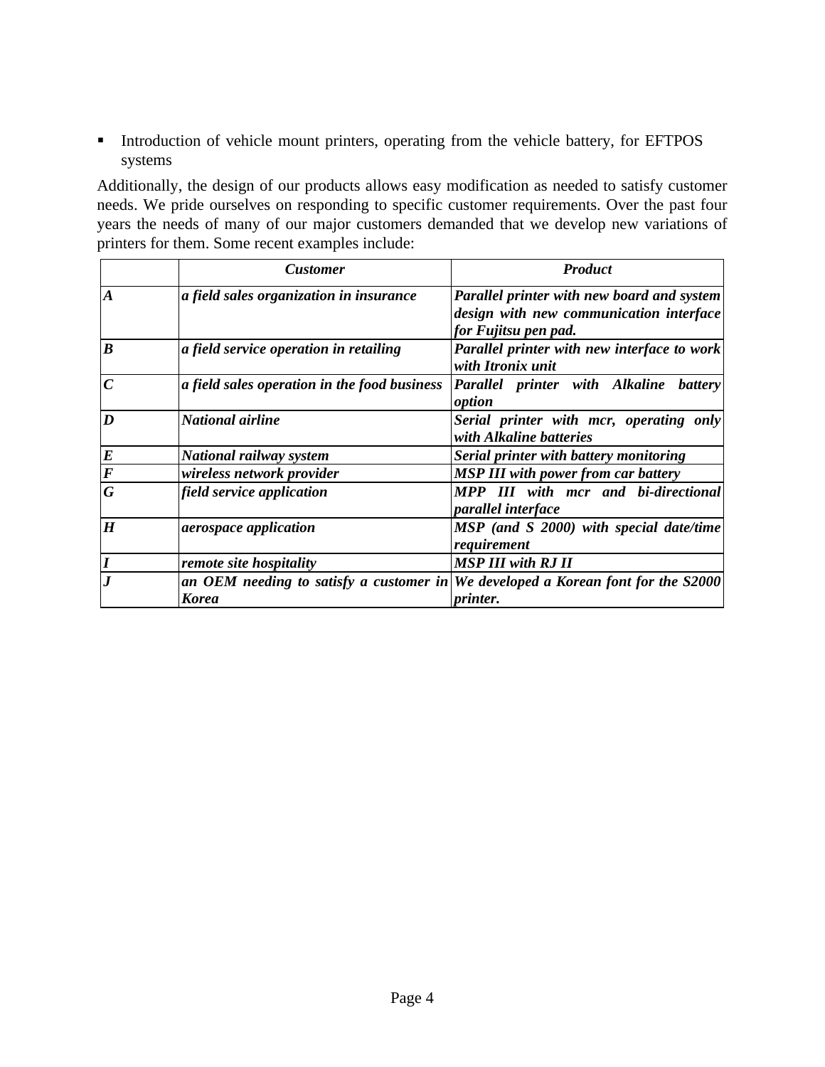- Introduction of vehicle mount printers, operating from the vehicle battery, for EFTPOS systems

Additionally, the design of our products allows easy modification as needed to satisfy customer needs. We pride ourselves on responding to specific customer requirements. Over the past four years the needs of many of our major customers demanded that we develop new variations of printers for them. Some recent examples include:

| | ***Customer*** | ***Product*** |
|---|---|---|
| ***A*** | ***a field sales organization in insurance*** | ***Parallel printer with new board and system design with new communication interface for Fujitsu pen pad.*** |
| ***B*** | ***a field service operation in retailing*** | ***Parallel printer with new interface to work with Itronix unit*** |
| ***C*** | ***a field sales operation in the food business*** | ***Parallel printer with Alkaline battery option*** |
| ***D*** | ***National airline*** | ***Serial printer with mcr, operating only with Alkaline batteries*** |
| ***E*** | ***National railway system*** | ***Serial printer with battery monitoring*** |
| ***F*** | ***wireless network provider*** | ***MSP III with power from car battery*** |
| ***G*** | ***field service application*** | ***MPP III with mcr and bi-directional parallel interface*** |
| ***H*** | ***aerospace application*** | ***MSP (and S 2000) with special date/time requirement*** |
| ***I*** | ***remote site hospitality*** | ***MSP III with RJ II*** |
| ***J*** | ***an OEM needing to satisfy a customer in Korea*** | ***We developed a Korean font for the S2000 printer.*** |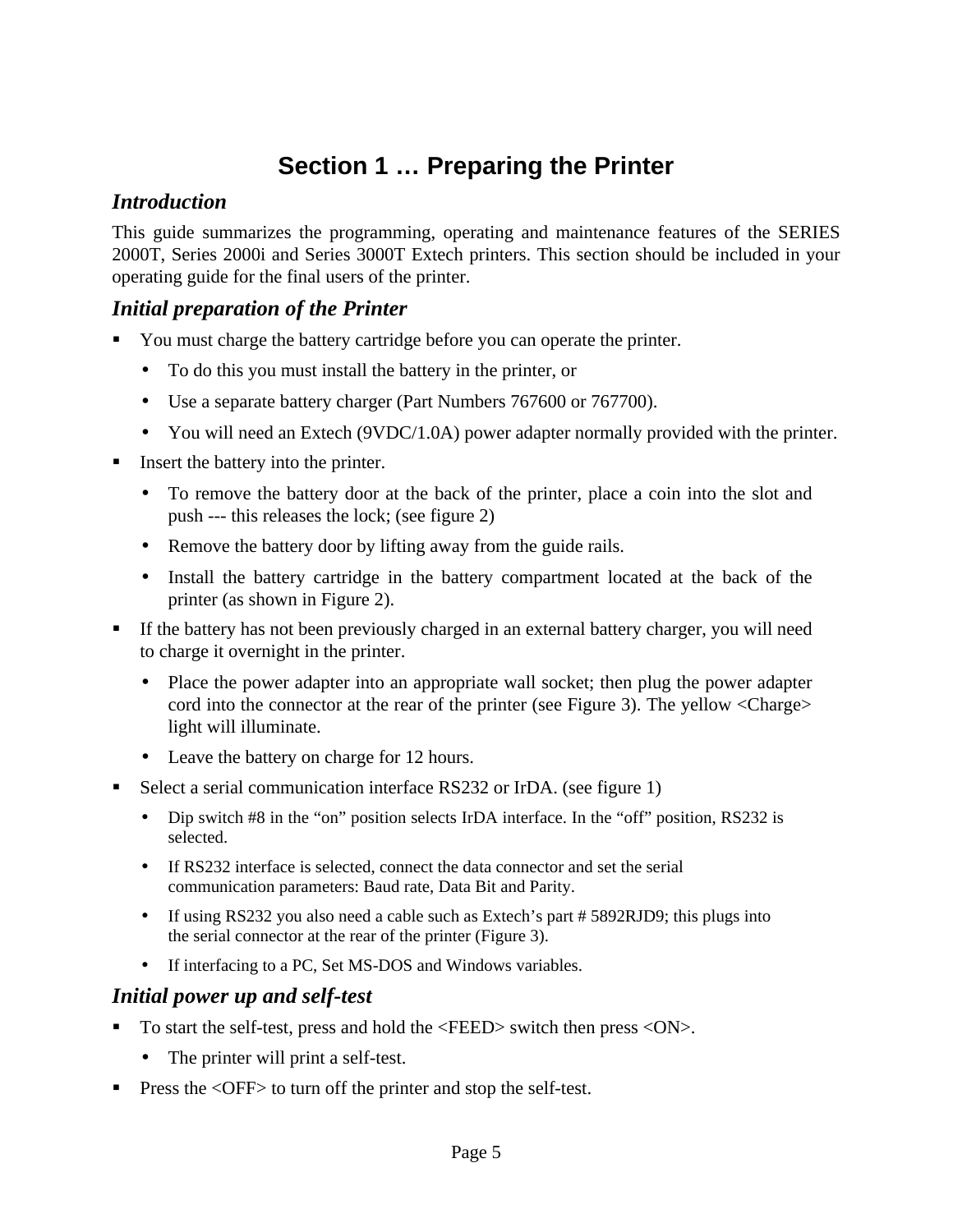# Section 1 … Preparing the Printer

## *Introduction*

This guide summarizes the programming, operating and maintenance features of the SERIES 2000T, Series 2000i and Series 3000T Extech printers. This section should be included in your operating guide for the final users of the printer.

## *Initial preparation of the Printer*

- You must charge the battery cartridge before you can operate the printer.
  - To do this you must install the battery in the printer, or
  - Use a separate battery charger (Part Numbers 767600 or 767700).
  - You will need an Extech (9VDC/1.0A) power adapter normally provided with the printer.
- Insert the battery into the printer.
  - To remove the battery door at the back of the printer, place a coin into the slot and push --- this releases the lock; (see figure 2)
  - Remove the battery door by lifting away from the guide rails.
  - Install the battery cartridge in the battery compartment located at the back of the printer (as shown in Figure 2).
- If the battery has not been previously charged in an external battery charger, you will need to charge it overnight in the printer.
  - Place the power adapter into an appropriate wall socket; then plug the power adapter cord into the connector at the rear of the printer (see Figure 3). The yellow <Charge> light will illuminate.
  - Leave the battery on charge for 12 hours.
- Select a serial communication interface RS232 or IrDA. (see figure 1)
  - Dip switch #8 in the “on” position selects IrDA interface. In the “off” position, RS232 is selected.
  - If RS232 interface is selected, connect the data connector and set the serial communication parameters: Baud rate, Data Bit and Parity.
  - If using RS232 you also need a cable such as Extech’s part # 5892RJD9; this plugs into the serial connector at the rear of the printer (Figure 3).
  - If interfacing to a PC, Set MS-DOS and Windows variables.

## *Initial power up and self-test*

- To start the self-test, press and hold the <FEED> switch then press <ON>.
  - The printer will print a self-test.
- Press the <OFF> to turn off the printer and stop the self-test.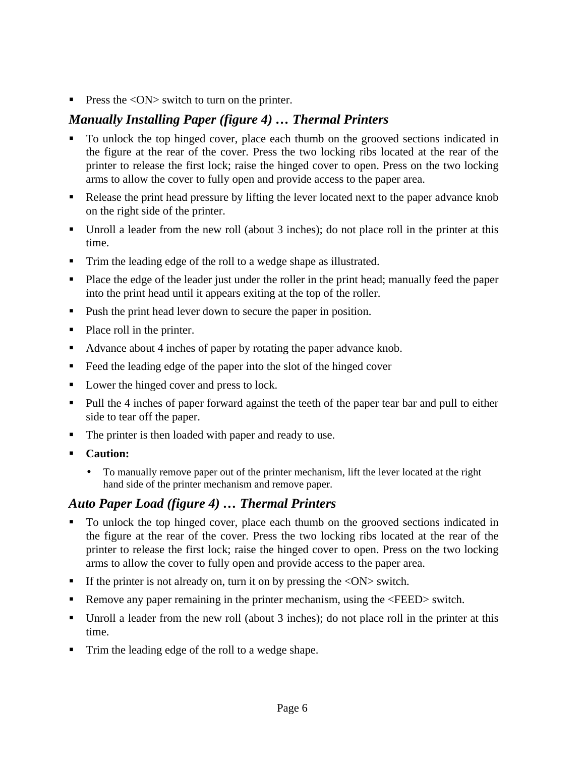- Press the <ON> switch to turn on the printer.

### *Manually Installing Paper (figure 4) … Thermal Printers*

- To unlock the top hinged cover, place each thumb on the grooved sections indicated in the figure at the rear of the cover. Press the two locking ribs located at the rear of the printer to release the first lock; raise the hinged cover to open. Press on the two locking arms to allow the cover to fully open and provide access to the paper area.
- Release the print head pressure by lifting the lever located next to the paper advance knob on the right side of the printer.
- Unroll a leader from the new roll (about 3 inches); do not place roll in the printer at this time.
- Trim the leading edge of the roll to a wedge shape as illustrated.
- Place the edge of the leader just under the roller in the print head; manually feed the paper into the print head until it appears exiting at the top of the roller.
- Push the print head lever down to secure the paper in position.
- Place roll in the printer.
- Advance about 4 inches of paper by rotating the paper advance knob.
- Feed the leading edge of the paper into the slot of the hinged cover
- Lower the hinged cover and press to lock.
- Pull the 4 inches of paper forward against the teeth of the paper tear bar and pull to either side to tear off the paper.
- The printer is then loaded with paper and ready to use.
- **Caution:**
  - To manually remove paper out of the printer mechanism, lift the lever located at the right hand side of the printer mechanism and remove paper.

### *Auto Paper Load (figure 4) … Thermal Printers*

- To unlock the top hinged cover, place each thumb on the grooved sections indicated in the figure at the rear of the cover. Press the two locking ribs located at the rear of the printer to release the first lock; raise the hinged cover to open. Press on the two locking arms to allow the cover to fully open and provide access to the paper area.
- If the printer is not already on, turn it on by pressing the <ON> switch.
- Remove any paper remaining in the printer mechanism, using the <FEED> switch.
- Unroll a leader from the new roll (about 3 inches); do not place roll in the printer at this time.
- Trim the leading edge of the roll to a wedge shape.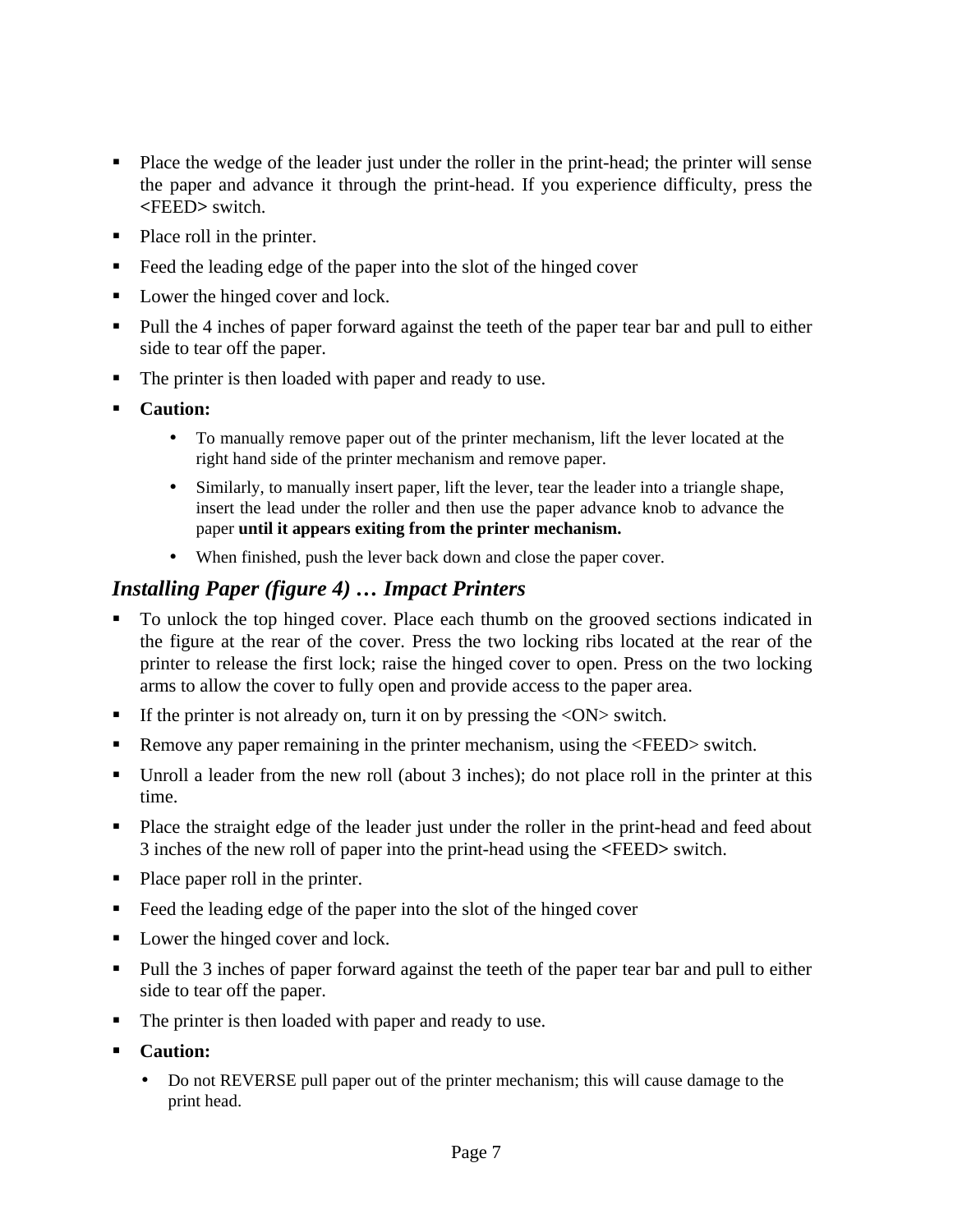- Place the wedge of the leader just under the roller in the print-head; the printer will sense the paper and advance it through the print-head. If you experience difficulty, press the **<**FEED**>** switch.
- Place roll in the printer.
- Feed the leading edge of the paper into the slot of the hinged cover
- Lower the hinged cover and lock.
- Pull the 4 inches of paper forward against the teeth of the paper tear bar and pull to either side to tear off the paper.
- The printer is then loaded with paper and ready to use.
- **Caution:**
    - To manually remove paper out of the printer mechanism, lift the lever located at the right hand side of the printer mechanism and remove paper.
    - Similarly, to manually insert paper, lift the lever, tear the leader into a triangle shape, insert the lead under the roller and then use the paper advance knob to advance the paper **until it appears exiting from the printer mechanism.**
    - When finished, push the lever back down and close the paper cover.

### *Installing Paper (figure 4) … Impact Printers*

- To unlock the top hinged cover. Place each thumb on the grooved sections indicated in the figure at the rear of the cover. Press the two locking ribs located at the rear of the printer to release the first lock; raise the hinged cover to open. Press on the two locking arms to allow the cover to fully open and provide access to the paper area.
- If the printer is not already on, turn it on by pressing the <ON> switch.
- Remove any paper remaining in the printer mechanism, using the <FEED> switch.
- Unroll a leader from the new roll (about 3 inches); do not place roll in the printer at this time.
- Place the straight edge of the leader just under the roller in the print-head and feed about 3 inches of the new roll of paper into the print-head using the **<**FEED**>** switch.
- Place paper roll in the printer.
- Feed the leading edge of the paper into the slot of the hinged cover
- Lower the hinged cover and lock.
- Pull the 3 inches of paper forward against the teeth of the paper tear bar and pull to either side to tear off the paper.
- The printer is then loaded with paper and ready to use.
- **Caution:**
    - Do not REVERSE pull paper out of the printer mechanism; this will cause damage to the print head.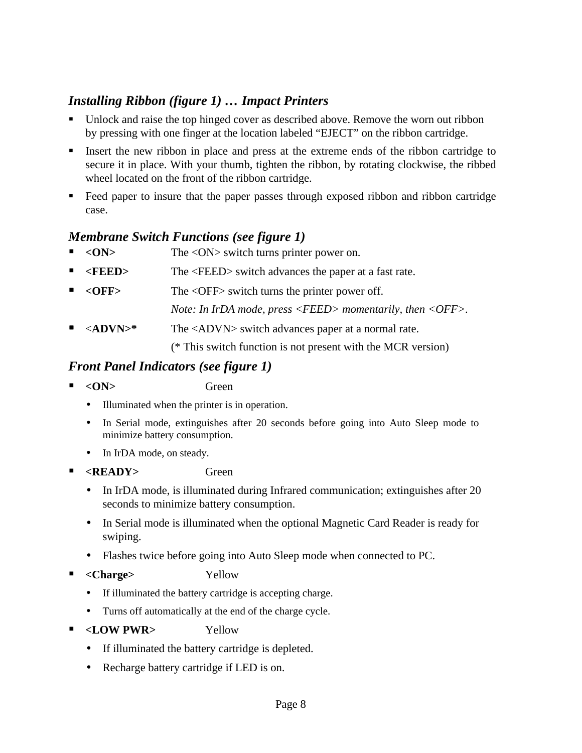### *Installing Ribbon (figure 1) … Impact Printers*

- Unlock and raise the top hinged cover as described above. Remove the worn out ribbon by pressing with one finger at the location labeled “EJECT” on the ribbon cartridge.
- Insert the new ribbon in place and press at the extreme ends of the ribbon cartridge to secure it in place. With your thumb, tighten the ribbon, by rotating clockwise, the ribbed wheel located on the front of the ribbon cartridge.
- Feed paper to insure that the paper passes through exposed ribbon and ribbon cartridge case.

### *Membrane Switch Functions (see figure 1)*

- **<ON>** The <ON> switch turns printer power on.
- **<FEED>** The <FEED> switch advances the paper at a fast rate.
- **<OFF>** The <OFF> switch turns the printer power off.

  *Note: In IrDA mode, press <FEED> momentarily, then <OFF>.*
- <**ADVN>*** The <ADVN> switch advances paper at a normal rate.

  (* This switch function is not present with the MCR version)

### *Front Panel Indicators (see figure 1)*

- **<ON>** Green
  - Illuminated when the printer is in operation.
  - In Serial mode, extinguishes after 20 seconds before going into Auto Sleep mode to minimize battery consumption.
  - In IrDA mode, on steady.
- **<READY>** Green
  - In IrDA mode, is illuminated during Infrared communication; extinguishes after 20 seconds to minimize battery consumption.
  - In Serial mode is illuminated when the optional Magnetic Card Reader is ready for swiping.
  - Flashes twice before going into Auto Sleep mode when connected to PC.
- **<Charge>** Yellow
  - If illuminated the battery cartridge is accepting charge.
  - Turns off automatically at the end of the charge cycle.
- **<LOW PWR>** Yellow
  - If illuminated the battery cartridge is depleted.
  - Recharge battery cartridge if LED is on.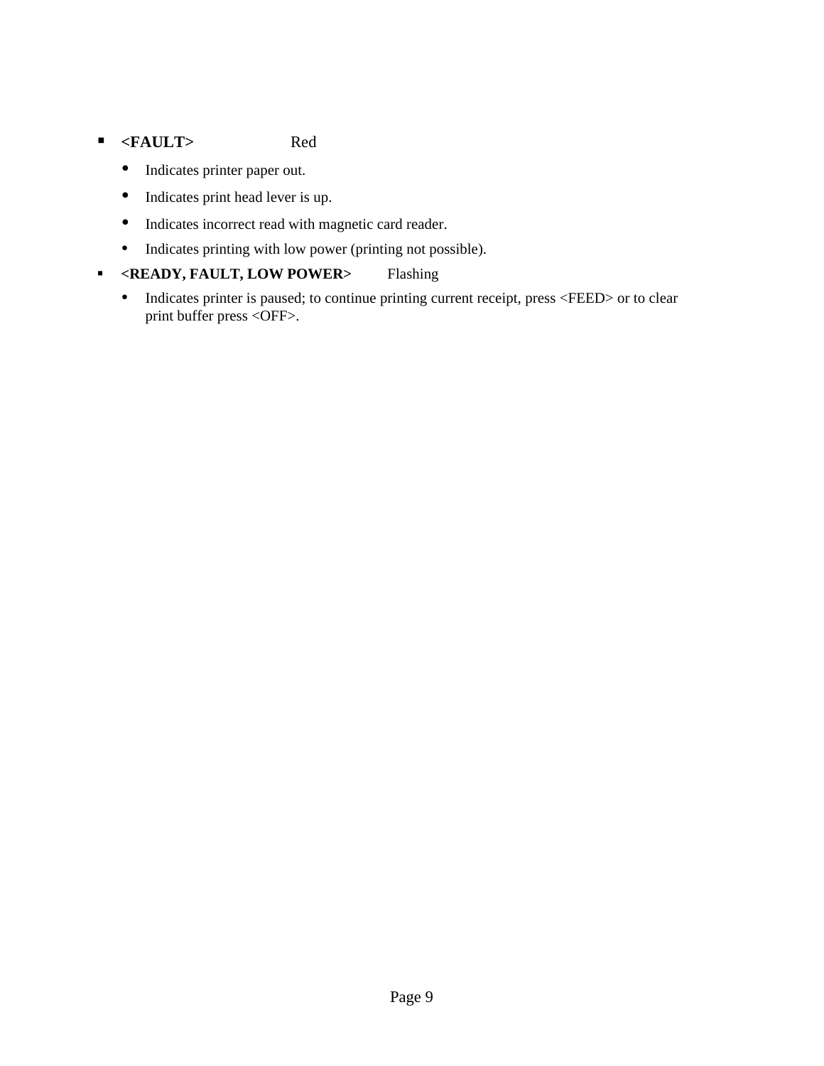- **<FAULT>** Red
  - Indicates printer paper out.
  - Indicates print head lever is up.
  - Indicates incorrect read with magnetic card reader.
  - Indicates printing with low power (printing not possible).
- **<READY, FAULT, LOW POWER>** Flashing
  - Indicates printer is paused; to continue printing current receipt, press <FEED> or to clear print buffer press <OFF>.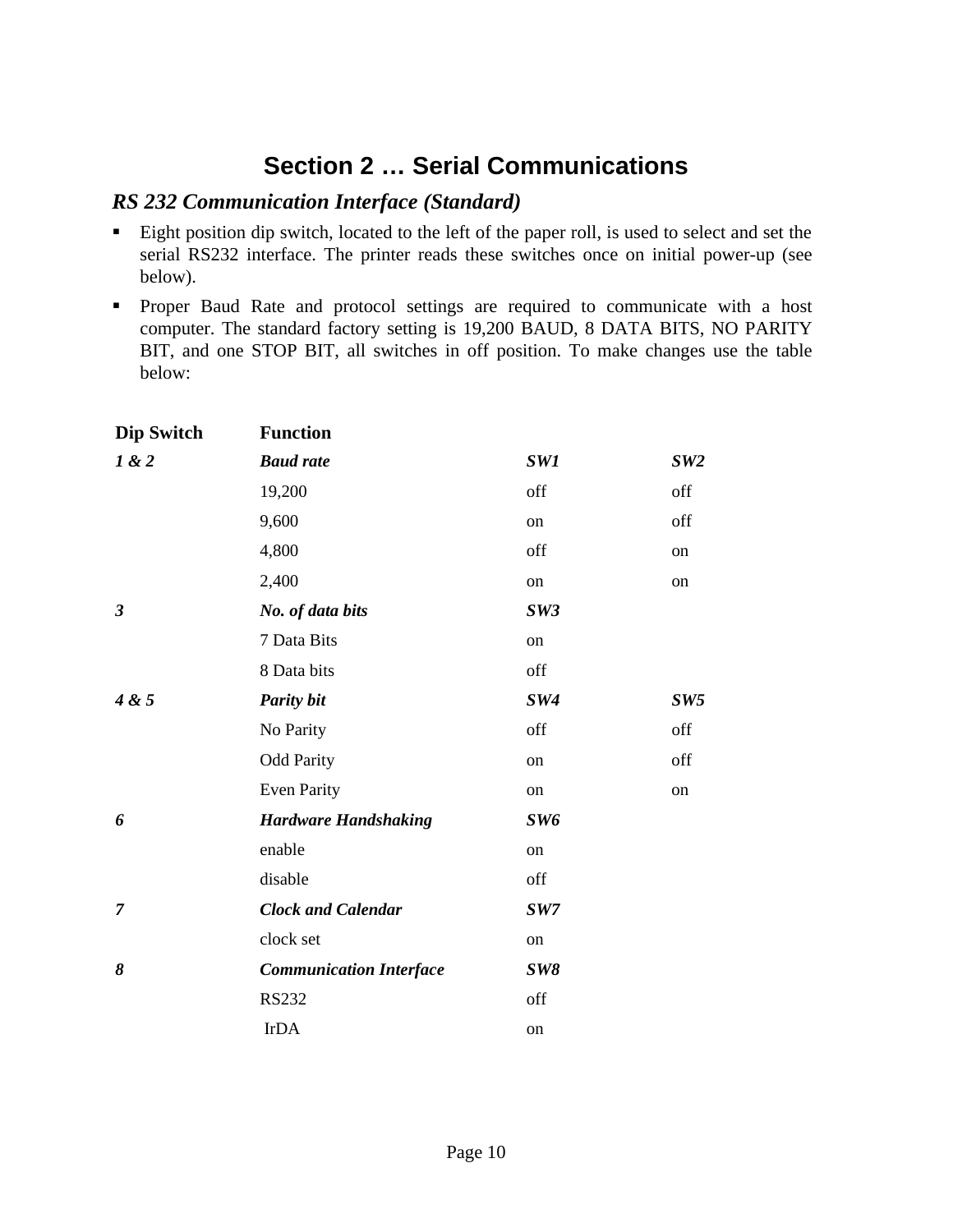# Section 2 … Serial Communications

## *RS 232 Communication Interface (Standard)*

- Eight position dip switch, located to the left of the paper roll, is used to select and set the serial RS232 interface. The printer reads these switches once on initial power-up (see below).
- Proper Baud Rate and protocol settings are required to communicate with a host computer. The standard factory setting is 19,200 BAUD, 8 DATA BITS, NO PARITY BIT, and one STOP BIT, all switches in off position. To make changes use the table below:

| Dip Switch | Function | | |
|---|---|---|---|
| ***1 & 2*** | ***Baud rate*** | ***SW1*** | ***SW2*** |
| | 19,200 | off | off |
| | 9,600 | on | off |
| | 4,800 | off | on |
| | 2,400 | on | on |
| ***3*** | ***No. of data bits*** | ***SW3*** | |
| | 7 Data Bits | on | |
| | 8 Data bits | off | |
| ***4 & 5*** | ***Parity bit*** | ***SW4*** | ***SW5*** |
| | No Parity | off | off |
| | Odd Parity | on | off |
| | Even Parity | on | on |
| ***6*** | ***Hardware Handshaking*** | ***SW6*** | |
| | enable | on | |
| | disable | off | |
| ***7*** | ***Clock and Calendar*** | ***SW7*** | |
| | clock set | on | |
| ***8*** | ***Communication Interface*** | ***SW8*** | |
| | RS232 | off | |
| | IrDA | on | |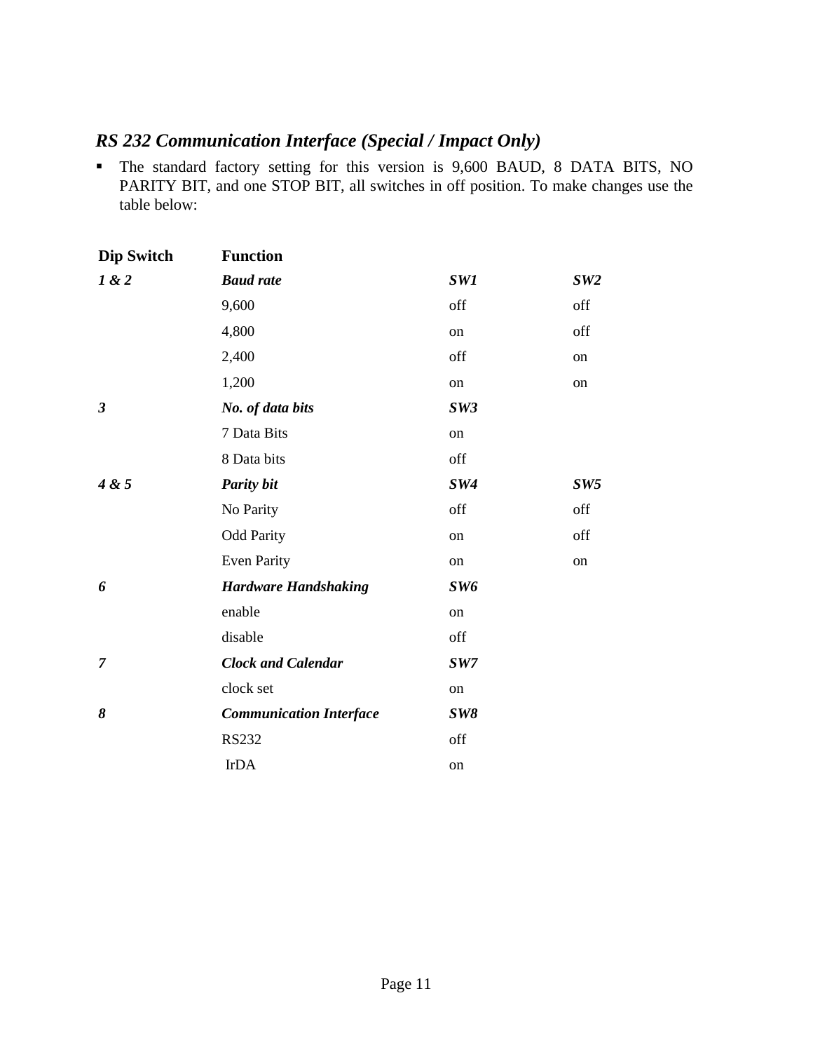## *RS 232 Communication Interface (Special / Impact Only)*

- The standard factory setting for this version is 9,600 BAUD, 8 DATA BITS, NO PARITY BIT, and one STOP BIT, all switches in off position. To make changes use the table below:

| Dip Switch | Function | | |
|---|---|---|---|
| ***1 & 2*** | ***Baud rate*** | ***SW1*** | ***SW2*** |
| | 9,600 | off | off |
| | 4,800 | on | off |
| | 2,400 | off | on |
| | 1,200 | on | on |
| ***3*** | ***No. of data bits*** | ***SW3*** | |
| | 7 Data Bits | on | |
| | 8 Data bits | off | |
| ***4 & 5*** | ***Parity bit*** | ***SW4*** | ***SW5*** |
| | No Parity | off | off |
| | Odd Parity | on | off |
| | Even Parity | on | on |
| ***6*** | ***Hardware Handshaking*** | ***SW6*** | |
| | enable | on | |
| | disable | off | |
| ***7*** | ***Clock and Calendar*** | ***SW7*** | |
| | clock set | on | |
| ***8*** | ***Communication Interface*** | ***SW8*** | |
| | RS232 | off | |
| | IrDA | on | |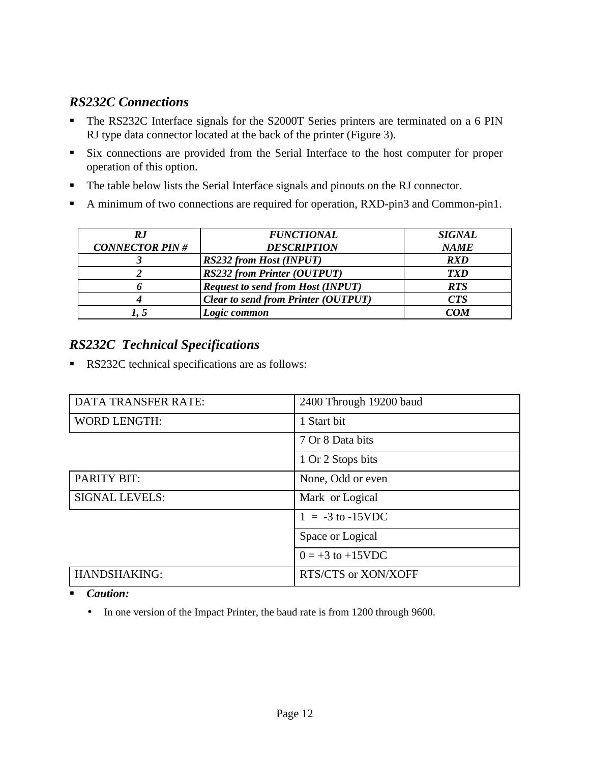## *RS232C Connections*

- The RS232C Interface signals for the S2000T Series printers are terminated on a 6 PIN RJ type data connector located at the back of the printer (Figure 3).
- Six connections are provided from the Serial Interface to the host computer for proper operation of this option.
- The table below lists the Serial Interface signals and pinouts on the RJ connector.
- A minimum of two connections are required for operation, RXD-pin3 and Common-pin1.

| ***RJ CONNECTOR PIN #*** | ***FUNCTIONAL DESCRIPTION*** | ***SIGNAL NAME*** |
|---|---|---|
| ***3*** | ***RS232 from Host (INPUT)*** | ***RXD*** |
| ***2*** | ***RS232 from Printer (OUTPUT)*** | ***TXD*** |
| ***6*** | ***Request to send from Host (INPUT)*** | ***RTS*** |
| ***4*** | ***Clear to send from Printer (OUTPUT)*** | ***CTS*** |
| ***1, 5*** | ***Logic common*** | ***COM*** |

## *RS232C Technical Specifications*

- RS232C technical specifications are as follows:

| DATA TRANSFER RATE: | 2400 Through 19200 baud |
|---|---|
| WORD LENGTH: | 1 Start bit |
| | 7 Or 8 Data bits |
| | 1 Or 2 Stops bits |
| PARITY BIT: | None, Odd or even |
| SIGNAL LEVELS: | Mark or Logical |
| | 1 = -3 to -15VDC |
| | Space or Logical |
| | 0 = +3 to +15VDC |
| HANDSHAKING: | RTS/CTS or XON/XOFF |

- ***Caution:***
  - In one version of the Impact Printer, the baud rate is from 1200 through 9600.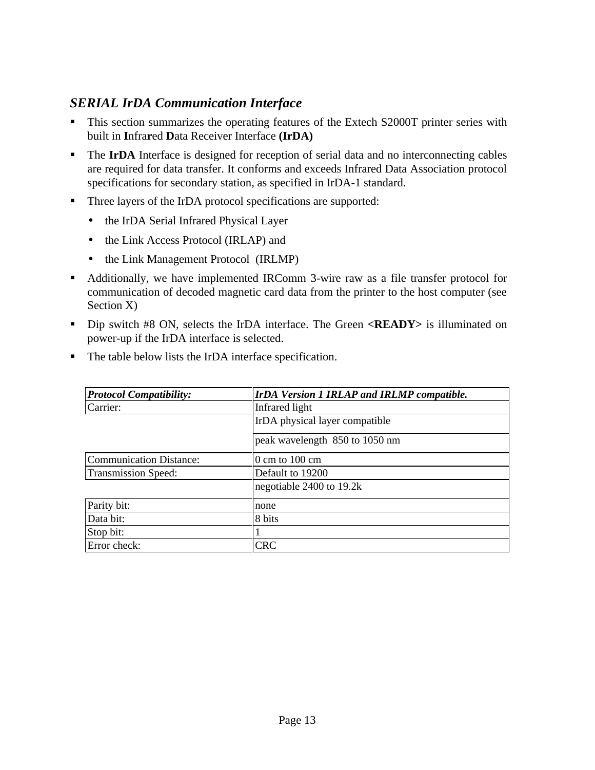## *SERIAL IrDA Communication Interface*

- This section summarizes the operating features of the Extech S2000T printer series with built in **I**nfra**r**ed **D**ata Receiver Interface **(IrDA)**
- The **IrDA** Interface is designed for reception of serial data and no interconnecting cables are required for data transfer. It conforms and exceeds Infrared Data Association protocol specifications for secondary station, as specified in IrDA-1 standard.
- Three layers of the IrDA protocol specifications are supported:
  - the IrDA Serial Infrared Physical Layer
  - the Link Access Protocol (IRLAP) and
  - the Link Management Protocol (IRLMP)
- Additionally, we have implemented IRComm 3-wire raw as a file transfer protocol for communication of decoded magnetic card data from the printer to the host computer (see Section X)
- Dip switch #8 ON, selects the IrDA interface. The Green **<READY>** is illuminated on power-up if the IrDA interface is selected.
- The table below lists the IrDA interface specification.

| ***Protocol Compatibility:*** | ***IrDA Version 1 IRLAP and IRLMP compatible.*** |
|---|---|
| Carrier: | Infrared light |
| | IrDA physical layer compatible |
| | peak wavelength 850 to 1050 nm |
| Communication Distance: | 0 cm to 100 cm |
| Transmission Speed: | Default to 19200 |
| | negotiable 2400 to 19.2k |
| Parity bit: | none |
| Data bit: | 8 bits |
| Stop bit: | 1 |
| Error check: | CRC |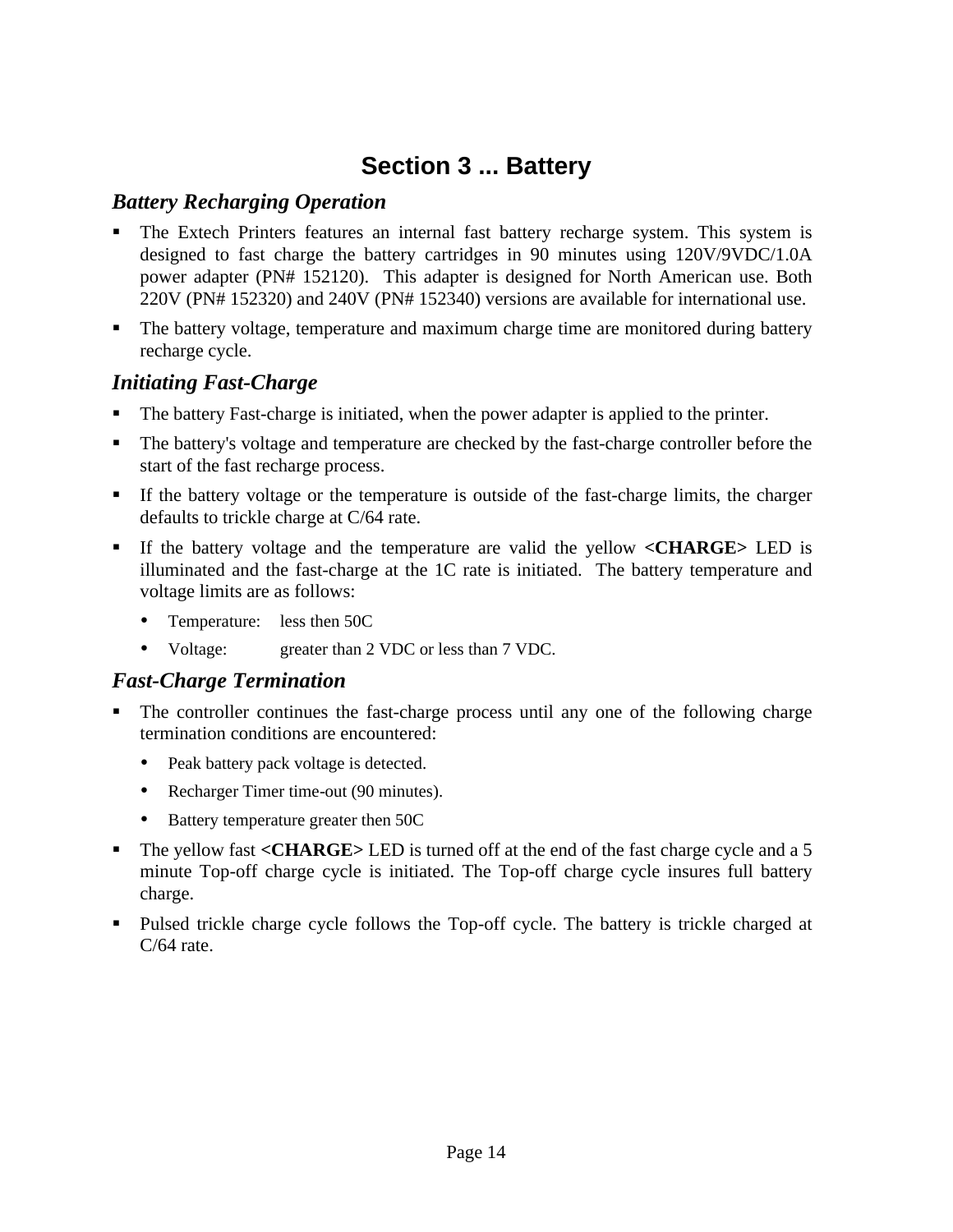# Section 3 ... Battery

## *Battery Recharging Operation*

- The Extech Printers features an internal fast battery recharge system. This system is designed to fast charge the battery cartridges in 90 minutes using 120V/9VDC/1.0A power adapter (PN# 152120). This adapter is designed for North American use. Both 220V (PN# 152320) and 240V (PN# 152340) versions are available for international use.
- The battery voltage, temperature and maximum charge time are monitored during battery recharge cycle.

## *Initiating Fast-Charge*

- The battery Fast-charge is initiated, when the power adapter is applied to the printer.
- The battery's voltage and temperature are checked by the fast-charge controller before the start of the fast recharge process.
- If the battery voltage or the temperature is outside of the fast-charge limits, the charger defaults to trickle charge at C/64 rate.
- If the battery voltage and the temperature are valid the yellow **<CHARGE>** LED is illuminated and the fast-charge at the 1C rate is initiated. The battery temperature and voltage limits are as follows:
  - Temperature: less then 50C
  - Voltage: greater than 2 VDC or less than 7 VDC.

## *Fast-Charge Termination*

- The controller continues the fast-charge process until any one of the following charge termination conditions are encountered:
  - Peak battery pack voltage is detected.
  - Recharger Timer time-out (90 minutes).
  - Battery temperature greater then 50C
- The yellow fast **<CHARGE>** LED is turned off at the end of the fast charge cycle and a 5 minute Top-off charge cycle is initiated. The Top-off charge cycle insures full battery charge.
- Pulsed trickle charge cycle follows the Top-off cycle. The battery is trickle charged at C/64 rate.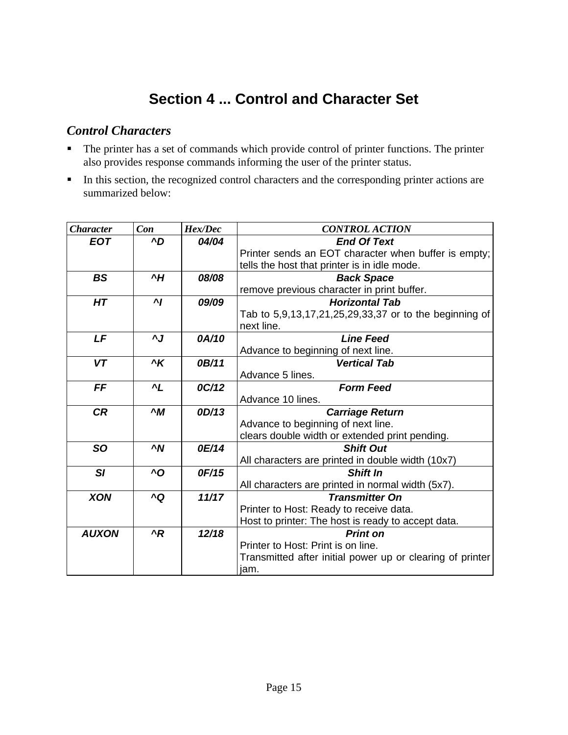# Section 4 ... Control and Character Set

## *Control Characters*

- The printer has a set of commands which provide control of printer functions. The printer also provides response commands informing the user of the printer status.
- In this section, the recognized control characters and the corresponding printer actions are summarized below:

| *Character* | *Con* | *Hex/Dec* | *CONTROL ACTION* |
|---|---|---|---|
| ***EOT*** | ***^D*** | ***04/04*** | ***End Of Text***<br>Printer sends an EOT character when buffer is empty; tells the host that printer is in idle mode. |
| ***BS*** | ***^H*** | ***08/08*** | ***Back Space***<br>remove previous character in print buffer. |
| ***HT*** | ***^I*** | ***09/09*** | ***Horizontal Tab***<br>Tab to 5,9,13,17,21,25,29,33,37 or to the beginning of next line. |
| ***LF*** | ***^J*** | ***0A/10*** | ***Line Feed***<br>Advance to beginning of next line. |
| ***VT*** | ***^K*** | ***0B/11*** | ***Vertical Tab***<br>Advance 5 lines. |
| ***FF*** | ***^L*** | ***0C/12*** | ***Form Feed***<br>Advance 10 lines. |
| ***CR*** | ***^M*** | ***0D/13*** | ***Carriage Return***<br>Advance to beginning of next line.<br>clears double width or extended print pending. |
| ***SO*** | ***^N*** | ***0E/14*** | ***Shift Out***<br>All characters are printed in double width (10x7) |
| ***SI*** | ***^O*** | ***0F/15*** | ***Shift In***<br>All characters are printed in normal width (5x7). |
| ***XON*** | ***^Q*** | ***11/17*** | ***Transmitter On***<br>Printer to Host: Ready to receive data.<br>Host to printer: The host is ready to accept data. |
| ***AUXON*** | ***^R*** | ***12/18*** | ***Print on***<br>Printer to Host: Print is on line.<br>Transmitted after initial power up or clearing of printer jam. |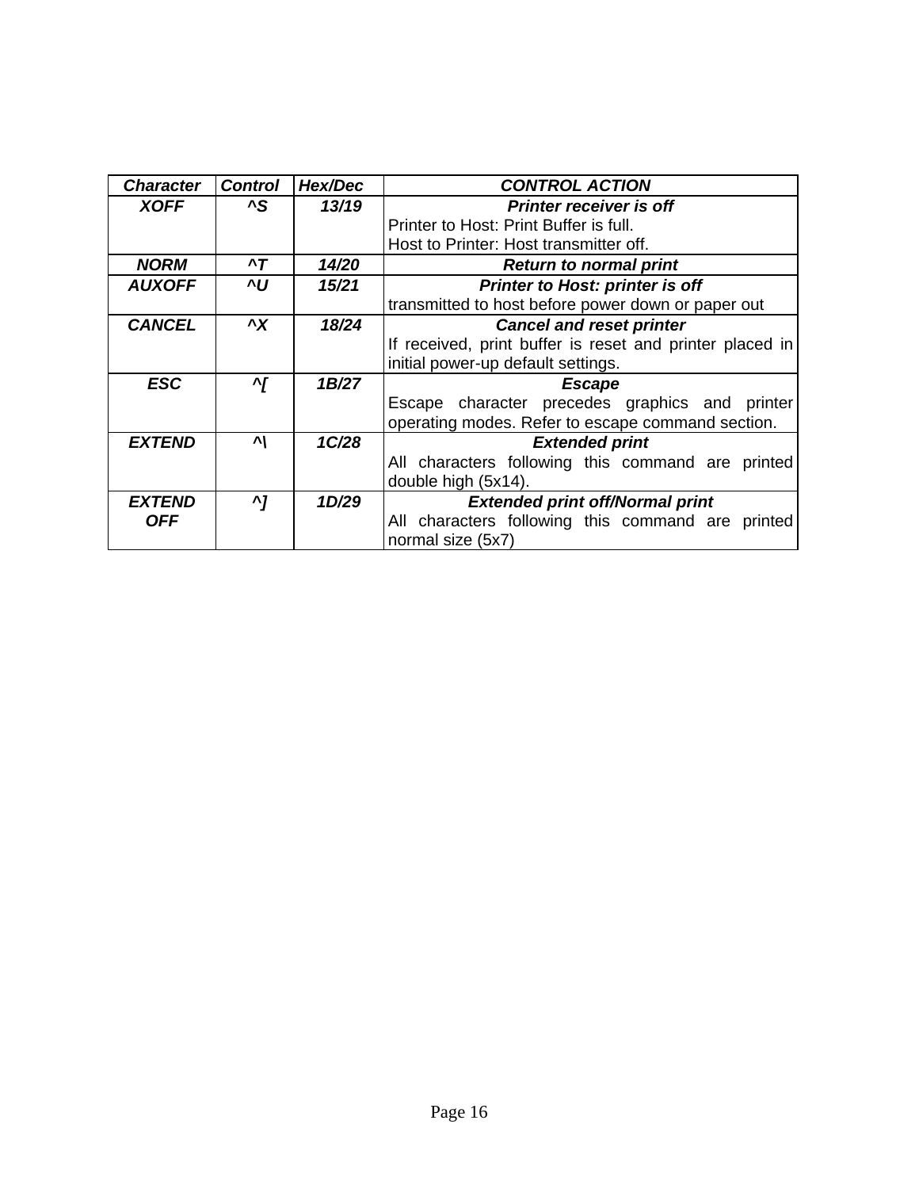| Character | Control | Hex/Dec | CONTROL ACTION |
|---|---|---|---|
| XOFF | ^S | 13/19 | **Printer receiver is off**<br>Printer to Host: Print Buffer is full.<br>Host to Printer: Host transmitter off. |
| NORM | ^T | 14/20 | **Return to normal print** |
| AUXOFF | ^U | 15/21 | **Printer to Host: printer is off**<br>transmitted to host before power down or paper out |
| CANCEL | ^X | 18/24 | **Cancel and reset printer**<br>If received, print buffer is reset and printer placed in initial power-up default settings. |
| ESC | ^[ | 1B/27 | **Escape**<br>Escape character precedes graphics and printer operating modes. Refer to escape command section. |
| EXTEND | ^\ | 1C/28 | **Extended print**<br>All characters following this command are printed double high (5x14). |
| EXTEND OFF | ^] | 1D/29 | **Extended print off/Normal print**<br>All characters following this command are printed normal size (5x7) |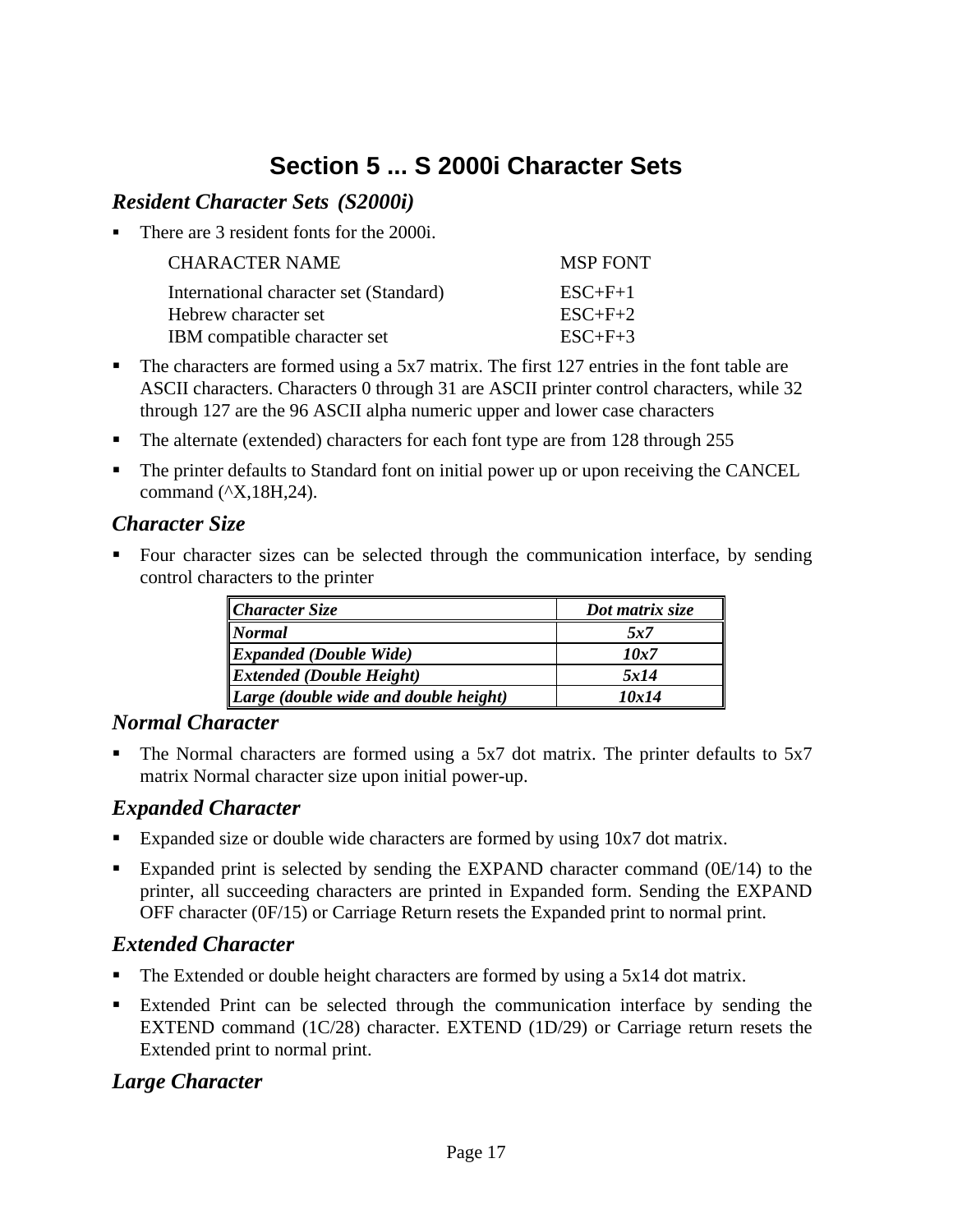# Section 5 ... S 2000i Character Sets

## *Resident Character Sets (S2000i)*

- There are 3 resident fonts for the 2000i.

| CHARACTER NAME | MSP FONT |
|---|---|
| International character set (Standard) | ESC+F+1 |
| Hebrew character set | ESC+F+2 |
| IBM compatible character set | ESC+F+3 |

- The characters are formed using a 5x7 matrix. The first 127 entries in the font table are ASCII characters. Characters 0 through 31 are ASCII printer control characters, while 32 through 127 are the 96 ASCII alpha numeric upper and lower case characters
- The alternate (extended) characters for each font type are from 128 through 255
- The printer defaults to Standard font on initial power up or upon receiving the CANCEL command (^X,18H,24).

## *Character Size*

- Four character sizes can be selected through the communication interface, by sending control characters to the printer

| *Character Size* | *Dot matrix size* |
|---|---|
| ***Normal*** | ***5x7*** |
| ***Expanded (Double Wide)*** | ***10x7*** |
| ***Extended (Double Height)*** | ***5x14*** |
| ***Large (double wide and double height)*** | ***10x14*** |

## *Normal Character*

- The Normal characters are formed using a 5x7 dot matrix. The printer defaults to 5x7 matrix Normal character size upon initial power-up.

## *Expanded Character*

- Expanded size or double wide characters are formed by using 10x7 dot matrix.
- Expanded print is selected by sending the EXPAND character command (0E/14) to the printer, all succeeding characters are printed in Expanded form. Sending the EXPAND OFF character (0F/15) or Carriage Return resets the Expanded print to normal print.

## *Extended Character*

- The Extended or double height characters are formed by using a 5x14 dot matrix.
- Extended Print can be selected through the communication interface by sending the EXTEND command (1C/28) character. EXTEND (1D/29) or Carriage return resets the Extended print to normal print.

## *Large Character*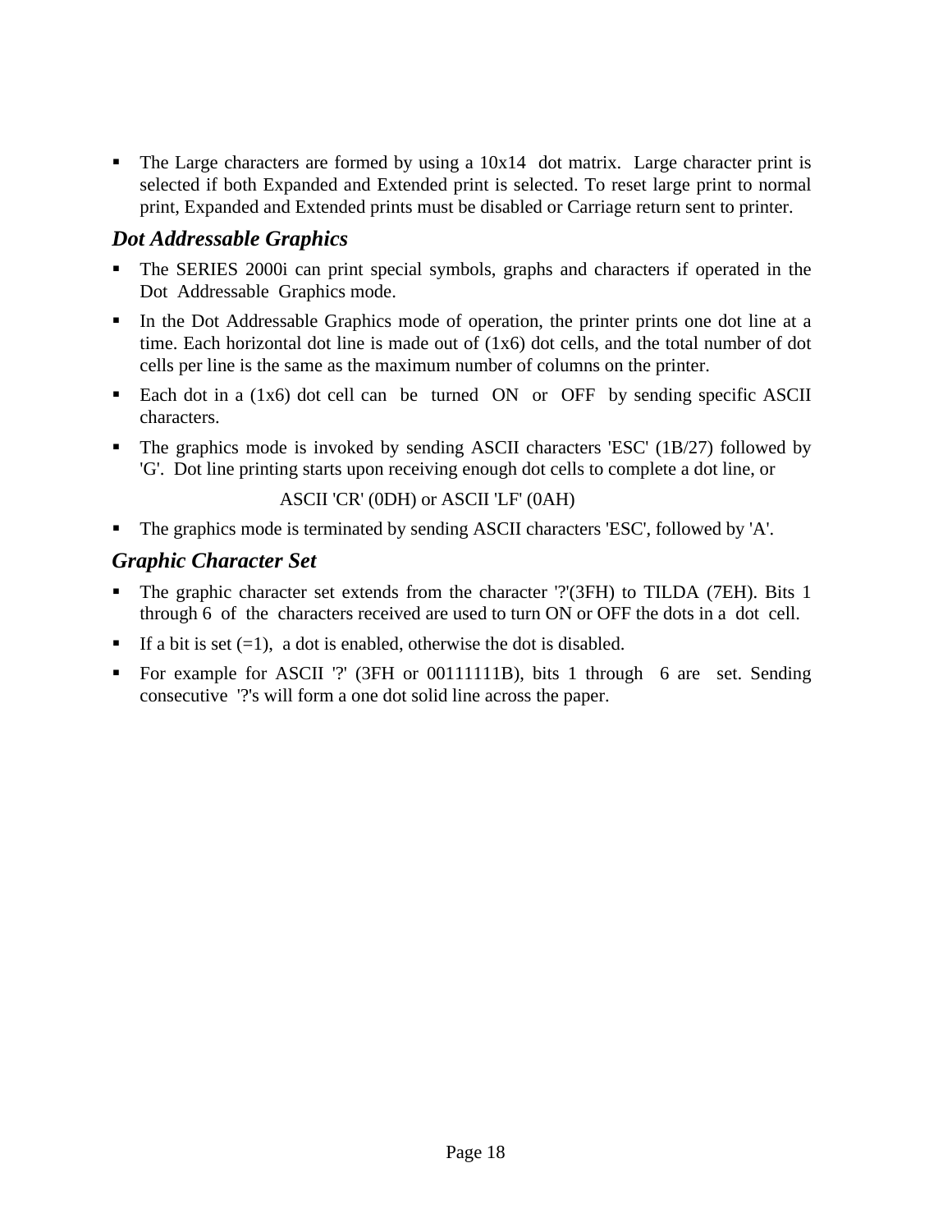- The Large characters are formed by using a 10x14 dot matrix. Large character print is selected if both Expanded and Extended print is selected. To reset large print to normal print, Expanded and Extended prints must be disabled or Carriage return sent to printer.

### *Dot Addressable Graphics*

- The SERIES 2000i can print special symbols, graphs and characters if operated in the Dot Addressable Graphics mode.
- In the Dot Addressable Graphics mode of operation, the printer prints one dot line at a time. Each horizontal dot line is made out of (1x6) dot cells, and the total number of dot cells per line is the same as the maximum number of columns on the printer.
- Each dot in a (1x6) dot cell can be turned ON or OFF by sending specific ASCII characters.
- The graphics mode is invoked by sending ASCII characters 'ESC' (1B/27) followed by 'G'. Dot line printing starts upon receiving enough dot cells to complete a dot line, or

  ASCII 'CR' (0DH) or ASCII 'LF' (0AH)
- The graphics mode is terminated by sending ASCII characters 'ESC', followed by 'A'.

### *Graphic Character Set*

- The graphic character set extends from the character '?'(3FH) to TILDA (7EH). Bits 1 through 6 of the characters received are used to turn ON or OFF the dots in a dot cell.
- If a bit is set (=1), a dot is enabled, otherwise the dot is disabled.
- For example for ASCII '?' (3FH or 00111111B), bits 1 through 6 are set. Sending consecutive '?'s will form a one dot solid line across the paper.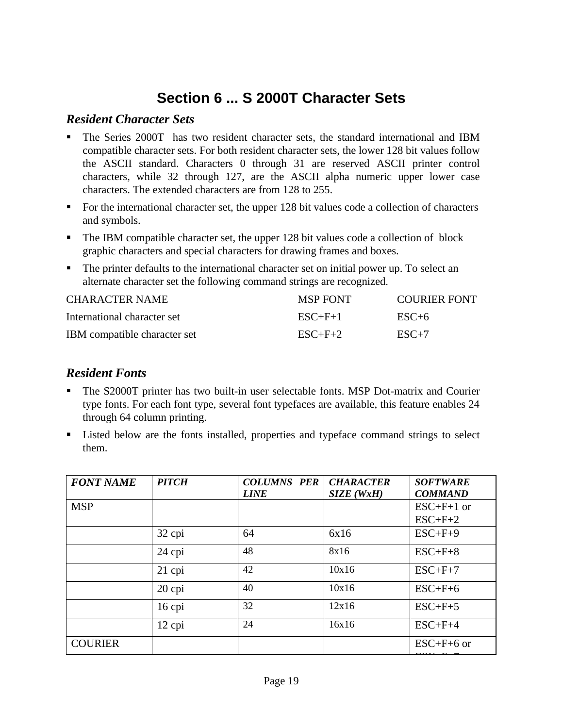# Section 6 ... S 2000T Character Sets

## *Resident Character Sets*

- The Series 2000T has two resident character sets, the standard international and IBM compatible character sets. For both resident character sets, the lower 128 bit values follow the ASCII standard. Characters 0 through 31 are reserved ASCII printer control characters, while 32 through 127, are the ASCII alpha numeric upper lower case characters. The extended characters are from 128 to 255.
- For the international character set, the upper 128 bit values code a collection of characters and symbols.
- The IBM compatible character set, the upper 128 bit values code a collection of block graphic characters and special characters for drawing frames and boxes.
- The printer defaults to the international character set on initial power up. To select an alternate character set the following command strings are recognized.

| CHARACTER NAME | MSP FONT | COURIER FONT |
|---|---|---|
| International character set | ESC+F+1 | ESC+6 |
| IBM compatible character set | ESC+F+2 | ESC+7 |

## *Resident Fonts*

- The S2000T printer has two built-in user selectable fonts. MSP Dot-matrix and Courier type fonts. For each font type, several font typefaces are available, this feature enables 24 through 64 column printing.
- Listed below are the fonts installed, properties and typeface command strings to select them.

| *FONT NAME* | *PITCH* | *COLUMNS PER LINE* | *CHARACTER SIZE (WxH)* | *SOFTWARE COMMAND* |
|---|---|---|---|---|
| MSP | | | | ESC+F+1 or ESC+F+2 |
| | 32 cpi | 64 | 6x16 | ESC+F+9 |
| | 24 cpi | 48 | 8x16 | ESC+F+8 |
| | 21 cpi | 42 | 10x16 | ESC+F+7 |
| | 20 cpi | 40 | 10x16 | ESC+F+6 |
| | 16 cpi | 32 | 12x16 | ESC+F+5 |
| | 12 cpi | 24 | 16x16 | ESC+F+4 |
| COURIER | | | | ESC+F+6 or |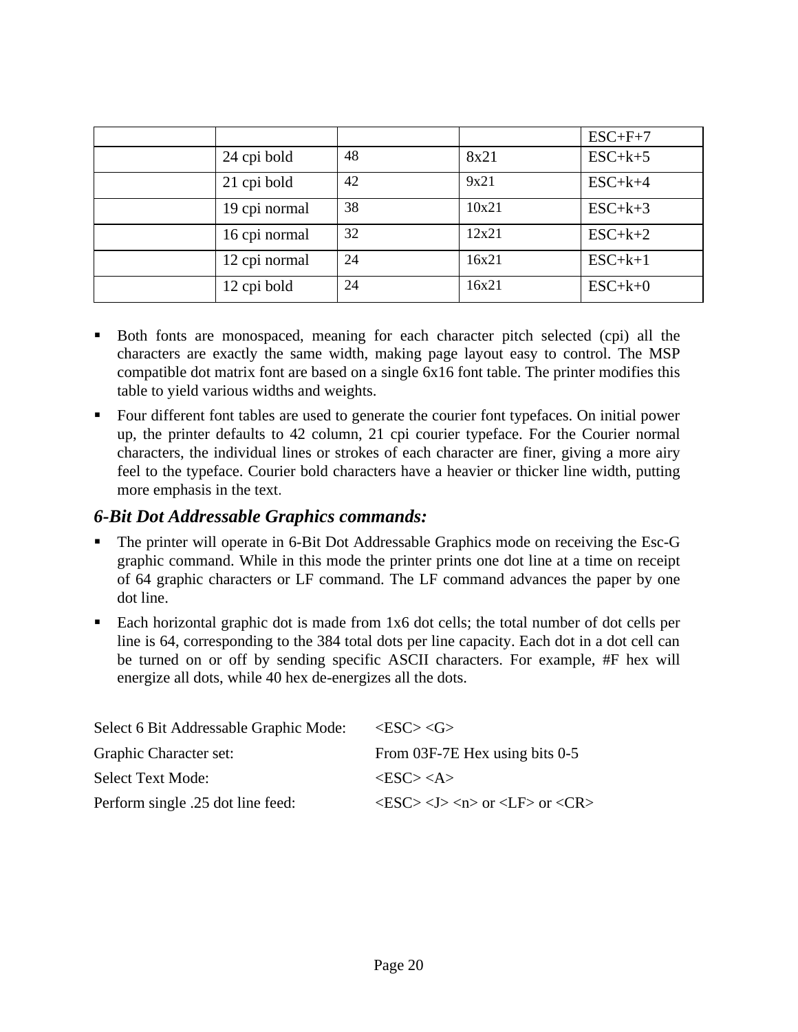| | | | | ESC+F+7 |
|---|---|---|---|---|
| | 24 cpi bold | 48 | 8x21 | ESC+k+5 |
| | 21 cpi bold | 42 | 9x21 | ESC+k+4 |
| | 19 cpi normal | 38 | 10x21 | ESC+k+3 |
| | 16 cpi normal | 32 | 12x21 | ESC+k+2 |
| | 12 cpi normal | 24 | 16x21 | ESC+k+1 |
| | 12 cpi bold | 24 | 16x21 | ESC+k+0 |

- Both fonts are monospaced, meaning for each character pitch selected (cpi) all the characters are exactly the same width, making page layout easy to control. The MSP compatible dot matrix font are based on a single 6x16 font table. The printer modifies this table to yield various widths and weights.
- Four different font tables are used to generate the courier font typefaces. On initial power up, the printer defaults to 42 column, 21 cpi courier typeface. For the Courier normal characters, the individual lines or strokes of each character are finer, giving a more airy feel to the typeface. Courier bold characters have a heavier or thicker line width, putting more emphasis in the text.

### *6-Bit Dot Addressable Graphics commands:*

- The printer will operate in 6-Bit Dot Addressable Graphics mode on receiving the Esc-G graphic command. While in this mode the printer prints one dot line at a time on receipt of 64 graphic characters or LF command. The LF command advances the paper by one dot line.
- Each horizontal graphic dot is made from 1x6 dot cells; the total number of dot cells per line is 64, corresponding to the 384 total dots per line capacity. Each dot in a dot cell can be turned on or off by sending specific ASCII characters. For example, #F hex will energize all dots, while 40 hex de-energizes all the dots.

| | |
|---|---|
| Select 6 Bit Addressable Graphic Mode: | <ESC> <G> |
| Graphic Character set: | From 03F-7E Hex using bits 0-5 |
| Select Text Mode: | <ESC> <A> |
| Perform single .25 dot line feed: | <ESC> <J> <n> or <LF> or <CR> |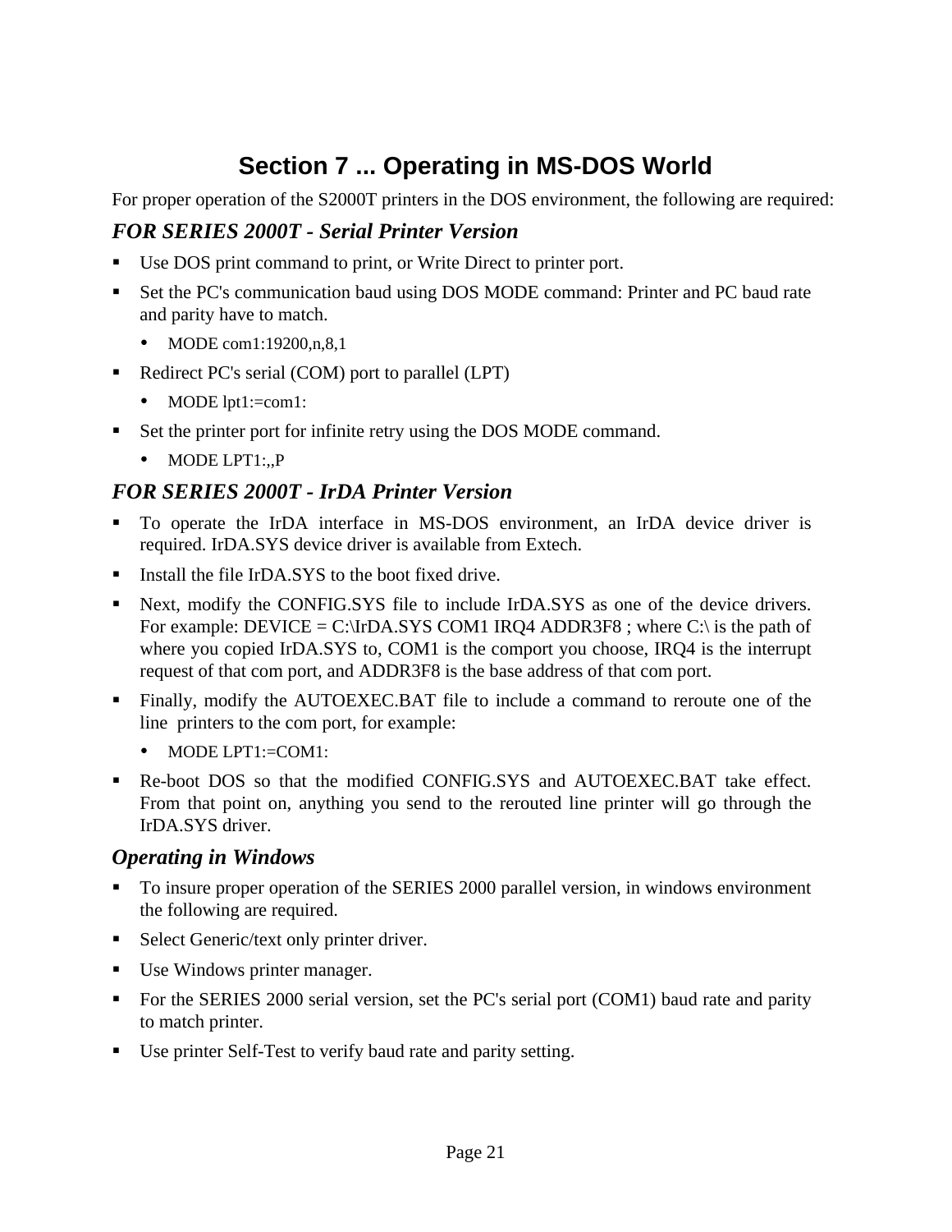# Section 7 ... Operating in MS-DOS World

For proper operation of the S2000T printers in the DOS environment, the following are required:

### *FOR SERIES 2000T - Serial Printer Version*

- Use DOS print command to print, or Write Direct to printer port.
- Set the PC's communication baud using DOS MODE command: Printer and PC baud rate and parity have to match.
  - MODE com1:19200,n,8,1
- Redirect PC's serial (COM) port to parallel (LPT)
  - MODE lpt1:=com1:
- Set the printer port for infinite retry using the DOS MODE command.
  - MODE LPT1:,,P

### *FOR SERIES 2000T - IrDA Printer Version*

- To operate the IrDA interface in MS-DOS environment, an IrDA device driver is required. IrDA.SYS device driver is available from Extech.
- Install the file IrDA.SYS to the boot fixed drive.
- Next, modify the CONFIG.SYS file to include IrDA.SYS as one of the device drivers. For example: DEVICE = C:\IrDA.SYS COM1 IRQ4 ADDR3F8 ; where C:\ is the path of where you copied IrDA.SYS to, COM1 is the comport you choose, IRQ4 is the interrupt request of that com port, and ADDR3F8 is the base address of that com port.
- Finally, modify the AUTOEXEC.BAT file to include a command to reroute one of the line printers to the com port, for example:
  - MODE LPT1:=COM1:
- Re-boot DOS so that the modified CONFIG.SYS and AUTOEXEC.BAT take effect. From that point on, anything you send to the rerouted line printer will go through the IrDA.SYS driver.

### *Operating in Windows*

- To insure proper operation of the SERIES 2000 parallel version, in windows environment the following are required.
- Select Generic/text only printer driver.
- Use Windows printer manager.
- For the SERIES 2000 serial version, set the PC's serial port (COM1) baud rate and parity to match printer.
- Use printer Self-Test to verify baud rate and parity setting.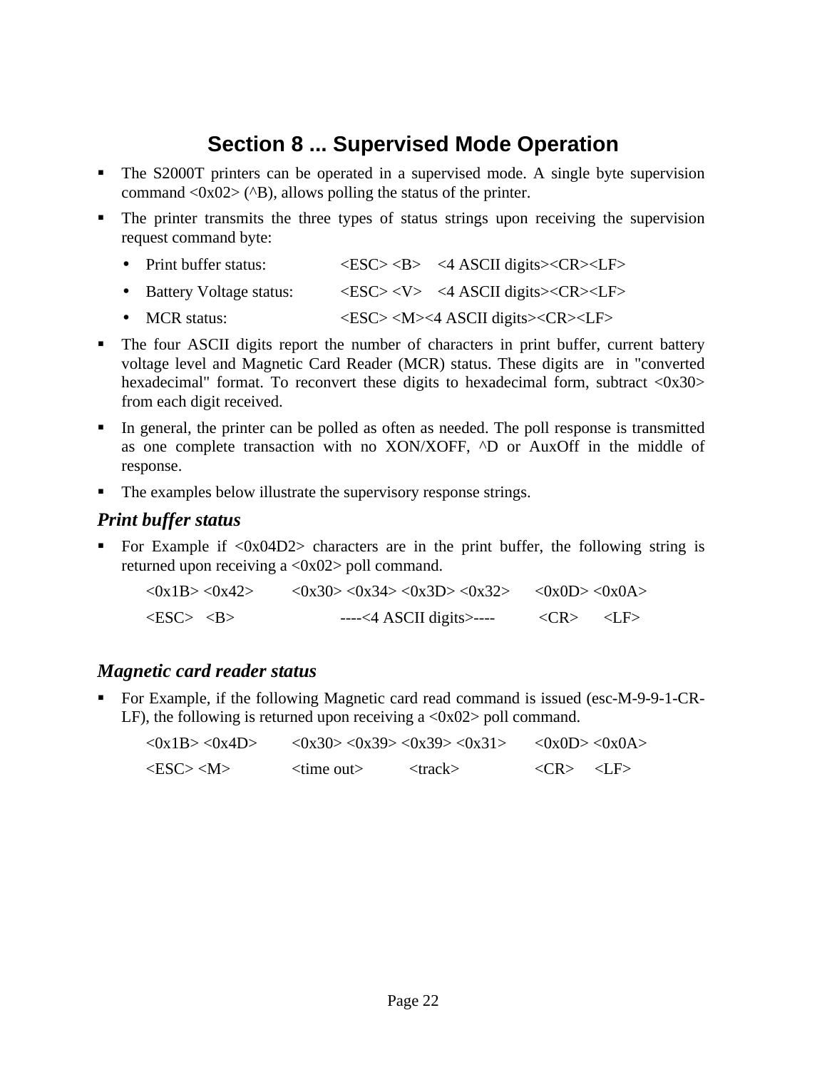# Section 8 ... Supervised Mode Operation

- The S2000T printers can be operated in a supervised mode. A single byte supervision command <0x02> (^B), allows polling the status of the printer.
- The printer transmits the three types of status strings upon receiving the supervision request command byte:
  - Print buffer status: <ESC> <B> <4 ASCII digits><CR><LF>
  - Battery Voltage status: <ESC> <V> <4 ASCII digits><CR><LF>
  - MCR status: <ESC> <M><4 ASCII digits><CR><LF>
- The four ASCII digits report the number of characters in print buffer, current battery voltage level and Magnetic Card Reader (MCR) status. These digits are in "converted hexadecimal" format. To reconvert these digits to hexadecimal form, subtract <0x30> from each digit received.
- In general, the printer can be polled as often as needed. The poll response is transmitted as one complete transaction with no XON/XOFF, ^D or AuxOff in the middle of response.
- The examples below illustrate the supervisory response strings.

### *Print buffer status*

- For Example if <0x04D2> characters are in the print buffer, the following string is returned upon receiving a <0x02> poll command.

```
<0x1B> <0x42>    <0x30> <0x34> <0x3D> <0x32>    <0x0D> <0x0A>
<ESC>  <B>          ----<4 ASCII digits>----     <CR>   <LF>
```

### *Magnetic card reader status*

- For Example, if the following Magnetic card read command is issued (esc-M-9-9-1-CR-LF), the following is returned upon receiving a <0x02> poll command.

```
<0x1B> <0x4D>    <0x30> <0x39> <0x39> <0x31>    <0x0D> <0x0A>
<ESC> <M>        <time out>    <track>          <CR>   <LF>
```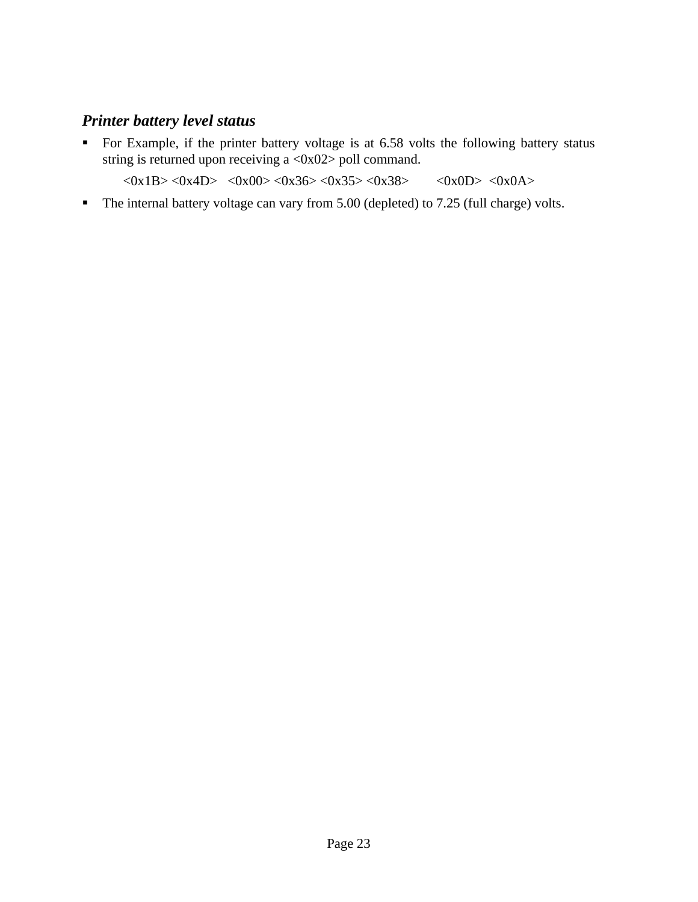### *Printer battery level status*

- For Example, if the printer battery voltage is at 6.58 volts the following battery status string is returned upon receiving a <0x02> poll command.

  <0x1B> <0x4D> <0x00> <0x36> <0x35> <0x38> <0x0D> <0x0A>

- The internal battery voltage can vary from 5.00 (depleted) to 7.25 (full charge) volts.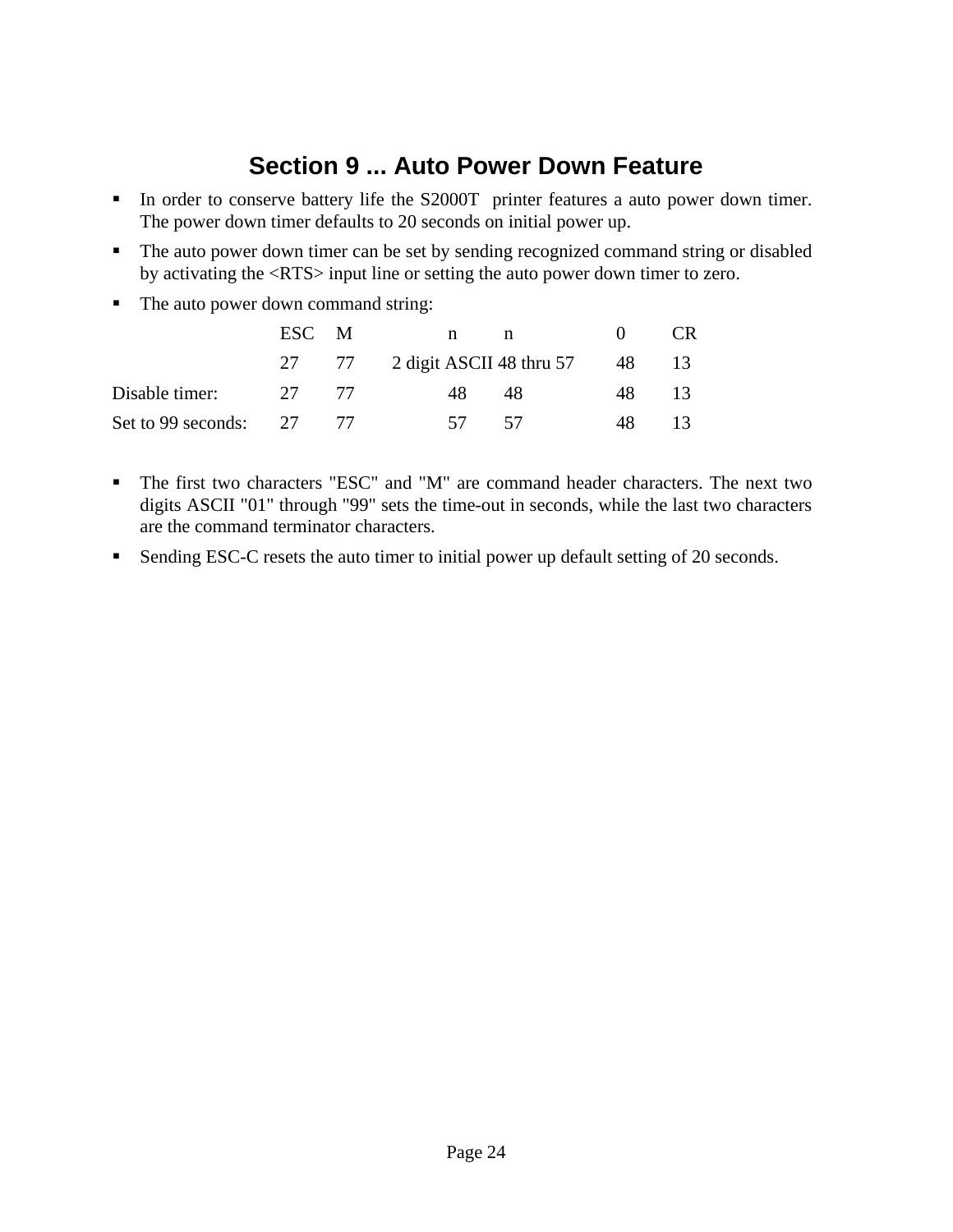# Section 9 ... Auto Power Down Feature

- In order to conserve battery life the S2000T printer features a auto power down timer. The power down timer defaults to 20 seconds on initial power up.
- The auto power down timer can be set by sending recognized command string or disabled by activating the <RTS> input line or setting the auto power down timer to zero.
- The auto power down command string:

| | ESC | M | n | n | 0 | CR |
|---|---|---|---|---|---|---|
| | 27 | 77 | 2 digit ASCII 48 thru 57 | | 48 | 13 |
| Disable timer: | 27 | 77 | 48 | 48 | 48 | 13 |
| Set to 99 seconds: | 27 | 77 | 57 | 57 | 48 | 13 |

- The first two characters "ESC" and "M" are command header characters. The next two digits ASCII "01" through "99" sets the time-out in seconds, while the last two characters are the command terminator characters.
- Sending ESC-C resets the auto timer to initial power up default setting of 20 seconds.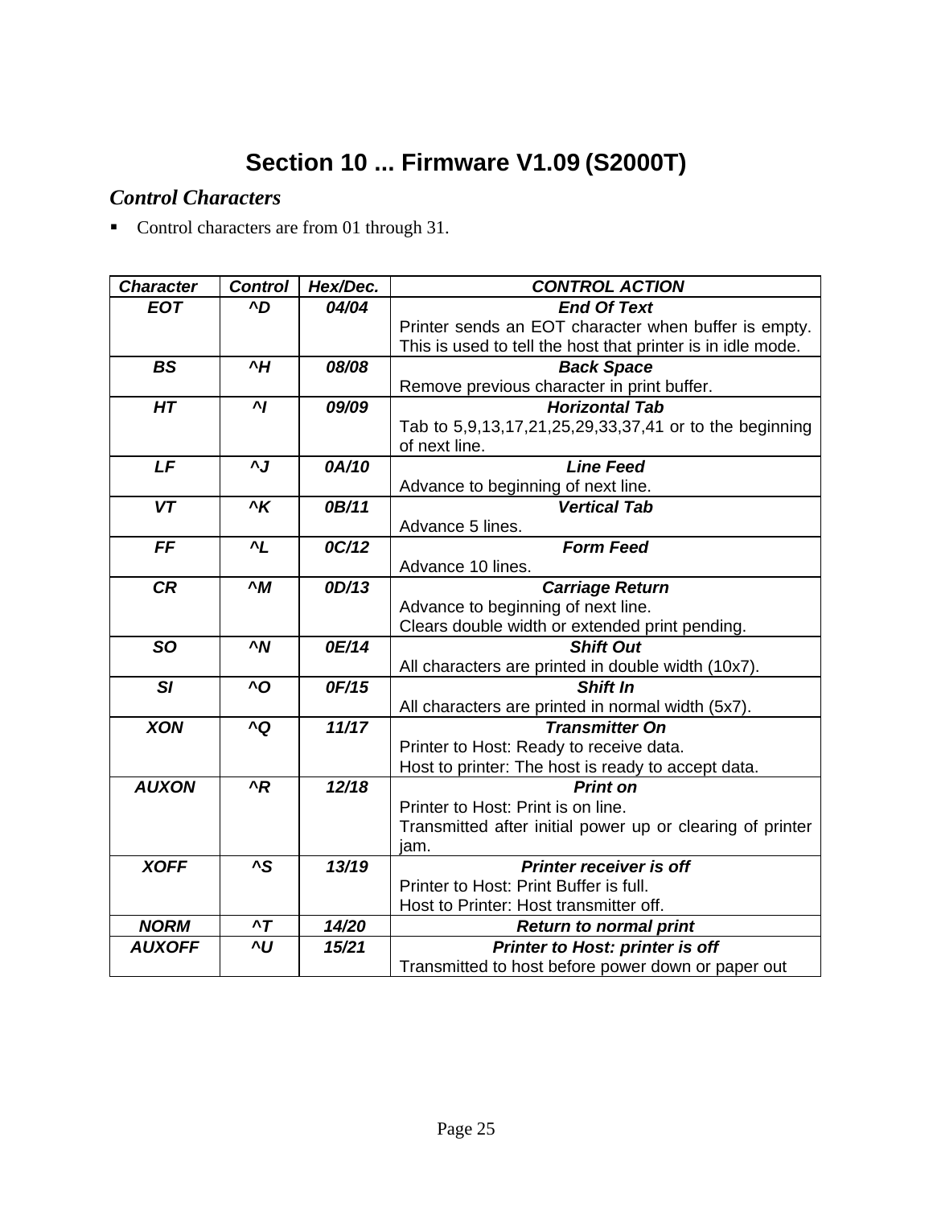# Section 10 ... Firmware V1.09 (S2000T)

## *Control Characters*

- Control characters are from 01 through 31.

| *Character* | *Control* | *Hex/Dec.* | *CONTROL ACTION* |
|---|---|---|---|
| *EOT* | *^D* | *04/04* | ***End Of Text*** Printer sends an EOT character when buffer is empty. This is used to tell the host that printer is in idle mode. |
| *BS* | *^H* | *08/08* | ***Back Space*** Remove previous character in print buffer. |
| *HT* | *^I* | *09/09* | ***Horizontal Tab*** Tab to 5,9,13,17,21,25,29,33,37,41 or to the beginning of next line. |
| *LF* | *^J* | *0A/10* | ***Line Feed*** Advance to beginning of next line. |
| *VT* | *^K* | *0B/11* | ***Vertical Tab*** Advance 5 lines. |
| *FF* | *^L* | *0C/12* | ***Form Feed*** Advance 10 lines. |
| *CR* | *^M* | *0D/13* | ***Carriage Return*** Advance to beginning of next line. Clears double width or extended print pending. |
| *SO* | *^N* | *0E/14* | ***Shift Out*** All characters are printed in double width (10x7). |
| *SI* | *^O* | *0F/15* | ***Shift In*** All characters are printed in normal width (5x7). |
| *XON* | *^Q* | *11/17* | ***Transmitter On*** Printer to Host: Ready to receive data. Host to printer: The host is ready to accept data. |
| *AUXON* | *^R* | *12/18* | ***Print on*** Printer to Host: Print is on line. Transmitted after initial power up or clearing of printer jam. |
| *XOFF* | *^S* | *13/19* | ***Printer receiver is off*** Printer to Host: Print Buffer is full. Host to Printer: Host transmitter off. |
| *NORM* | *^T* | *14/20* | ***Return to normal print*** |
| *AUXOFF* | *^U* | *15/21* | ***Printer to Host: printer is off*** Transmitted to host before power down or paper out |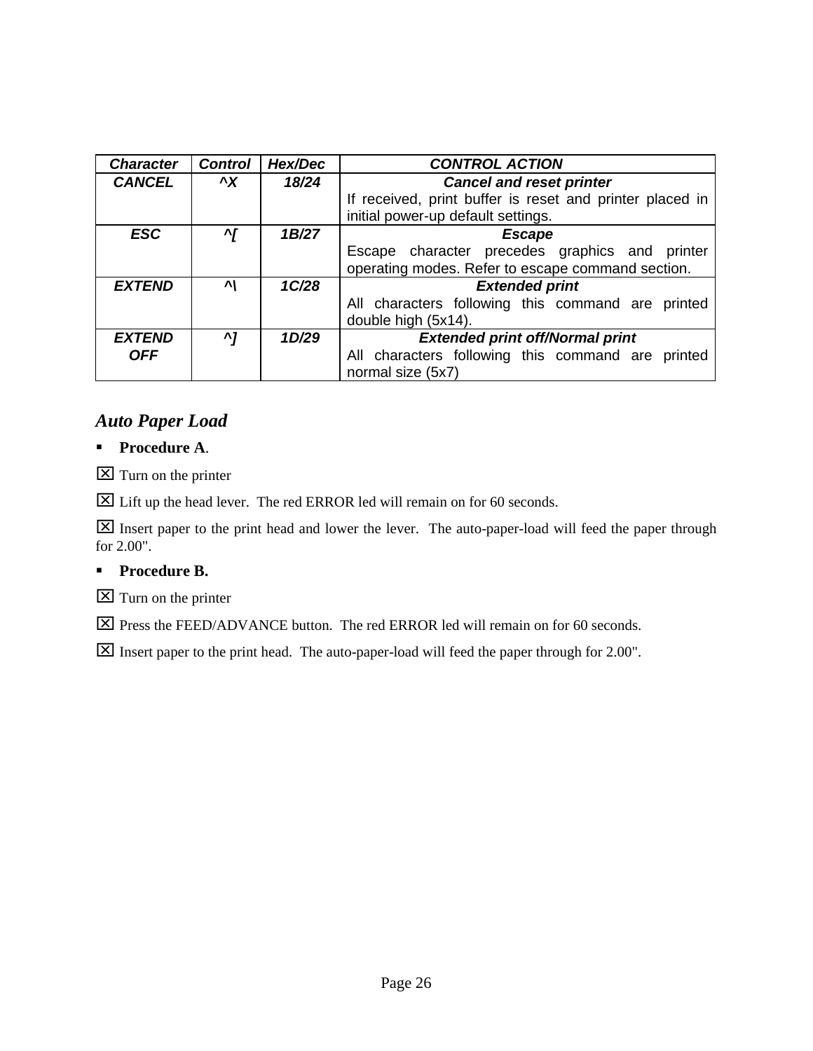| *Character* | *Control* | *Hex/Dec* | *CONTROL ACTION* |
|---|---|---|---|
| *CANCEL* | *^X* | *18/24* | ***Cancel and reset printer*** If received, print buffer is reset and printer placed in initial power-up default settings. |
| *ESC* | *^[* | *1B/27* | ***Escape*** Escape character precedes graphics and printer operating modes. Refer to escape command section. |
| *EXTEND* | *^\* | *1C/28* | ***Extended print*** All characters following this command are printed double high (5x14). |
| *EXTEND OFF* | *^]* | *1D/29* | ***Extended print off/Normal print*** All characters following this command are printed normal size (5x7) |

## *Auto Paper Load*

- **Procedure A**.

☒ Turn on the printer

☒ Lift up the head lever. The red ERROR led will remain on for 60 seconds.

☒ Insert paper to the print head and lower the lever. The auto-paper-load will feed the paper through for 2.00".

- **Procedure B.**

☒ Turn on the printer

☒ Press the FEED/ADVANCE button. The red ERROR led will remain on for 60 seconds.

☒ Insert paper to the print head. The auto-paper-load will feed the paper through for 2.00".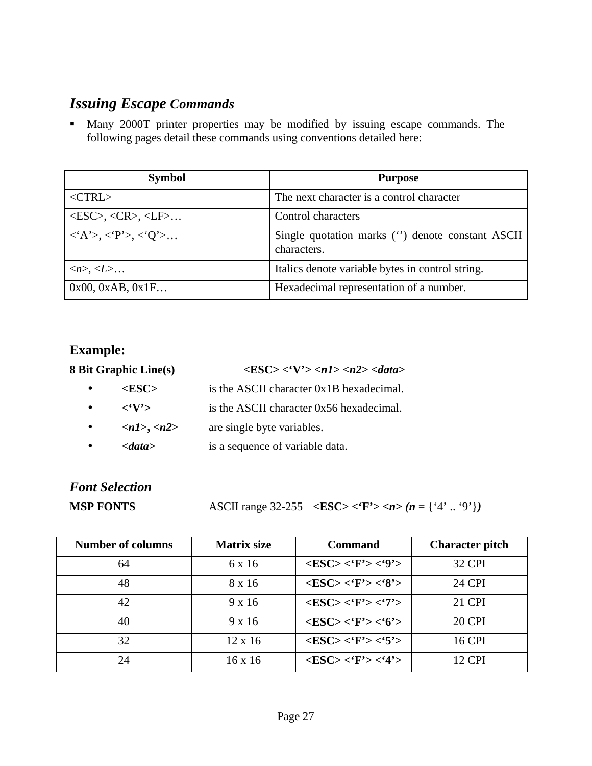## *Issuing Escape Commands*

- Many 2000T printer properties may be modified by issuing escape commands. The following pages detail these commands using conventions detailed here:

| Symbol | Purpose |
|---|---|
| <CTRL> | The next character is a control character |
| <ESC>, <CR>, <LF>… | Control characters |
| <'A'>, <'P'>, <'Q'>… | Single quotation marks ('') denote constant ASCII characters. |
| <*n*>, <*L*>… | Italics denote variable bytes in control string. |
| 0x00, 0xAB, 0x1F… | Hexadecimal representation of a number. |

### Example:

**8 Bit Graphic Line(s)** **<ESC> <'V'> <*n1*> <*n2*> <*data*>**

- **<ESC>** is the ASCII character 0x1B hexadecimal.
- **<'V'>** is the ASCII character 0x56 hexadecimal.
- ***<n1>, <n2>*** are single byte variables.
- ***<data>*** is a sequence of variable data.

## *Font Selection*

**MSP FONTS** ASCII range 32-255 **<ESC> <'F'> <*n*> *(n*** = {'4' .. '9'}***)***

| Number of columns | Matrix size | Command | Character pitch |
|---|---|---|---|
| 64 | 6 x 16 | **<ESC> <'F'> <'9'>** | 32 CPI |
| 48 | 8 x 16 | **<ESC> <'F'> <'8'>** | 24 CPI |
| 42 | 9 x 16 | **<ESC> <'F'> <'7'>** | 21 CPI |
| 40 | 9 x 16 | **<ESC> <'F'> <'6'>** | 20 CPI |
| 32 | 12 x 16 | **<ESC> <'F'> <'5'>** | 16 CPI |
| 24 | 16 x 16 | **<ESC> <'F'> <'4'>** | 12 CPI |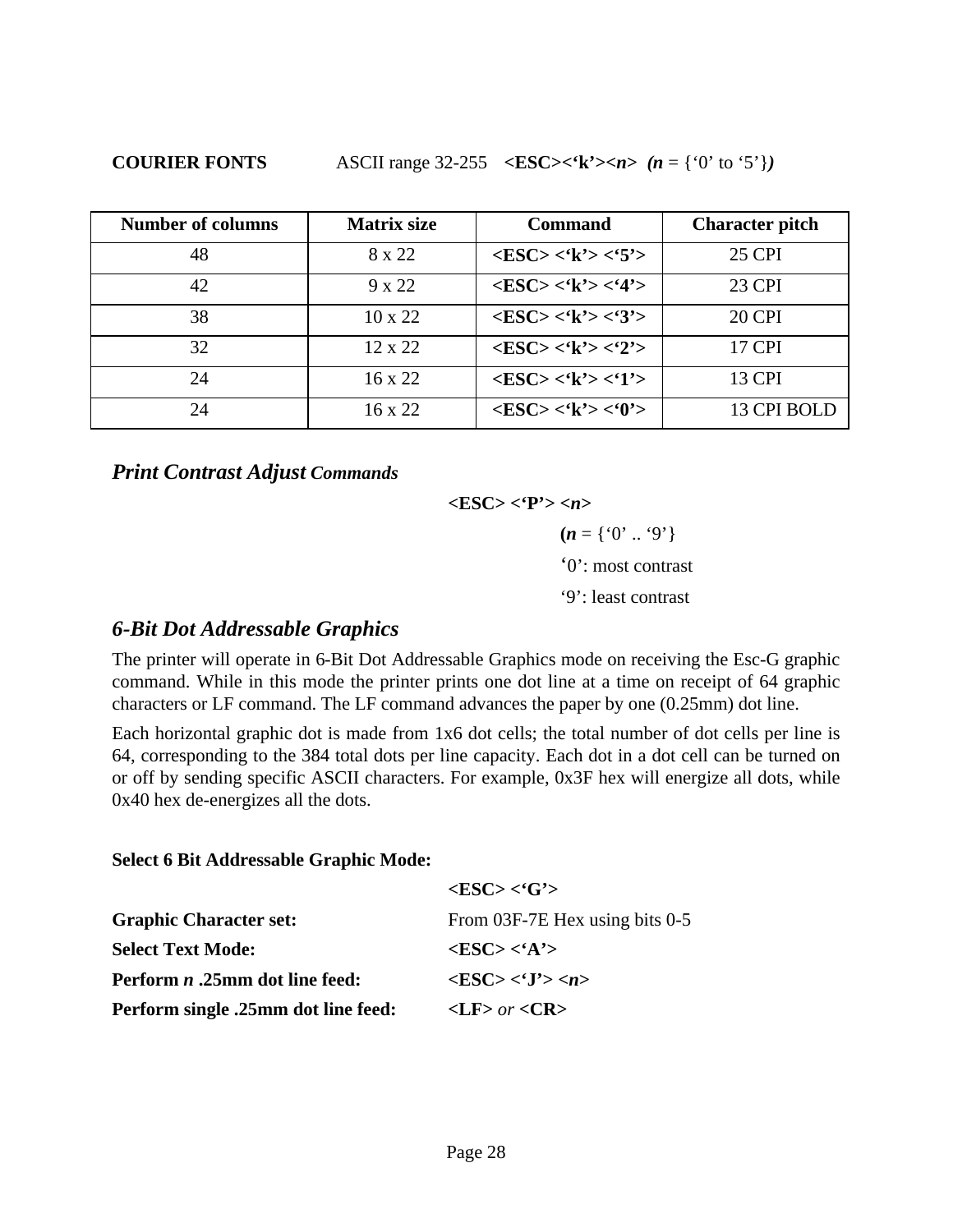**COURIER FONTS** ASCII range 32-255 **<ESC><'k'><*n*>** ***(n*** = {'0' to '5'}***)***

| Number of columns | Matrix size | Command | Character pitch |
|---|---|---|---|
| 48 | 8 x 22 | **<ESC> <'k'> <'5'>** | 25 CPI |
| 42 | 9 x 22 | **<ESC> <'k'> <'4'>** | 23 CPI |
| 38 | 10 x 22 | **<ESC> <'k'> <'3'>** | 20 CPI |
| 32 | 12 x 22 | **<ESC> <'k'> <'2'>** | 17 CPI |
| 24 | 16 x 22 | **<ESC> <'k'> <'1'>** | 13 CPI |
| 24 | 16 x 22 | **<ESC> <'k'> <'0'>** | 13 CPI BOLD |

## *Print Contrast Adjust Commands*

**<ESC> <'P'> <*n*>**

**(*n*** = {'0' .. '9'}

'0': most contrast

'9': least contrast

## *6-Bit Dot Addressable Graphics*

The printer will operate in 6-Bit Dot Addressable Graphics mode on receiving the Esc-G graphic command. While in this mode the printer prints one dot line at a time on receipt of 64 graphic characters or LF command. The LF command advances the paper by one (0.25mm) dot line.

Each horizontal graphic dot is made from 1x6 dot cells; the total number of dot cells per line is 64, corresponding to the 384 total dots per line capacity. Each dot in a dot cell can be turned on or off by sending specific ASCII characters. For example, 0x3F hex will energize all dots, while 0x40 hex de-energizes all the dots.

**Select 6 Bit Addressable Graphic Mode:**

**<ESC> <'G'>**

**Graphic Character set:** From 03F-7E Hex using bits 0-5

**Select Text Mode:** **<ESC> <'A'>**

**Perform *n* .25mm dot line feed:** **<ESC> <'J'> <*n*>**

**Perform single .25mm dot line feed:** **<LF>** *or* **<CR>**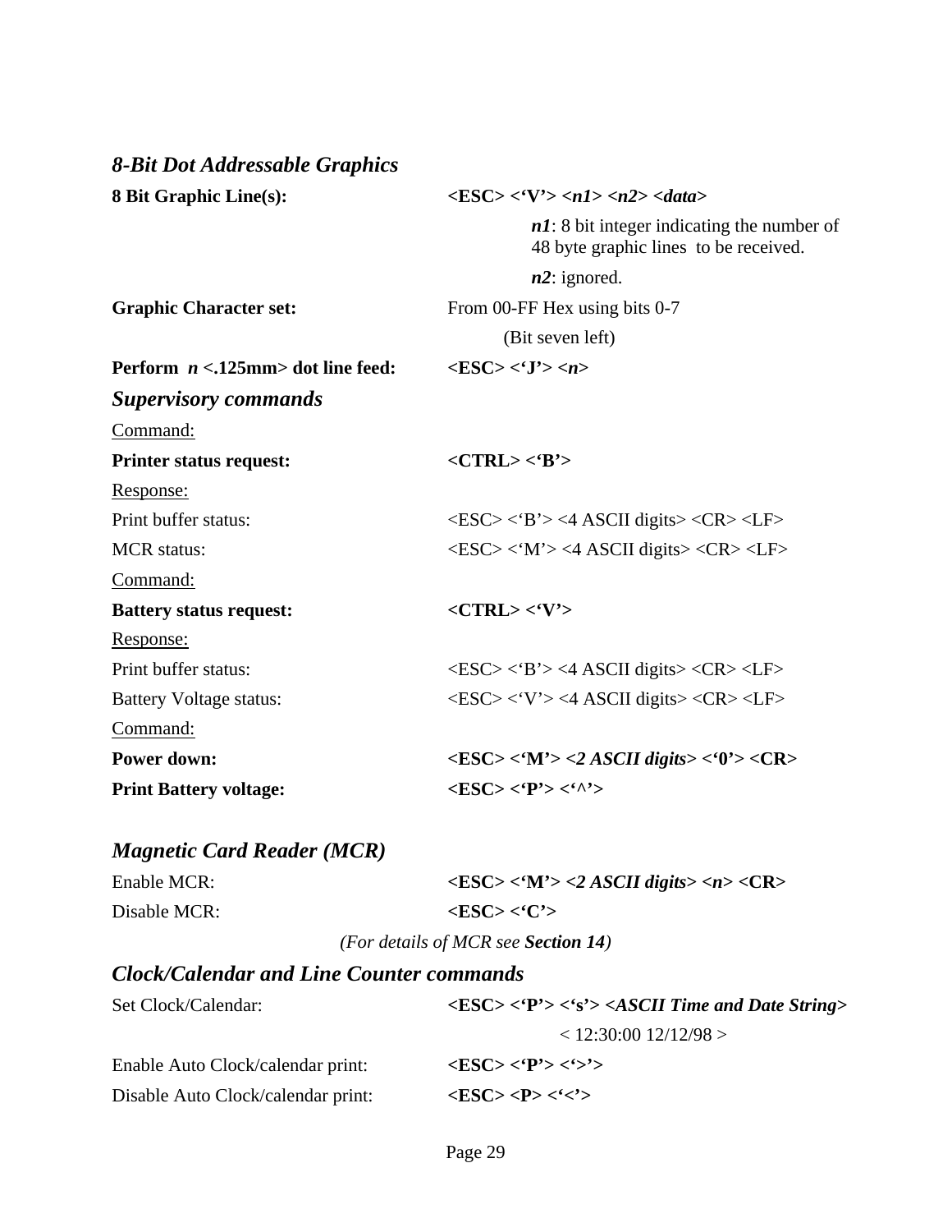### *8-Bit Dot Addressable Graphics*

**8 Bit Graphic Line(s):** **<ESC> <'V'> *<n1> <n2> <data>***

> ***n1***: 8 bit integer indicating the number of 48 byte graphic lines to be received.
>
> ***n2***: ignored.

**Graphic Character set:** From 00-FF Hex using bits 0-7 (Bit seven left)

**Perform *n* <.125mm> dot line feed:** **<ESC> <'J'> *<n>***

### *Supervisory commands*

<u>Command:</u>

**Printer status request:** **<CTRL> <'B'>**

<u>Response:</u>

Print buffer status: <ESC> <'B'> <4 ASCII digits> <CR> <LF>

MCR status: <ESC> <'M'> <4 ASCII digits> <CR> <LF>

<u>Command:</u>

**Battery status request:** **<CTRL> <'V'>**

<u>Response:</u>

Print buffer status: <ESC> <'B'> <4 ASCII digits> <CR> <LF>

Battery Voltage status: <ESC> <'V'> <4 ASCII digits> <CR> <LF>

<u>Command:</u>

**Power down:** **<ESC> <'M'> *<2 ASCII digits>* <'0'> <CR>**

**Print Battery voltage:** **<ESC> <'P'> <'^'>**

### *Magnetic Card Reader (MCR)*

Enable MCR: **<ESC> <'M'> *<2 ASCII digits>* *<n>* <CR>**

Disable MCR: **<ESC> <'C'>**

*(For details of MCR see **Section 14**)*

### *Clock/Calendar and Line Counter commands*

Set Clock/Calendar: **<ESC> <'P'> <'s'> *<ASCII Time and Date String>***

< 12:30:00 12/12/98 >

Enable Auto Clock/calendar print: **<ESC> <'P'> <'>'>**

Disable Auto Clock/calendar print: **<ESC> <P> <'<'>**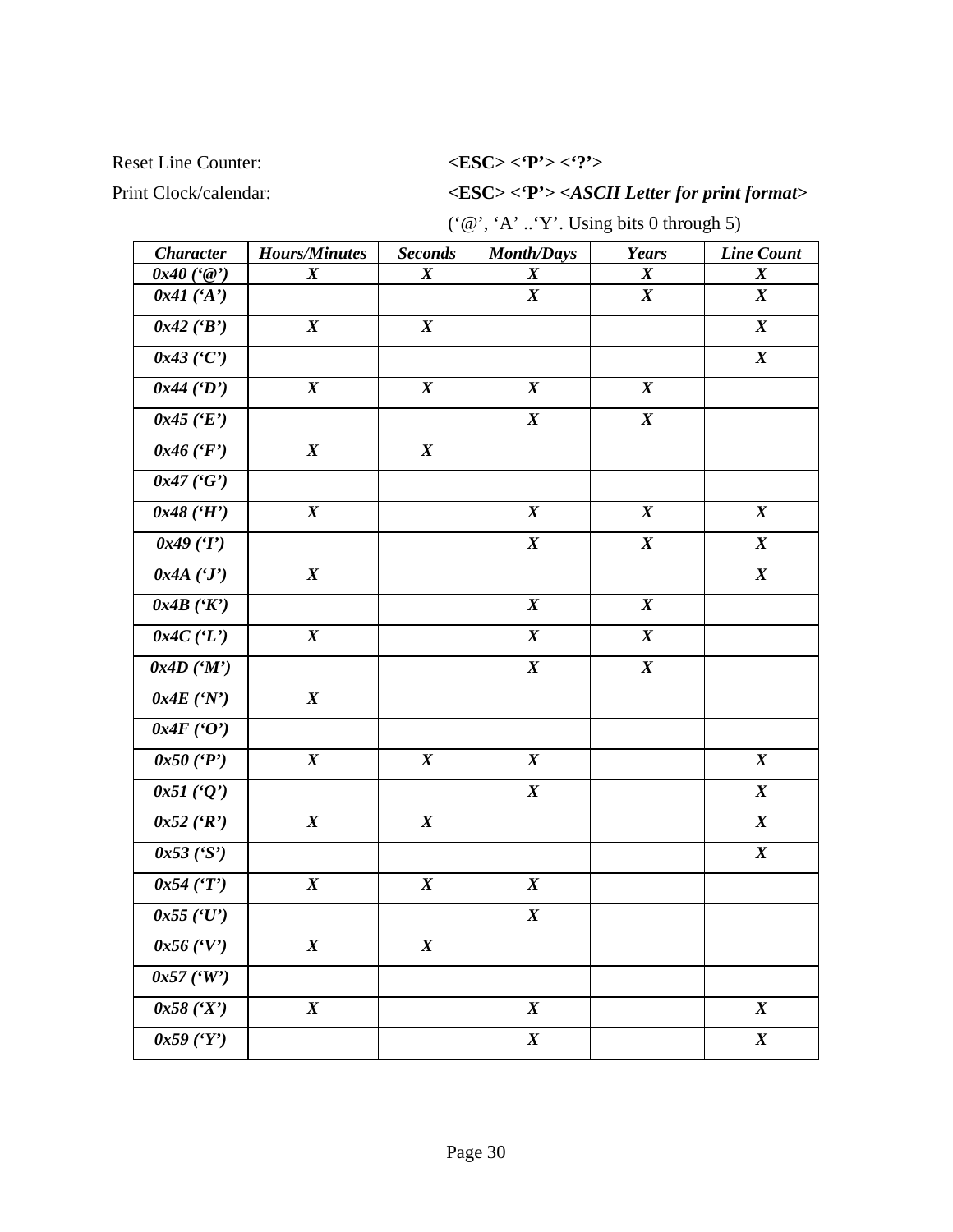Reset Line Counter: **<ESC> <'P'> <'?'>**

Print Clock/calendar: **<ESC> <'P'> *<ASCII Letter for print format>***

('@', 'A' ..'Y'. Using bits 0 through 5)

| *Character* | *Hours/Minutes* | *Seconds* | *Month/Days* | *Years* | *Line Count* |
|---|---|---|---|---|---|
| *0x40 ('@')* | *X* | *X* | *X* | *X* | *X* |
| *0x41 ('A')* | | | *X* | *X* | *X* |
| *0x42 ('B')* | *X* | *X* | | | *X* |
| *0x43 ('C')* | | | | | *X* |
| *0x44 ('D')* | *X* | *X* | *X* | *X* | |
| *0x45 ('E')* | | | *X* | *X* | |
| *0x46 ('F')* | *X* | *X* | | | |
| *0x47 ('G')* | | | | | |
| *0x48 ('H')* | *X* | | *X* | *X* | *X* |
| *0x49 ('I')* | | | *X* | *X* | *X* |
| *0x4A ('J')* | *X* | | | | *X* |
| *0x4B ('K')* | | | *X* | *X* | |
| *0x4C ('L')* | *X* | | *X* | *X* | |
| *0x4D ('M')* | | | *X* | *X* | |
| *0x4E ('N')* | *X* | | | | |
| *0x4F ('O')* | | | | | |
| *0x50 ('P')* | *X* | *X* | *X* | | *X* |
| *0x51 ('Q')* | | | *X* | | *X* |
| *0x52 ('R')* | *X* | *X* | | | *X* |
| *0x53 ('S')* | | | | | *X* |
| *0x54 ('T')* | *X* | *X* | *X* | | |
| *0x55 ('U')* | | | *X* | | |
| *0x56 ('V')* | *X* | *X* | | | |
| *0x57 ('W')* | | | | | |
| *0x58 ('X')* | *X* | | *X* | | *X* |
| *0x59 ('Y')* | | | *X* | | *X* |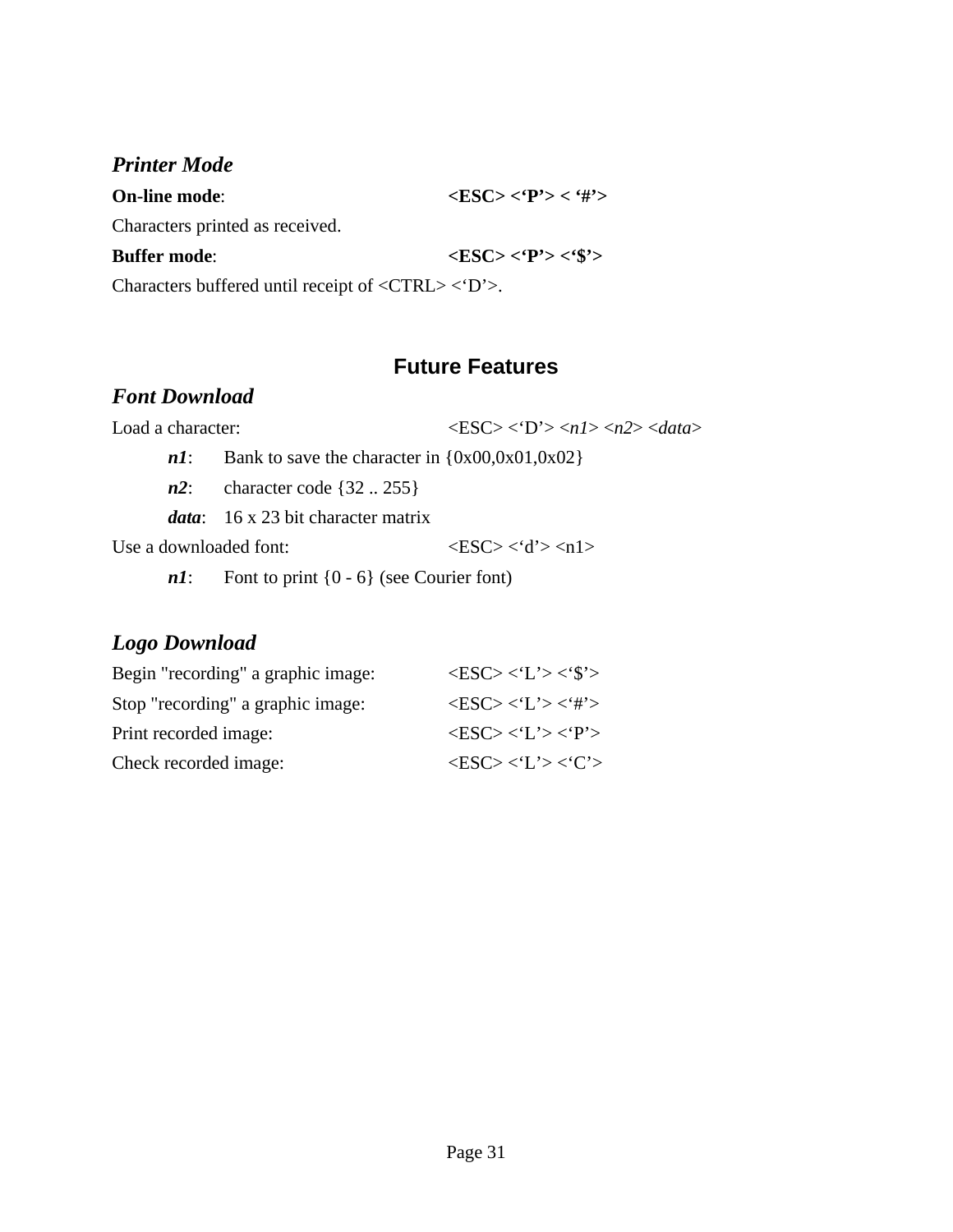### *Printer Mode*

**On-line mode**: **<ESC> <'P'> < '#'>**

Characters printed as received.

**Buffer mode**: **<ESC> <'P'> <'$'>**

Characters buffered until receipt of <CTRL> <'D'>.

## Future Features

### *Font Download*

Load a character: <ESC> <'D'> <*n1*> <*n2*> <*data*>

- ***n1***: Bank to save the character in {0x00,0x01,0x02}
- ***n2***: character code {32 .. 255}
- ***data***: 16 x 23 bit character matrix

Use a downloaded font: <ESC> <'d'> <n1>

- ***n1***: Font to print {0 - 6} (see Courier font)

### *Logo Download*

Begin "recording" a graphic image: <ESC> <'L'> <'$'>

Stop "recording" a graphic image: <ESC> <'L'> <'#'>

Print recorded image: <ESC> <'L'> <'P'>

Check recorded image: <ESC> <'L'> <'C'>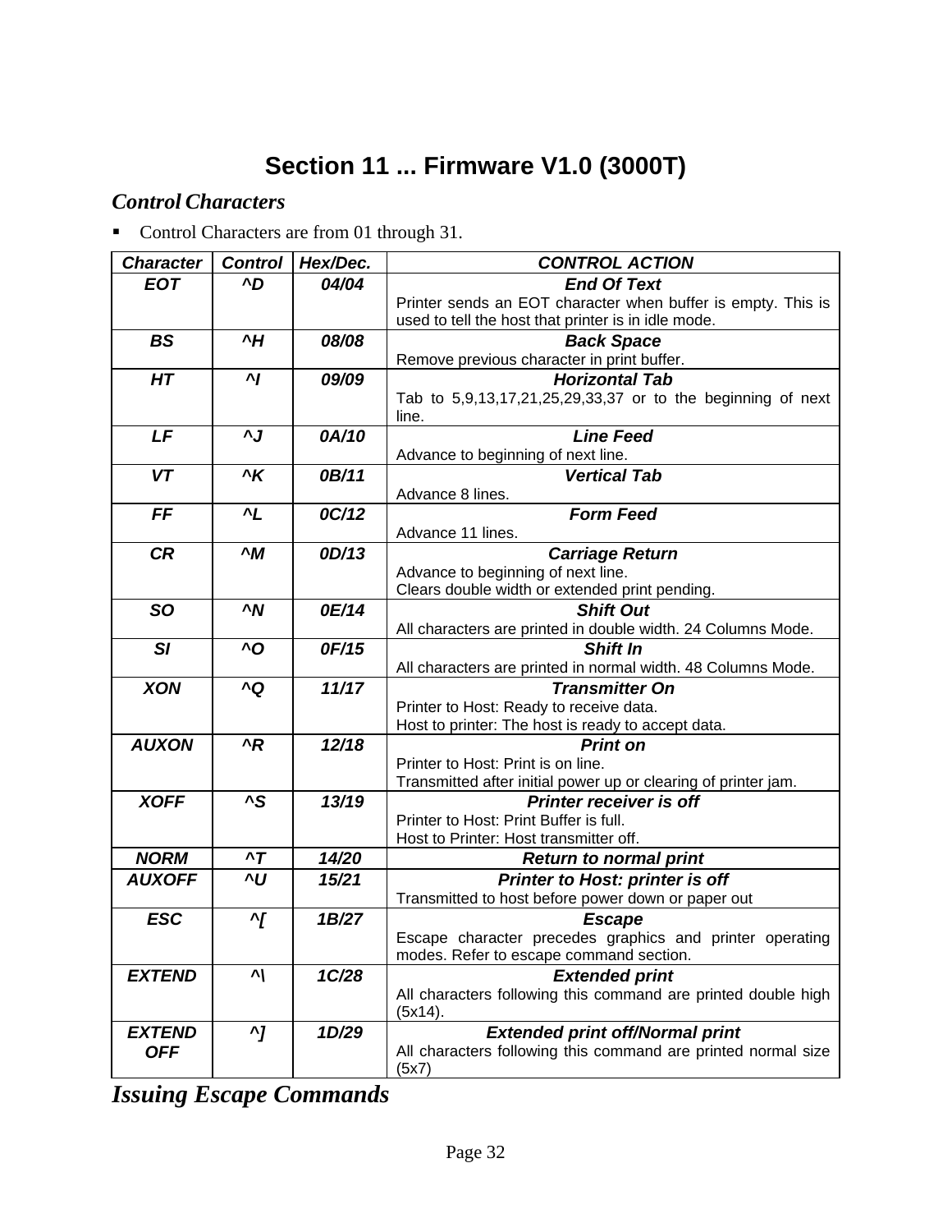# Section 11 ... Firmware V1.0 (3000T)

## *Control Characters*

- Control Characters are from 01 through 31.

| Character | Control | Hex/Dec. | CONTROL ACTION |
|---|---|---|---|
| EOT | ^D | 04/04 | **End Of Text** Printer sends an EOT character when buffer is empty. This is used to tell the host that printer is in idle mode. |
| BS | ^H | 08/08 | **Back Space** Remove previous character in print buffer. |
| HT | ^I | 09/09 | **Horizontal Tab** Tab to 5,9,13,17,21,25,29,33,37 or to the beginning of next line. |
| LF | ^J | 0A/10 | **Line Feed** Advance to beginning of next line. |
| VT | ^K | 0B/11 | **Vertical Tab** Advance 8 lines. |
| FF | ^L | 0C/12 | **Form Feed** Advance 11 lines. |
| CR | ^M | 0D/13 | **Carriage Return** Advance to beginning of next line. Clears double width or extended print pending. |
| SO | ^N | 0E/14 | **Shift Out** All characters are printed in double width. 24 Columns Mode. |
| SI | ^O | 0F/15 | **Shift In** All characters are printed in normal width. 48 Columns Mode. |
| XON | ^Q | 11/17 | **Transmitter On** Printer to Host: Ready to receive data. Host to printer: The host is ready to accept data. |
| AUXON | ^R | 12/18 | **Print on** Printer to Host: Print is on line. Transmitted after initial power up or clearing of printer jam. |
| XOFF | ^S | 13/19 | **Printer receiver is off** Printer to Host: Print Buffer is full. Host to Printer: Host transmitter off. |
| NORM | ^T | 14/20 | **Return to normal print** |
| AUXOFF | ^U | 15/21 | **Printer to Host: printer is off** Transmitted to host before power down or paper out |
| ESC | ^[ | 1B/27 | **Escape** Escape character precedes graphics and printer operating modes. Refer to escape command section. |
| EXTEND | ^\ | 1C/28 | **Extended print** All characters following this command are printed double high (5x14). |
| EXTEND OFF | ^] | 1D/29 | **Extended print off/Normal print** All characters following this command are printed normal size (5x7) |

## *Issuing Escape Commands*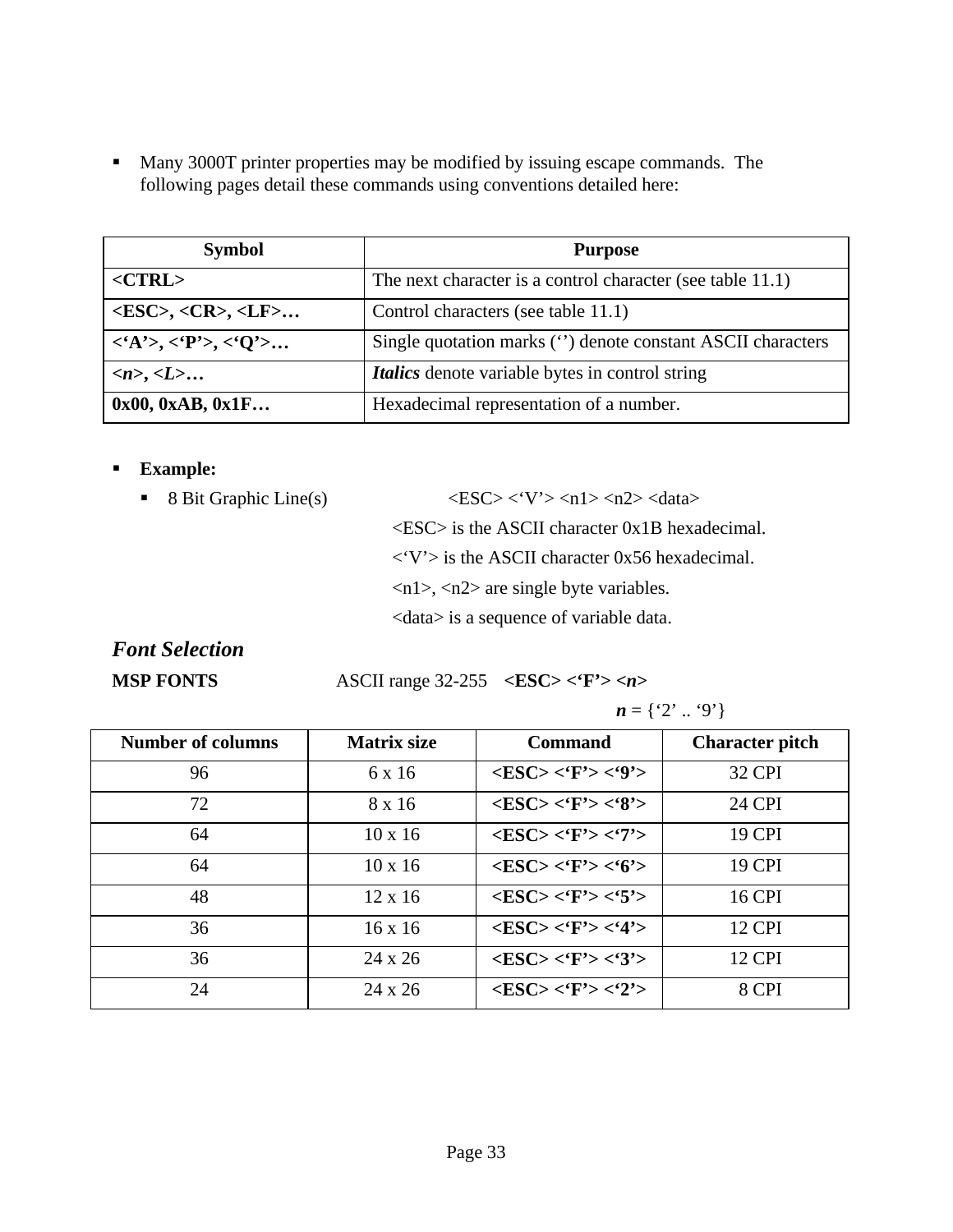- Many 3000T printer properties may be modified by issuing escape commands. The following pages detail these commands using conventions detailed here:

| Symbol | Purpose |
|---|---|
| **<CTRL>** | The next character is a control character (see table 11.1) |
| **<ESC>, <CR>, <LF>…** | Control characters (see table 11.1) |
| **<'A'>, <'P'>, <'Q'>…** | Single quotation marks ('') denote constant ASCII characters |
| ***<n>, <L>…*** | ***Italics*** denote variable bytes in control string |
| **0x00, 0xAB, 0x1F…** | Hexadecimal representation of a number. |

- **Example:**
  - 8 Bit Graphic Line(s) <ESC> <'V'> <n1> <n2> <data>

    <ESC> is the ASCII character 0x1B hexadecimal.

    <'V'> is the ASCII character 0x56 hexadecimal.

    <n1>, <n2> are single byte variables.

    <data> is a sequence of variable data.

## *Font Selection*

**MSP FONTS** ASCII range 32-255 **<ESC> <'F'> <*n*>**

***n*** = {'2' .. '9'}

| Number of columns | Matrix size | Command | Character pitch |
|---|---|---|---|
| 96 | 6 x 16 | **<ESC> <'F'> <'9'>** | 32 CPI |
| 72 | 8 x 16 | **<ESC> <'F'> <'8'>** | 24 CPI |
| 64 | 10 x 16 | **<ESC> <'F'> <'7'>** | 19 CPI |
| 64 | 10 x 16 | **<ESC> <'F'> <'6'>** | 19 CPI |
| 48 | 12 x 16 | **<ESC> <'F'> <'5'>** | 16 CPI |
| 36 | 16 x 16 | **<ESC> <'F'> <'4'>** | 12 CPI |
| 36 | 24 x 26 | **<ESC> <'F'> <'3'>** | 12 CPI |
| 24 | 24 x 26 | **<ESC> <'F'> <'2'>** | 8 CPI |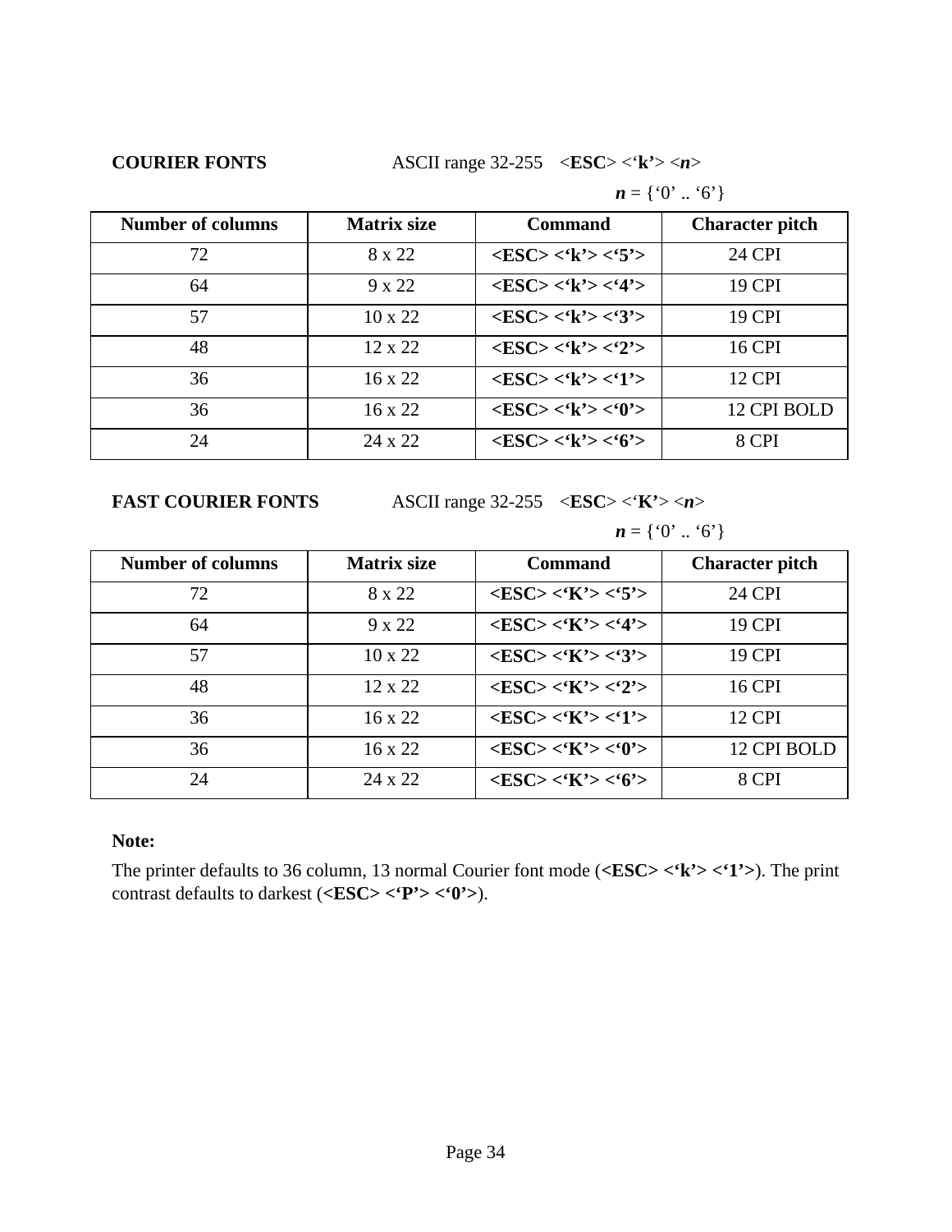**COURIER FONTS** ASCII range 32-255 <**ESC**> <‘**k’**> <***n***>

***n*** = {‘0’ .. ‘6’}

| Number of columns | Matrix size | Command | Character pitch |
|---|---|---|---|
| 72 | 8 x 22 | **<ESC> <‘k’> <‘5’>** | 24 CPI |
| 64 | 9 x 22 | **<ESC> <‘k’> <‘4’>** | 19 CPI |
| 57 | 10 x 22 | **<ESC> <‘k’> <‘3’>** | 19 CPI |
| 48 | 12 x 22 | **<ESC> <‘k’> <‘2’>** | 16 CPI |
| 36 | 16 x 22 | **<ESC> <‘k’> <‘1’>** | 12 CPI |
| 36 | 16 x 22 | **<ESC> <‘k’> <‘0’>** | 12 CPI BOLD |
| 24 | 24 x 22 | **<ESC> <‘k’> <‘6’>** | 8 CPI |

**FAST COURIER FONTS** ASCII range 32-255 <**ESC**> <‘**K’**> <***n***>

***n*** = {‘0’ .. ‘6’}

| Number of columns | Matrix size | Command | Character pitch |
|---|---|---|---|
| 72 | 8 x 22 | **<ESC> <‘K’> <‘5’>** | 24 CPI |
| 64 | 9 x 22 | **<ESC> <‘K’> <‘4’>** | 19 CPI |
| 57 | 10 x 22 | **<ESC> <‘K’> <‘3’>** | 19 CPI |
| 48 | 12 x 22 | **<ESC> <‘K’> <‘2’>** | 16 CPI |
| 36 | 16 x 22 | **<ESC> <‘K’> <‘1’>** | 12 CPI |
| 36 | 16 x 22 | **<ESC> <‘K’> <‘0’>** | 12 CPI BOLD |
| 24 | 24 x 22 | **<ESC> <‘K’> <‘6’>** | 8 CPI |

**Note:**

The printer defaults to 36 column, 13 normal Courier font mode (**<ESC> <‘k’> <‘1’>**). The print contrast defaults to darkest (**<ESC> <‘P’> <‘0’>**).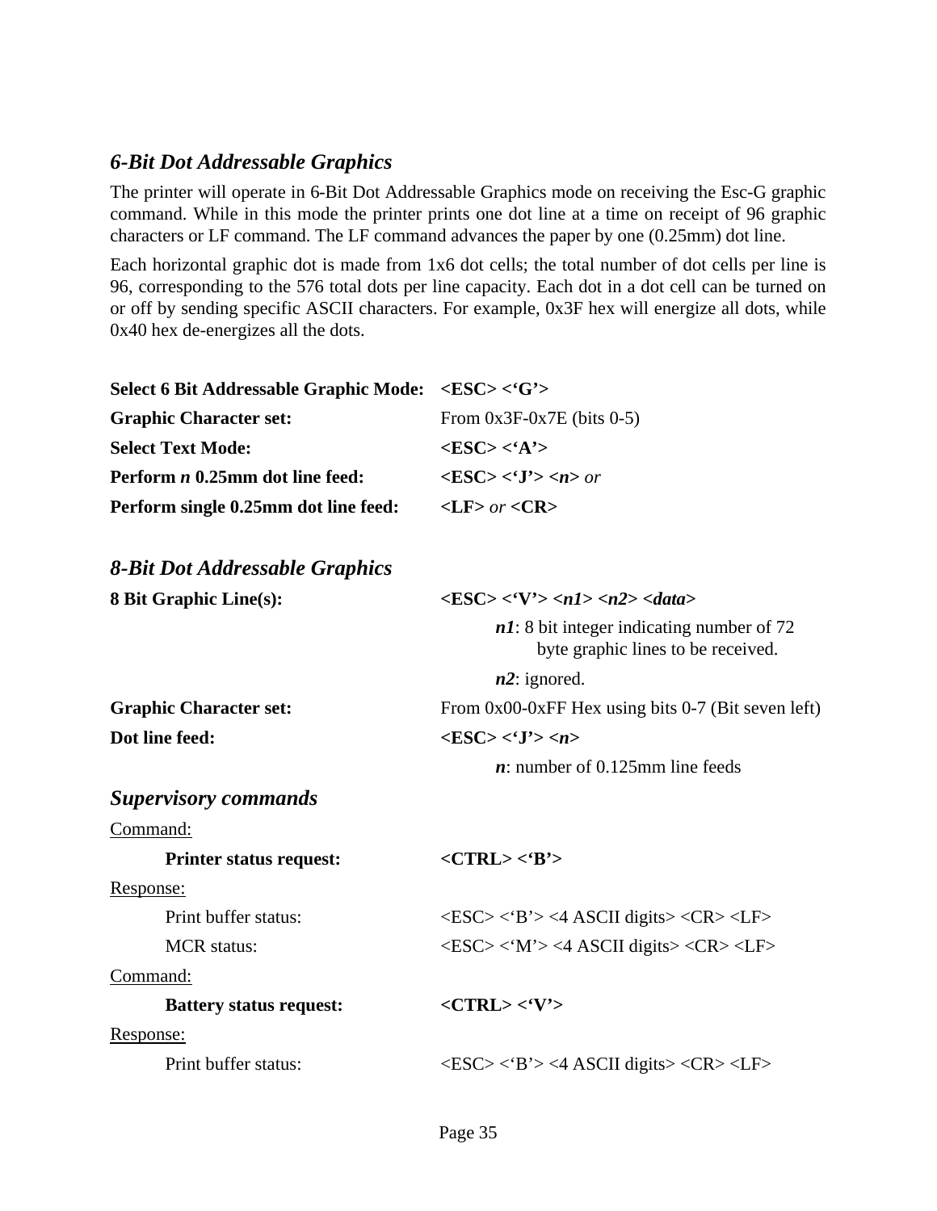### *6-Bit Dot Addressable Graphics*

The printer will operate in 6-Bit Dot Addressable Graphics mode on receiving the Esc-G graphic command. While in this mode the printer prints one dot line at a time on receipt of 96 graphic characters or LF command. The LF command advances the paper by one (0.25mm) dot line.

Each horizontal graphic dot is made from 1x6 dot cells; the total number of dot cells per line is 96, corresponding to the 576 total dots per line capacity. Each dot in a dot cell can be turned on or off by sending specific ASCII characters. For example, 0x3F hex will energize all dots, while 0x40 hex de-energizes all the dots.

| | |
|---|---|
| **Select 6 Bit Addressable Graphic Mode:** | **<ESC> <'G'>** |
| **Graphic Character set:** | From 0x3F-0x7E (bits 0-5) |
| **Select Text Mode:** | **<ESC> <'A'>** |
| **Perform *n* 0.25mm dot line feed:** | **<ESC> <'J'> <*n*>** *or* |
| **Perform single 0.25mm dot line feed:** | **<LF>** *or* **<CR>** |

### *8-Bit Dot Addressable Graphics*

| | |
|---|---|
| **8 Bit Graphic Line(s):** | **<ESC> <'V'> <*n1*> <*n2*> <*data*>** |
| | ***n1***: 8 bit integer indicating number of 72 byte graphic lines to be received. |
| | ***n2***: ignored. |
| **Graphic Character set:** | From 0x00-0xFF Hex using bits 0-7 (Bit seven left) |
| **Dot line feed:** | **<ESC> <'J'> <*n*>** |
| | ***n***: number of 0.125mm line feeds |

### *Supervisory commands*

Command:

| | |
|---|---|
| **Printer status request:** | **<CTRL> <'B'>** |

Response:

| | |
|---|---|
| Print buffer status: | <ESC> <'B'> <4 ASCII digits> <CR> <LF> |
| MCR status: | <ESC> <'M'> <4 ASCII digits> <CR> <LF> |

Command:

| | |
|---|---|
| **Battery status request:** | **<CTRL> <'V'>** |

Response:

| | |
|---|---|
| Print buffer status: | <ESC> <'B'> <4 ASCII digits> <CR> <LF> |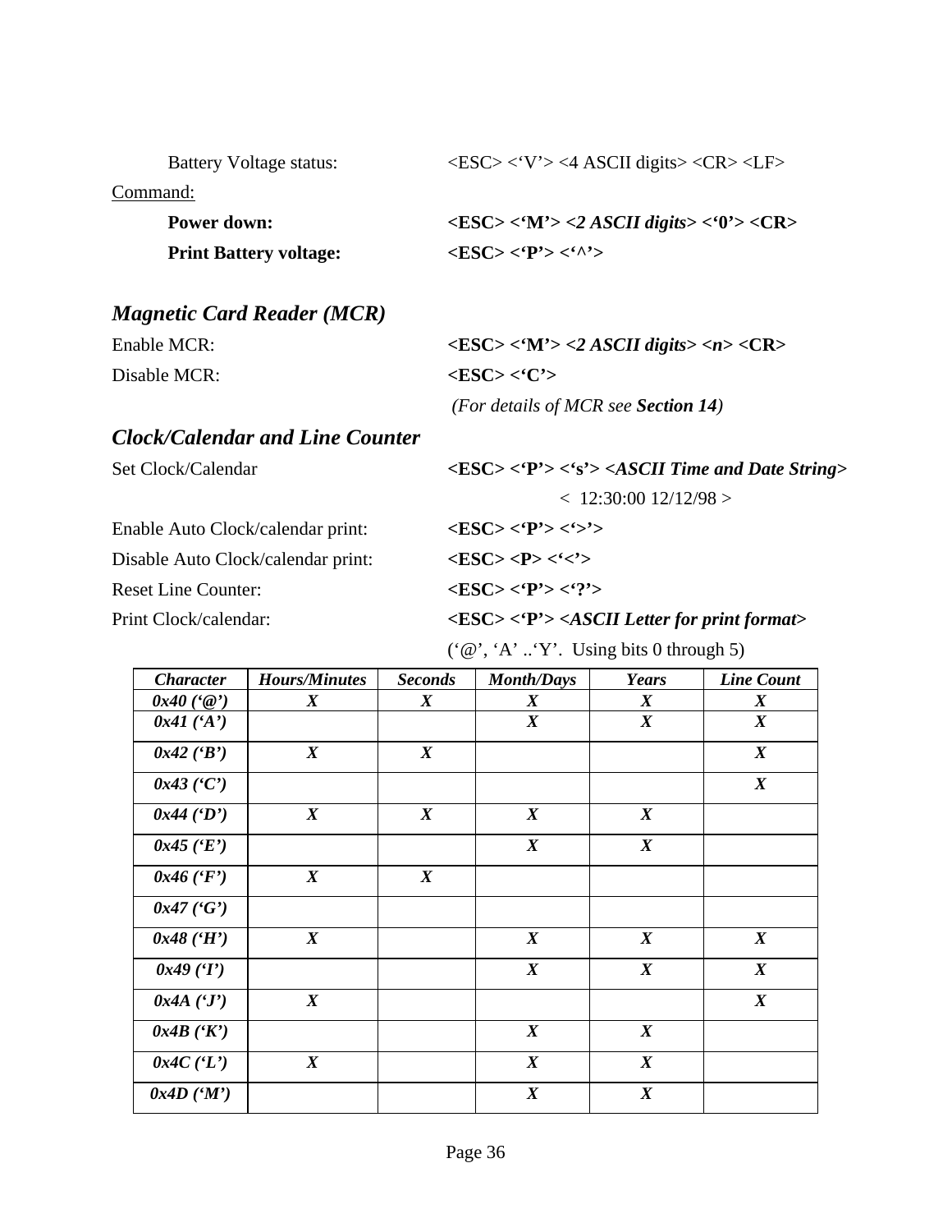Battery Voltage status: <ESC> <'V'> <4 ASCII digits> <CR> <LF>

Command:

**Power down:** **<ESC> <'M'> *<2 ASCII digits>* <'0'> <CR>**

**Print Battery voltage:** **<ESC> <'P'> <'^'>**

### *Magnetic Card Reader (MCR)*

Enable MCR: **<ESC> <'M'> *<2 ASCII digits> <n>* <CR>**

Disable MCR: **<ESC> <'C'>**

*(For details of MCR see **Section 14**)*

### *Clock/Calendar and Line Counter*

Set Clock/Calendar **<ESC> <'P'> <'s'> *<ASCII Time and Date String>***

< 12:30:00 12/12/98 >

Enable Auto Clock/calendar print: **<ESC> <'P'> <'>'>**

Disable Auto Clock/calendar print: **<ESC> <P> <'<'>**

Reset Line Counter: **<ESC> <'P'> <'?'>**

Print Clock/calendar: **<ESC> <'P'> *<ASCII Letter for print format>***

('@', 'A' ..'Y'. Using bits 0 through 5)

| *Character* | *Hours/Minutes* | *Seconds* | *Month/Days* | *Years* | *Line Count* |
|---|---|---|---|---|---|
| *0x40 ('@')* | *X* | *X* | *X* | *X* | *X* |
| *0x41 ('A')* | | | *X* | *X* | *X* |
| *0x42 ('B')* | *X* | *X* | | | *X* |
| *0x43 ('C')* | | | | | *X* |
| *0x44 ('D')* | *X* | *X* | *X* | *X* | |
| *0x45 ('E')* | | | *X* | *X* | |
| *0x46 ('F')* | *X* | *X* | | | |
| *0x47 ('G')* | | | | | |
| *0x48 ('H')* | *X* | | *X* | *X* | *X* |
| *0x49 ('I')* | | | *X* | *X* | *X* |
| *0x4A ('J')* | *X* | | | | *X* |
| *0x4B ('K')* | | | *X* | *X* | |
| *0x4C ('L')* | *X* | | *X* | *X* | |
| *0x4D ('M')* | | | *X* | *X* | |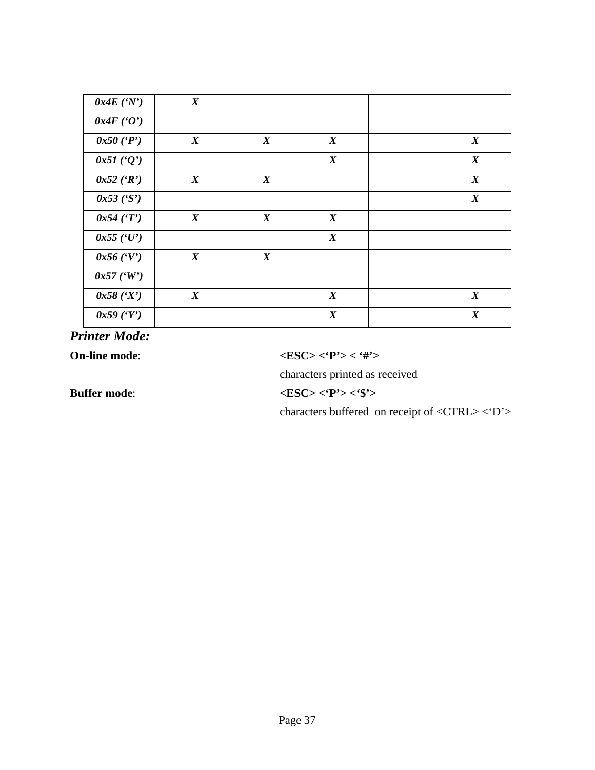| | | | | | |
|---|---|---|---|---|---|
| *0x4E (‘N’)* | ***X*** | | | | |
| *0x4F (‘O’)* | | | | | |
| *0x50 (‘P’)* | ***X*** | ***X*** | ***X*** | | ***X*** |
| *0x51 (‘Q’)* | | | ***X*** | | ***X*** |
| *0x52 (‘R’)* | ***X*** | ***X*** | | | ***X*** |
| *0x53 (‘S’)* | | | | | ***X*** |
| *0x54 (‘T’)* | ***X*** | ***X*** | ***X*** | | |
| *0x55 (‘U’)* | | | ***X*** | | |
| *0x56 (‘V’)* | ***X*** | ***X*** | | | |
| *0x57 (‘W’)* | | | | | |
| *0x58 (‘X’)* | ***X*** | | ***X*** | | ***X*** |
| *0x59 (‘Y’)* | | | ***X*** | | ***X*** |

### *Printer Mode:*

**On-line mode**: **<ESC> <‘P’> < ‘#’>**

characters printed as received

**Buffer mode**: **<ESC> <‘P’> <‘$’>**

characters buffered on receipt of <CTRL> <‘D’>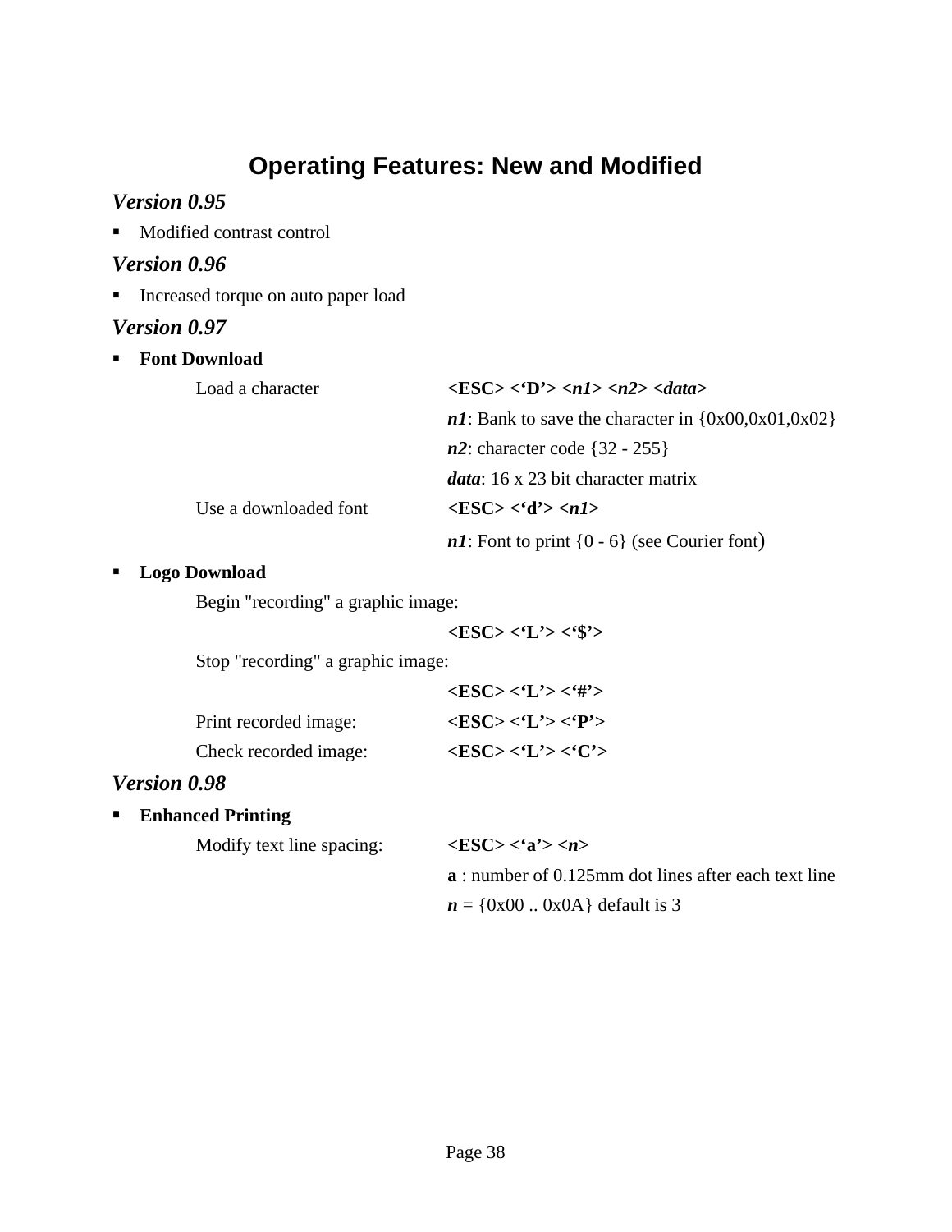# Operating Features: New and Modified

## *Version 0.95*

- Modified contrast control

## *Version 0.96*

- Increased torque on auto paper load

## *Version 0.97*

- **Font Download**

| | |
|---|---|
| Load a character | **<ESC> <'D'> <*n1*> <*n2*> <*data*>** |
| | ***n1***: Bank to save the character in {0x00,0x01,0x02} |
| | ***n2***: character code {32 - 255} |
| | ***data***: 16 x 23 bit character matrix |
| Use a downloaded font | **<ESC> <'d'> <*n1*>** |
| | ***n1***: Font to print {0 - 6} (see Courier font) |

- **Logo Download**

| | |
|---|---|
| Begin "recording" a graphic image: | |
| | **<ESC> <'L'> <'$'>** |
| Stop "recording" a graphic image: | |
| | **<ESC> <'L'> <'#'>** |
| Print recorded image: | **<ESC> <'L'> <'P'>** |
| Check recorded image: | **<ESC> <'L'> <'C'>** |

## *Version 0.98*

- **Enhanced Printing**

| | |
|---|---|
| Modify text line spacing: | **<ESC> <'a'> <*n*>** |
| | **a** : number of 0.125mm dot lines after each text line |
| | ***n*** = {0x00 .. 0x0A} default is 3 |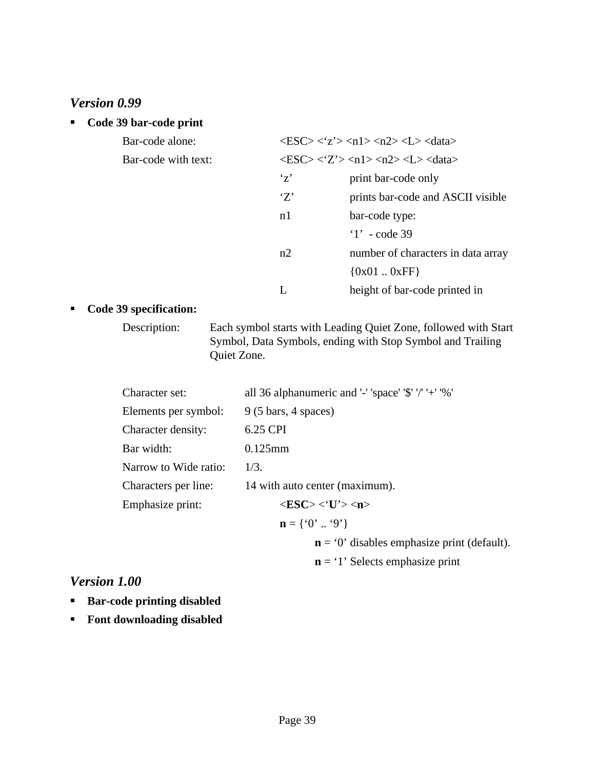### *Version 0.99*

- **Code 39 bar-code print**

| | | |
|---|---|---|
| Bar-code alone: | <ESC> <‘z’> <n1> <n2> <L> <data> | |
| Bar-code with text: | <ESC> <‘Z’> <n1> <n2> <L> <data> | |
| | ‘z’ | print bar-code only |
| | ‘Z’ | prints bar-code and ASCII visible |
| | n1 | bar-code type: |
| | | ‘1’ - code 39 |
| | n2 | number of characters in data array |
| | | {0x01 .. 0xFF} |
| | L | height of bar-code printed in |

- **Code 39 specification:**

Description: Each symbol starts with Leading Quiet Zone, followed with Start Symbol, Data Symbols, ending with Stop Symbol and Trailing Quiet Zone.

| | |
|---|---|
| Character set: | all 36 alphanumeric and '-' 'space' '$' '/' '+' '%' |
| Elements per symbol: | 9 (5 bars, 4 spaces) |
| Character density: | 6.25 CPI |
| Bar width: | 0.125mm |
| Narrow to Wide ratio: | 1/3. |
| Characters per line: | 14 with auto center (maximum). |

Emphasize print: <**ESC**> <‘**U**’> <**n**>

**n** = {‘0’ .. ‘9’}

**n** = ‘0’ disables emphasize print (default).

**n** = ‘1’ Selects emphasize print

### *Version 1.00*

- **Bar-code printing disabled**
- **Font downloading disabled**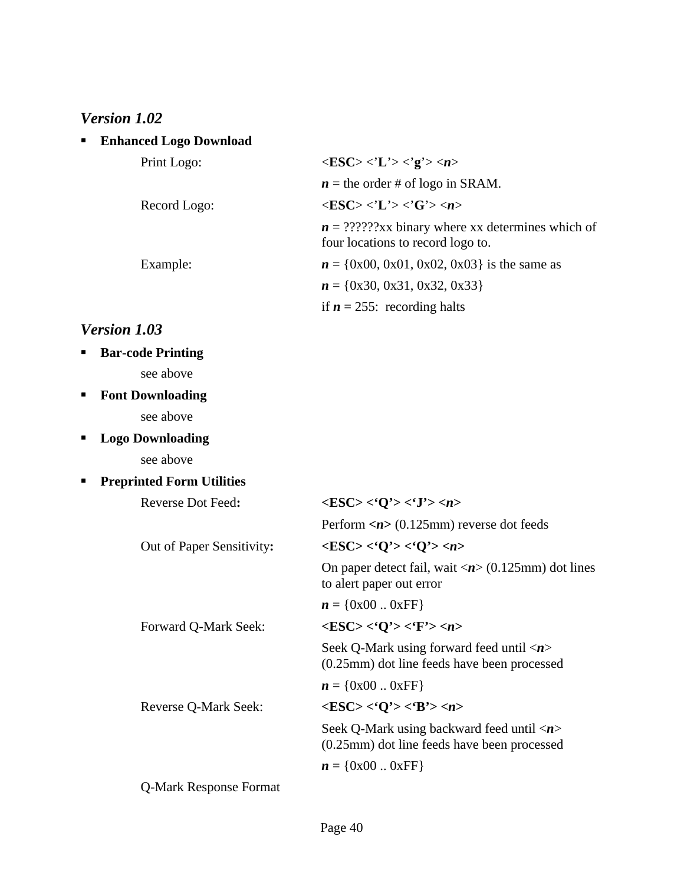### *Version 1.02*

- **Enhanced Logo Download**

| | |
|---|---|
| Print Logo: | <**ESC**> <'**L**'> <'**g**'> <***n***> |
| | ***n*** = the order # of logo in SRAM. |
| Record Logo: | <**ESC**> <'**L**'> <'**G**'> <***n***> |
| | ***n*** = ??????xx binary where xx determines which of four locations to record logo to. |
| Example: | ***n*** = {0x00, 0x01, 0x02, 0x03} is the same as |
| | ***n*** = {0x30, 0x31, 0x32, 0x33} |
| | if ***n*** = 255: recording halts |

### *Version 1.03*

- **Bar-code Printing**

  see above

- **Font Downloading**

  see above

- **Logo Downloading**

  see above

- **Preprinted Form Utilities**

| | |
|---|---|
| Reverse Dot Feed**:** | **<ESC> <'Q'> <'J'> <*n*>** |
| | Perform **<*n*>** (0.125mm) reverse dot feeds |
| Out of Paper Sensitivity**:** | **<ESC> <'Q'> <'Q'> <*n*>** |
| | On paper detect fail, wait <***n***> (0.125mm) dot lines to alert paper out error |
| | ***n*** = {0x00 .. 0xFF} |
| Forward Q-Mark Seek: | **<ESC> <'Q'> <'F'> <*n*>** |
| | Seek Q-Mark using forward feed until <***n***> (0.25mm) dot line feeds have been processed |
| | ***n*** = {0x00 .. 0xFF} |
| Reverse Q-Mark Seek: | **<ESC> <'Q'> <'B'> <*n*>** |
| | Seek Q-Mark using backward feed until <***n***> (0.25mm) dot line feeds have been processed |
| | ***n*** = {0x00 .. 0xFF} |
| Q-Mark Response Format | |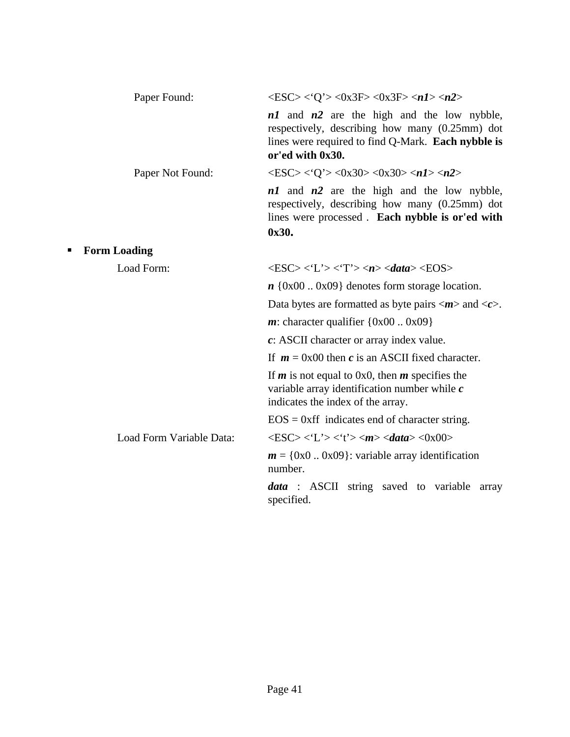Paper Found: <ESC> <'Q'> <0x3F> <0x3F> <***n1***> <***n2***>

***n1*** and ***n2*** are the high and the low nybble, respectively, describing how many (0.25mm) dot lines were required to find Q-Mark. **Each nybble is or'ed with 0x30.**

Paper Not Found: <ESC> <'Q'> <0x30> <0x30> <***n1***> <***n2***>

***n1*** and ***n2*** are the high and the low nybble, respectively, describing how many (0.25mm) dot lines were processed . **Each nybble is or'ed with 0x30.**

- **Form Loading**

Load Form: <ESC> <'L'> <'T'> <***n***> <***data***> <EOS>

***n*** {0x00 .. 0x09} denotes form storage location.

Data bytes are formatted as byte pairs <***m***> and <***c***>.

***m***: character qualifier {0x00 .. 0x09}

***c***: ASCII character or array index value.

If ***m*** = 0x00 then ***c*** is an ASCII fixed character.

If ***m*** is not equal to 0x0, then ***m*** specifies the variable array identification number while ***c*** indicates the index of the array.

EOS = 0xff indicates end of character string.

Load Form Variable Data: <ESC> <'L'> <'t'> <***m***> <***data***> <0x00>

***m*** = {0x0 .. 0x09}: variable array identification number.

***data*** : ASCII string saved to variable array specified.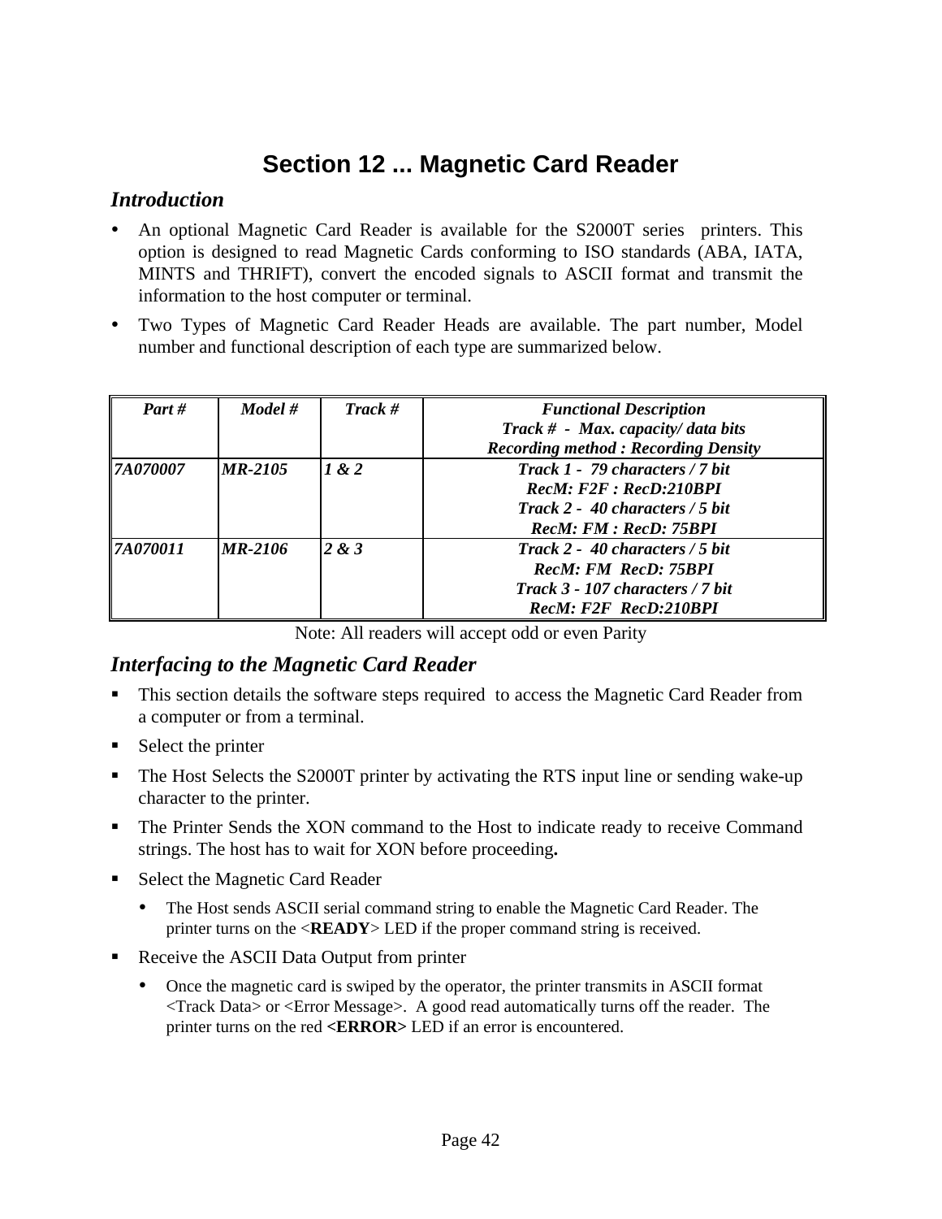# Section 12 ... Magnetic Card Reader

## *Introduction*

- An optional Magnetic Card Reader is available for the S2000T series printers. This option is designed to read Magnetic Cards conforming to ISO standards (ABA, IATA, MINTS and THRIFT), convert the encoded signals to ASCII format and transmit the information to the host computer or terminal.
- Two Types of Magnetic Card Reader Heads are available. The part number, Model number and functional description of each type are summarized below.

| ***Part #*** | ***Model #*** | ***Track #*** | ***Functional Description*** <br> ***Track # - Max. capacity/ data bits*** <br> ***Recording method : Recording Density*** |
|---|---|---|---|
| ***7A070007*** | ***MR-2105*** | ***1 & 2*** | ***Track 1 - 79 characters / 7 bit*** <br> ***RecM: F2F : RecD:210BPI*** <br> ***Track 2 - 40 characters / 5 bit*** <br> ***RecM: FM : RecD: 75BPI*** |
| ***7A070011*** | ***MR-2106*** | ***2 & 3*** | ***Track 2 - 40 characters / 5 bit*** <br> ***RecM: FM RecD: 75BPI*** <br> ***Track 3 - 107 characters / 7 bit*** <br> ***RecM: F2F RecD:210BPI*** |

Note: All readers will accept odd or even Parity

## *Interfacing to the Magnetic Card Reader*

- This section details the software steps required to access the Magnetic Card Reader from a computer or from a terminal.
- Select the printer
- The Host Selects the S2000T printer by activating the RTS input line or sending wake-up character to the printer.
- The Printer Sends the XON command to the Host to indicate ready to receive Command strings. The host has to wait for XON before proceeding**.**
- Select the Magnetic Card Reader
  - The Host sends ASCII serial command string to enable the Magnetic Card Reader. The printer turns on the <**READY**> LED if the proper command string is received.
- Receive the ASCII Data Output from printer
  - Once the magnetic card is swiped by the operator, the printer transmits in ASCII format <Track Data> or <Error Message>. A good read automatically turns off the reader. The printer turns on the red **<ERROR>** LED if an error is encountered.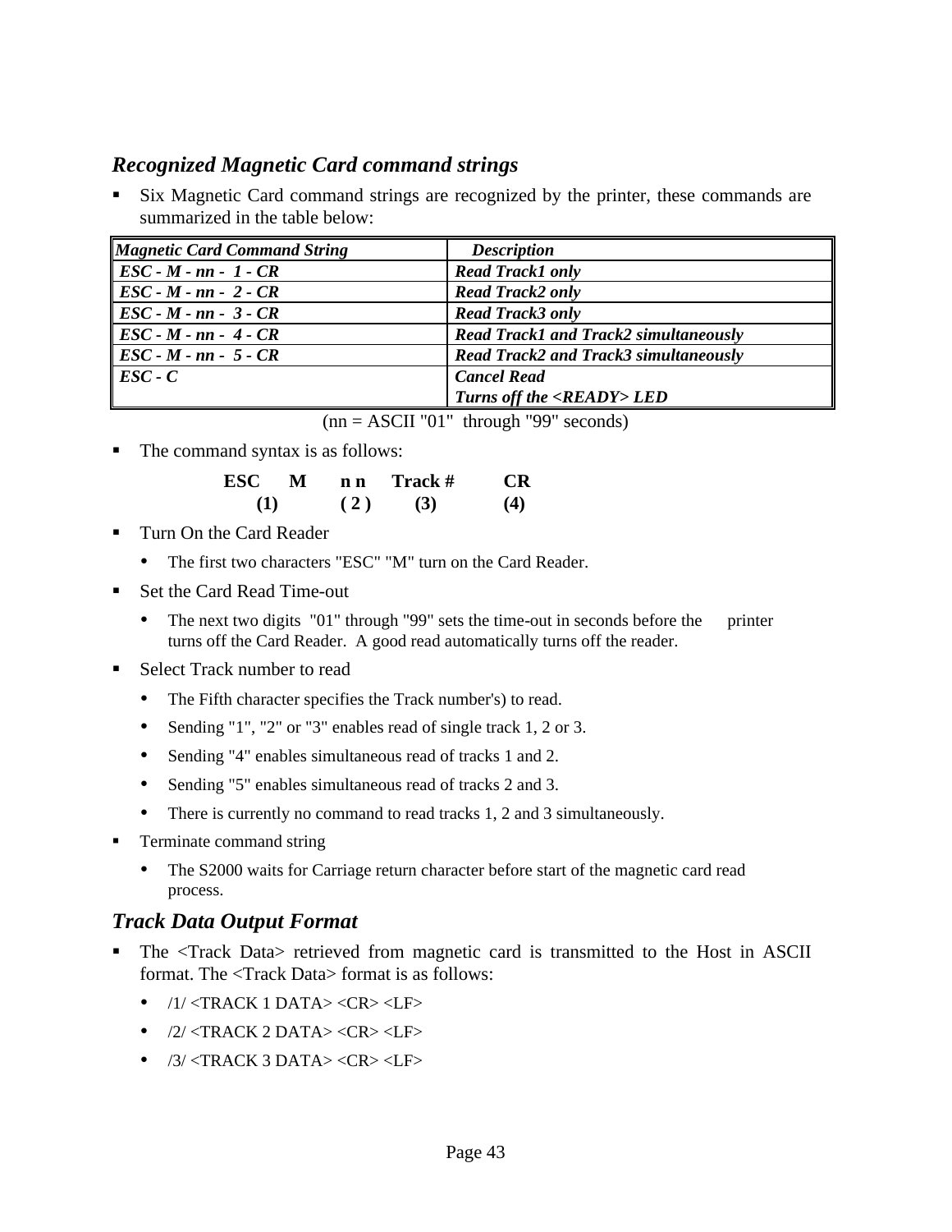## *Recognized Magnetic Card command strings*

- Six Magnetic Card command strings are recognized by the printer, these commands are summarized in the table below:

| ***Magnetic Card Command String*** | ***Description*** |
|---|---|
| ***ESC - M - nn - 1 - CR*** | ***Read Track1 only*** |
| ***ESC - M - nn - 2 - CR*** | ***Read Track2 only*** |
| ***ESC - M - nn - 3 - CR*** | ***Read Track3 only*** |
| ***ESC - M - nn - 4 - CR*** | ***Read Track1 and Track2 simultaneously*** |
| ***ESC - M - nn - 5 - CR*** | ***Read Track2 and Track3 simultaneously*** |
| ***ESC - C*** | ***Cancel Read*** <br> ***Turns off the <READY> LED*** |

(nn = ASCII "01" through "99" seconds)

- The command syntax is as follows:

**ESC M n n Track # CR**
**(1) ( 2 ) (3) (4)**

- Turn On the Card Reader
  - The first two characters "ESC" "M" turn on the Card Reader.
- Set the Card Read Time-out
  - The next two digits "01" through "99" sets the time-out in seconds before the printer turns off the Card Reader. A good read automatically turns off the reader.
- Select Track number to read
  - The Fifth character specifies the Track number's) to read.
  - Sending "1", "2" or "3" enables read of single track 1, 2 or 3.
  - Sending "4" enables simultaneous read of tracks 1 and 2.
  - Sending "5" enables simultaneous read of tracks 2 and 3.
  - There is currently no command to read tracks 1, 2 and 3 simultaneously.
- Terminate command string
  - The S2000 waits for Carriage return character before start of the magnetic card read process.

## *Track Data Output Format*

- The <Track Data> retrieved from magnetic card is transmitted to the Host in ASCII format. The <Track Data> format is as follows:
  - /1/ <TRACK 1 DATA> <CR> <LF>
  - /2/ <TRACK 2 DATA> <CR> <LF>
  - /3/ <TRACK 3 DATA> <CR> <LF>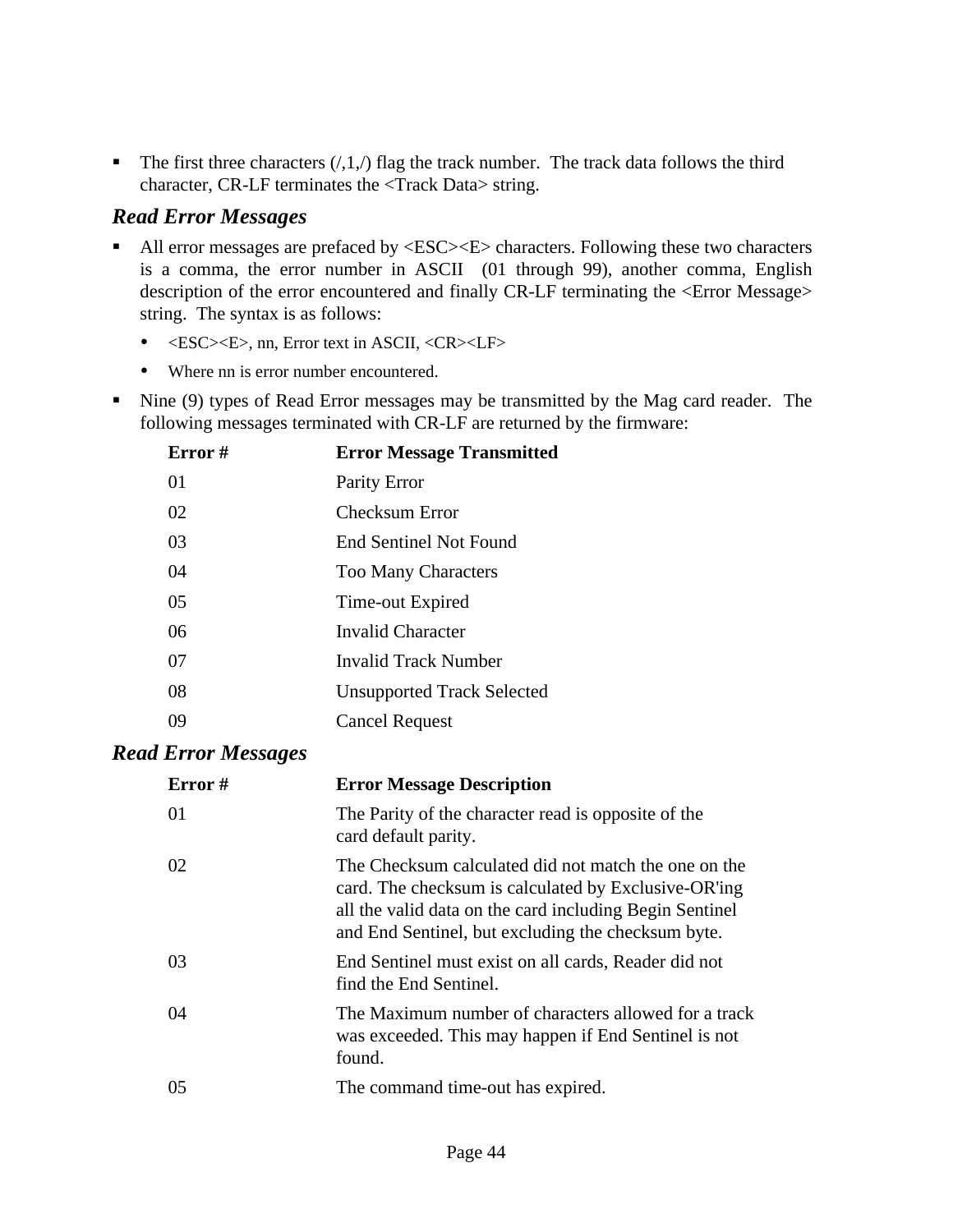- The first three characters (/,1,/) flag the track number. The track data follows the third character, CR-LF terminates the <Track Data> string.

### *Read Error Messages*

- All error messages are prefaced by <ESC><E> characters. Following these two characters is a comma, the error number in ASCII (01 through 99), another comma, English description of the error encountered and finally CR-LF terminating the <Error Message> string. The syntax is as follows:
  - <ESC><E>, nn, Error text in ASCII, <CR><LF>
  - Where nn is error number encountered.
- Nine (9) types of Read Error messages may be transmitted by the Mag card reader. The following messages terminated with CR-LF are returned by the firmware:

| Error # | Error Message Transmitted |
|---|---|
| 01 | Parity Error |
| 02 | Checksum Error |
| 03 | End Sentinel Not Found |
| 04 | Too Many Characters |
| 05 | Time-out Expired |
| 06 | Invalid Character |
| 07 | Invalid Track Number |
| 08 | Unsupported Track Selected |
| 09 | Cancel Request |

### *Read Error Messages*

| Error # | Error Message Description |
|---|---|
| 01 | The Parity of the character read is opposite of the card default parity. |
| 02 | The Checksum calculated did not match the one on the card. The checksum is calculated by Exclusive-OR'ing all the valid data on the card including Begin Sentinel and End Sentinel, but excluding the checksum byte. |
| 03 | End Sentinel must exist on all cards, Reader did not find the End Sentinel. |
| 04 | The Maximum number of characters allowed for a track was exceeded. This may happen if End Sentinel is not found. |
| 05 | The command time-out has expired. |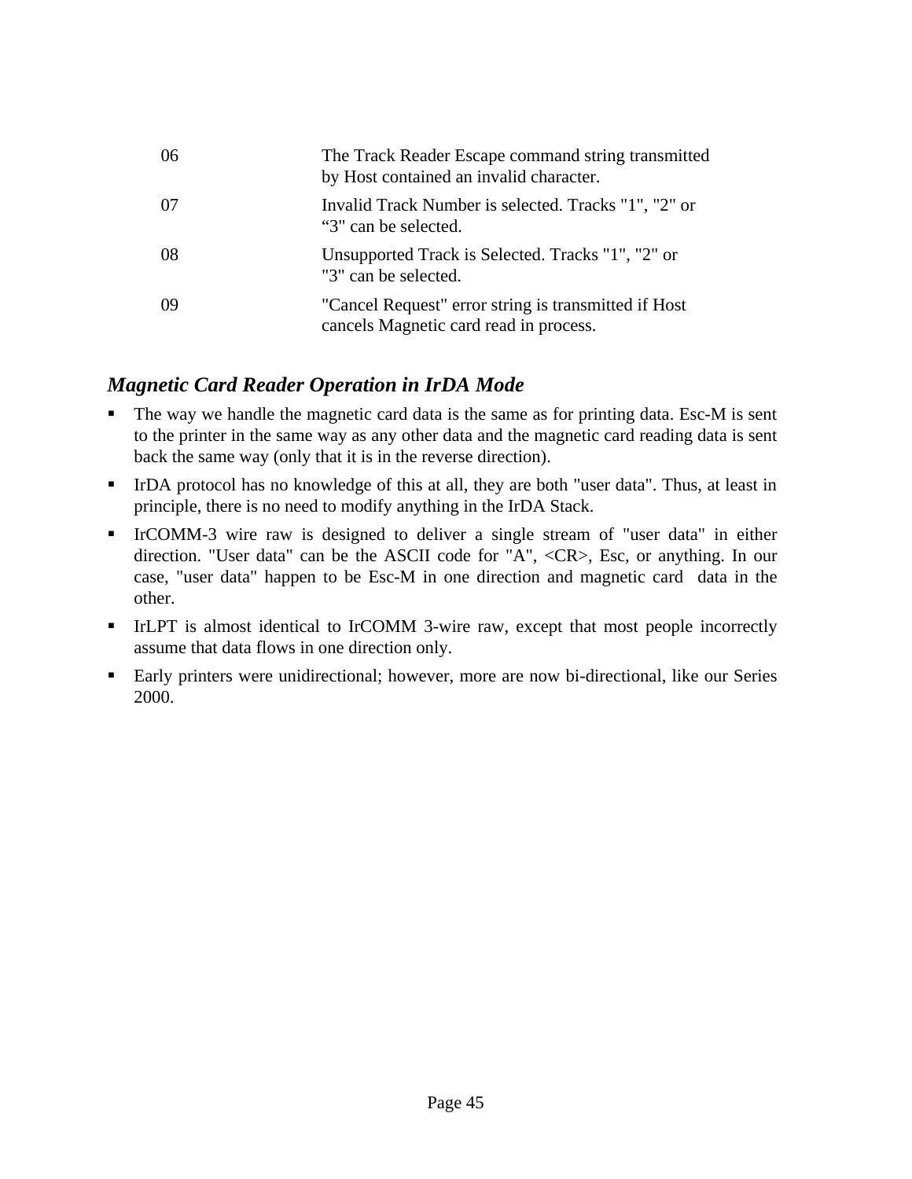| | |
|---|---|
| 06 | The Track Reader Escape command string transmitted by Host contained an invalid character. |
| 07 | Invalid Track Number is selected. Tracks "1", "2" or “3" can be selected. |
| 08 | Unsupported Track is Selected. Tracks "1", "2" or "3" can be selected. |
| 09 | "Cancel Request" error string is transmitted if Host cancels Magnetic card read in process. |

### *Magnetic Card Reader Operation in IrDA Mode*

- The way we handle the magnetic card data is the same as for printing data. Esc-M is sent to the printer in the same way as any other data and the magnetic card reading data is sent back the same way (only that it is in the reverse direction).
- IrDA protocol has no knowledge of this at all, they are both "user data". Thus, at least in principle, there is no need to modify anything in the IrDA Stack.
- IrCOMM-3 wire raw is designed to deliver a single stream of "user data" in either direction. "User data" can be the ASCII code for "A", <CR>, Esc, or anything. In our case, "user data" happen to be Esc-M in one direction and magnetic card data in the other.
- IrLPT is almost identical to IrCOMM 3-wire raw, except that most people incorrectly assume that data flows in one direction only.
- Early printers were unidirectional; however, more are now bi-directional, like our Series 2000.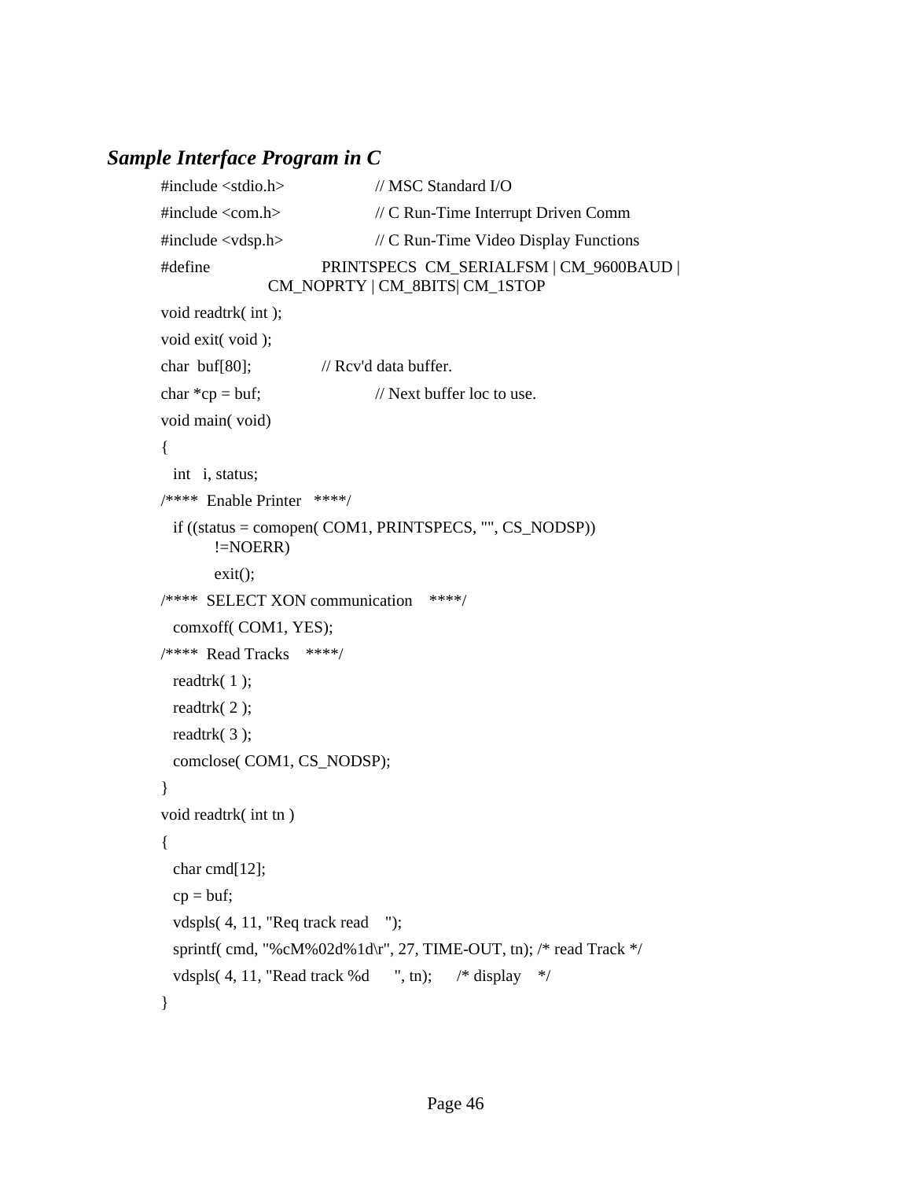### *Sample Interface Program in C*

```
#include <stdio.h>          // MSC Standard I/O
#include <com.h>            // C Run-Time Interrupt Driven Comm
#include <vdsp.h>           // C Run-Time Video Display Functions
#define         PRINTSPECS  CM_SERIALFSM | CM_9600BAUD |
                CM_NOPRTY | CM_8BITS| CM_1STOP
void readtrk( int );
void exit( void );
char  buf[80];          // Rcv'd data buffer.
char *cp = buf;             // Next buffer loc to use.
void main( void)
{
   int   i, status;
/****  Enable Printer   ****/
   if ((status = comopen( COM1, PRINTSPECS, "", CS_NODSP))
         !=NOERR)
         exit();
/****  SELECT XON communication    ****/
   comxoff( COM1, YES);
/****  Read Tracks    ****/
   readtrk( 1 );
   readtrk( 2 );
   readtrk( 3 );
   comclose( COM1, CS_NODSP);
}
void readtrk( int tn )
{
   char cmd[12];
   cp = buf;
   vdspls( 4, 11, "Req track read    ");
   sprintf( cmd, "%cM%02d%1d\r", 27, TIME-OUT, tn); /* read Track */
   vdspls( 4, 11, "Read track %d      ", tn);      /* display    */
}
```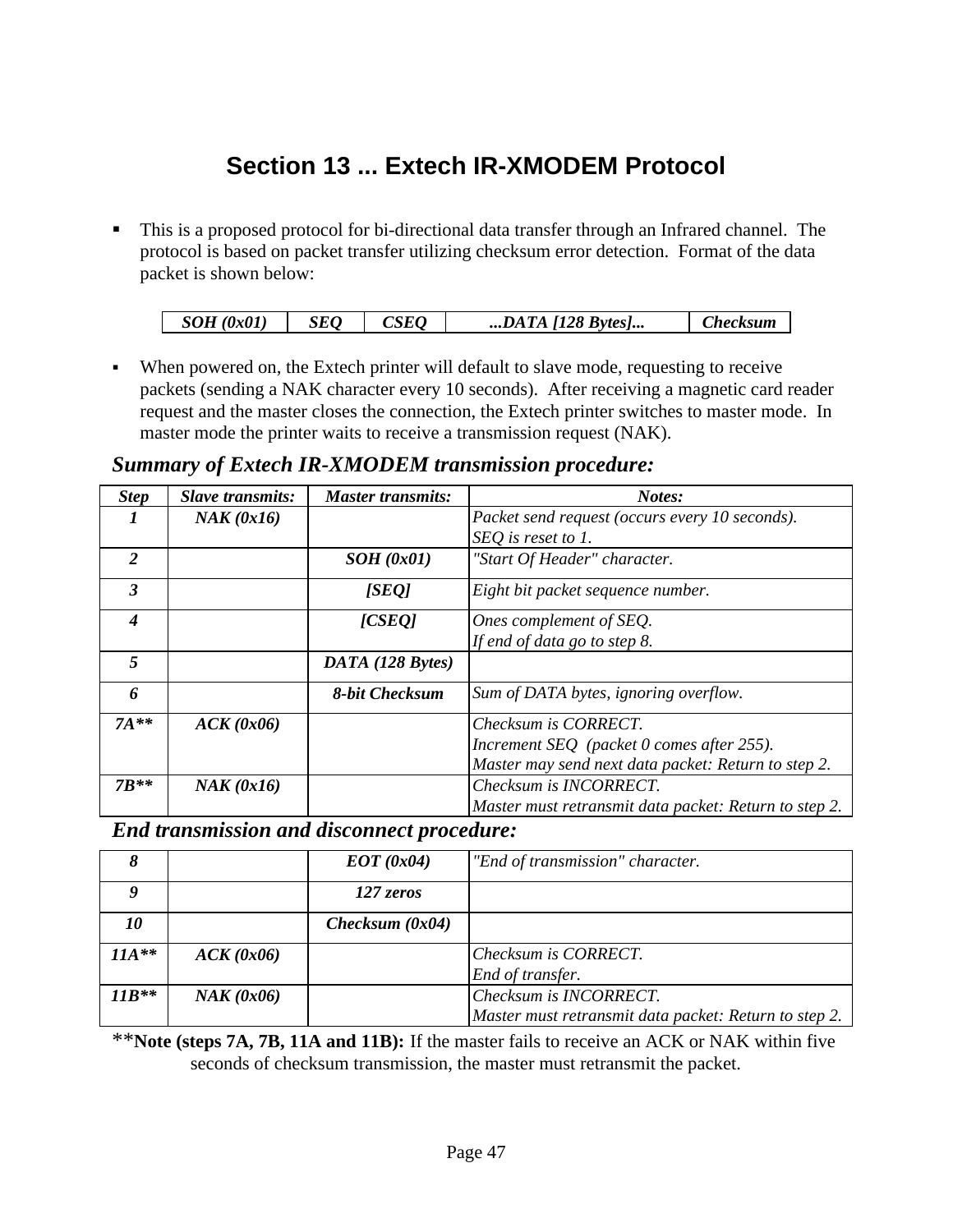# Section 13 ... Extech IR-XMODEM Protocol

- This is a proposed protocol for bi-directional data transfer through an Infrared channel. The protocol is based on packet transfer utilizing checksum error detection. Format of the data packet is shown below:

| *SOH (0x01)* | *SEQ* | *CSEQ* | *...DATA [128 Bytes]...* | *Checksum* |
|---|---|---|---|---|

- When powered on, the Extech printer will default to slave mode, requesting to receive packets (sending a NAK character every 10 seconds). After receiving a magnetic card reader request and the master closes the connection, the Extech printer switches to master mode. In master mode the printer waits to receive a transmission request (NAK).

### *Summary of Extech IR-XMODEM transmission procedure:*

| *Step* | *Slave transmits:* | *Master transmits:* | *Notes:* |
|---|---|---|---|
| *1* | *NAK (0x16)* | | *Packet send request (occurs every 10 seconds).* *SEQ is reset to 1.* |
| *2* | | *SOH (0x01)* | *"Start Of Header" character.* |
| *3* | | *[SEQ]* | *Eight bit packet sequence number.* |
| *4* | | *[CSEQ]* | *Ones complement of SEQ.* *If end of data go to step 8.* |
| *5* | | *DATA (128 Bytes)* | |
| *6* | | *8-bit Checksum* | *Sum of DATA bytes, ignoring overflow.* |
| *7A*** | *ACK (0x06)* | | *Checksum is CORRECT.* *Increment SEQ (packet 0 comes after 255).* *Master may send next data packet: Return to step 2.* |
| *7B*** | *NAK (0x16)* | | *Checksum is INCORRECT.* *Master must retransmit data packet: Return to step 2.* |

### *End transmission and disconnect procedure:*

| *Step* | *Slave transmits:* | *Master transmits:* | *Notes:* |
|---|---|---|---|
| *8* | | *EOT (0x04)* | *"End of transmission" character.* |
| *9* | | *127 zeros* | |
| *10* | | *Checksum (0x04)* | |
| *11A*** | *ACK (0x06)* | | *Checksum is CORRECT.* *End of transfer.* |
| *11B*** | *NAK (0x06)* | | *Checksum is INCORRECT.* *Master must retransmit data packet: Return to step 2.* |

**Note (steps 7A, 7B, 11A and 11B):** If the master fails to receive an ACK or NAK within five seconds of checksum transmission, the master must retransmit the packet.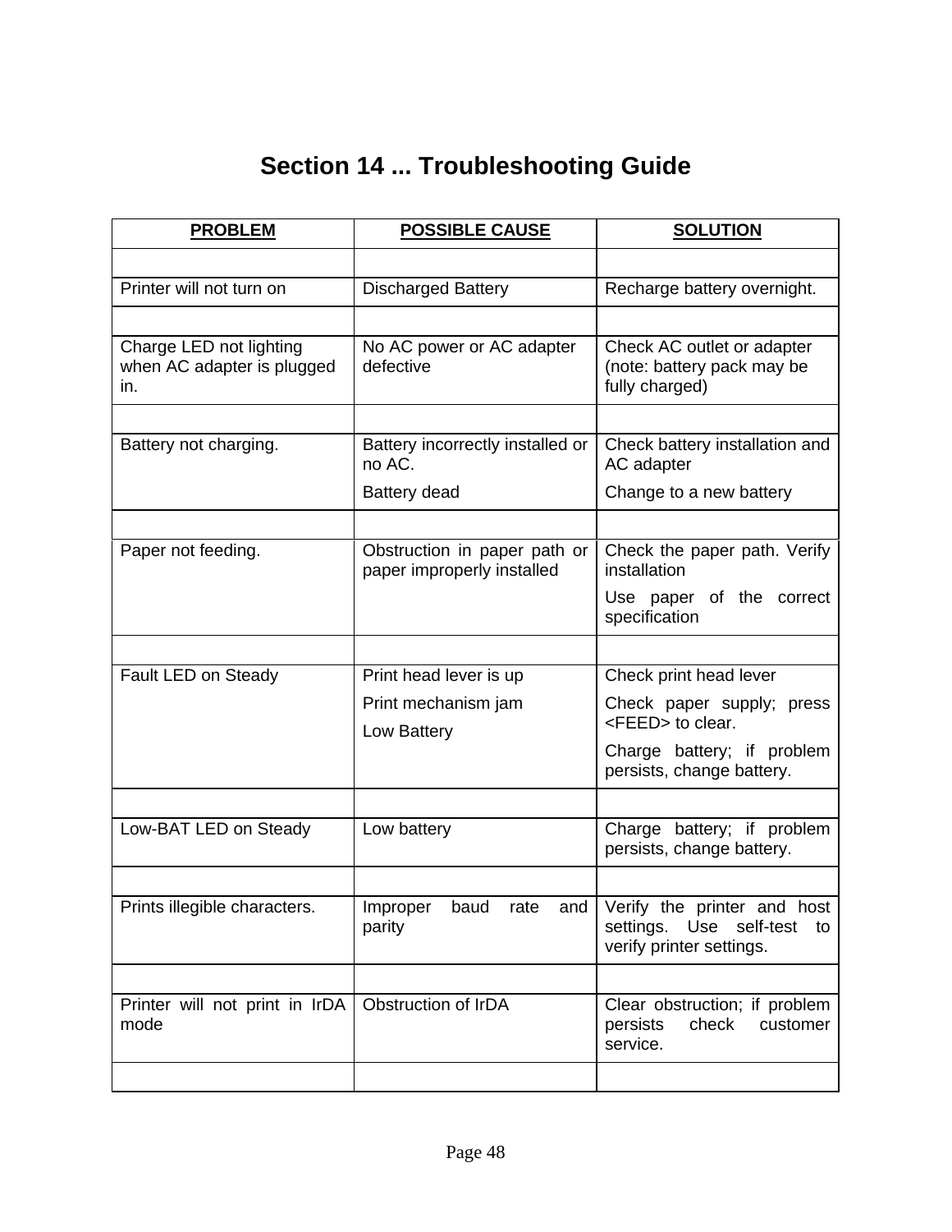# Section 14 ... Troubleshooting Guide

| PROBLEM | POSSIBLE CAUSE | SOLUTION |
|---|---|---|
| | | |
| Printer will not turn on | Discharged Battery | Recharge battery overnight. |
| | | |
| Charge LED not lighting when AC adapter is plugged in. | No AC power or AC adapter defective | Check AC outlet or adapter (note: battery pack may be fully charged) |
| | | |
| Battery not charging. | Battery incorrectly installed or no AC.<br>Battery dead | Check battery installation and AC adapter<br>Change to a new battery |
| | | |
| Paper not feeding. | Obstruction in paper path or paper improperly installed | Check the paper path. Verify installation<br>Use paper of the correct specification |
| | | |
| Fault LED on Steady | Print head lever is up<br>Print mechanism jam<br>Low Battery | Check print head lever<br>Check paper supply; press <FEED> to clear.<br>Charge battery; if problem persists, change battery. |
| | | |
| Low-BAT LED on Steady | Low battery | Charge battery; if problem persists, change battery. |
| | | |
| Prints illegible characters. | Improper baud rate and parity | Verify the printer and host settings. Use self-test to verify printer settings. |
| | | |
| Printer will not print in IrDA mode | Obstruction of IrDA | Clear obstruction; if problem persists check customer service. |
| | | |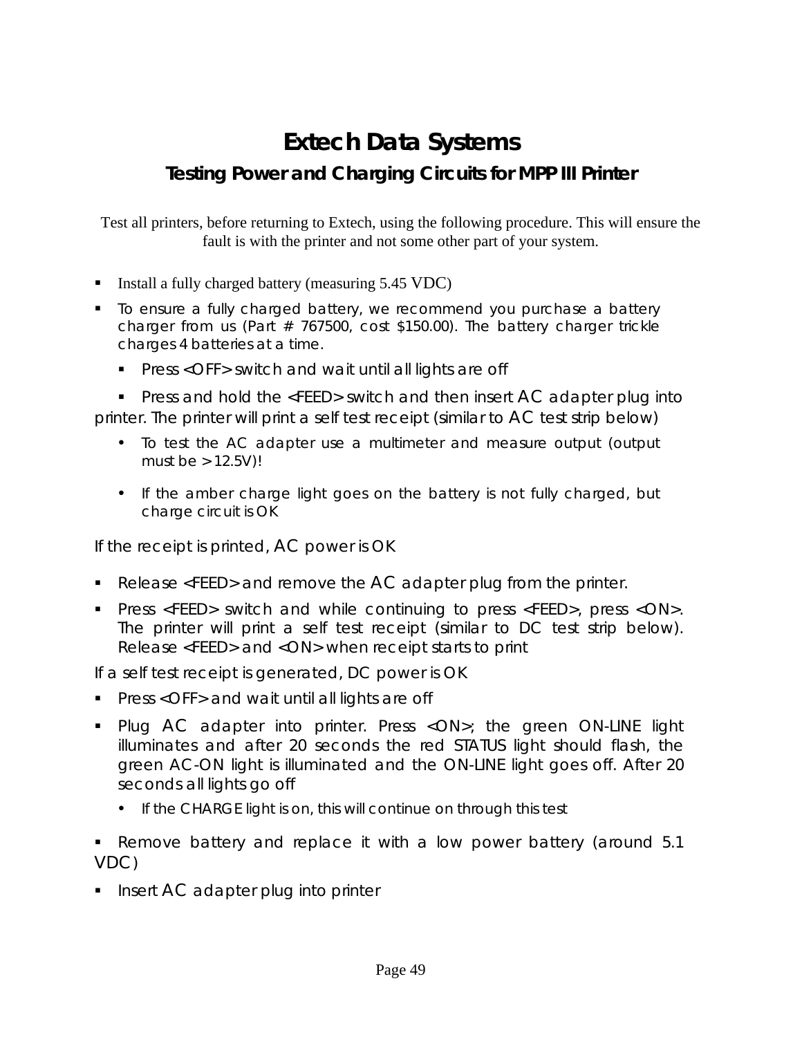# Extech Data Systems

## Testing Power and Charging Circuits for MPP III Printer

Test all printers, before returning to Extech, using the following procedure. This will ensure the fault is with the printer and not some other part of your system.

- Install a fully charged battery (measuring 5.45 VDC)
- To ensure a fully charged battery, we recommend you purchase a battery charger from us (Part # 767500, cost $150.00). The battery charger trickle charges 4 batteries at a time.
  - Press <OFF> switch and wait until all lights are off
  - Press and hold the <FEED> switch and then insert AC adapter plug into printer. The printer will print a self test receipt (similar to AC test strip below)
    - To test the AC adapter use a multimeter and measure output (output must be > 12.5V)!
    - If the amber charge light goes on the battery is not fully charged, but charge circuit is OK

If the receipt is printed, AC power is OK

- Release <FEED> and remove the AC adapter plug from the printer.
- Press <FEED> switch and while continuing to press <FEED>, press <ON>. The printer will print a self test receipt (similar to DC test strip below). Release <FEED> and <ON> when receipt starts to print

If a self test receipt is generated, DC power is OK

- Press <OFF> and wait until all lights are off
- Plug AC adapter into printer. Press <ON>; the green ON-LINE light illuminates and after 20 seconds the red STATUS light should flash, the green AC-ON light is illuminated and the ON-LINE light goes off. After 20 seconds all lights go off
  - If the CHARGE light is on, this will continue on through this test
- Remove battery and replace it with a low power battery (around 5.1 VDC)
- Insert AC adapter plug into printer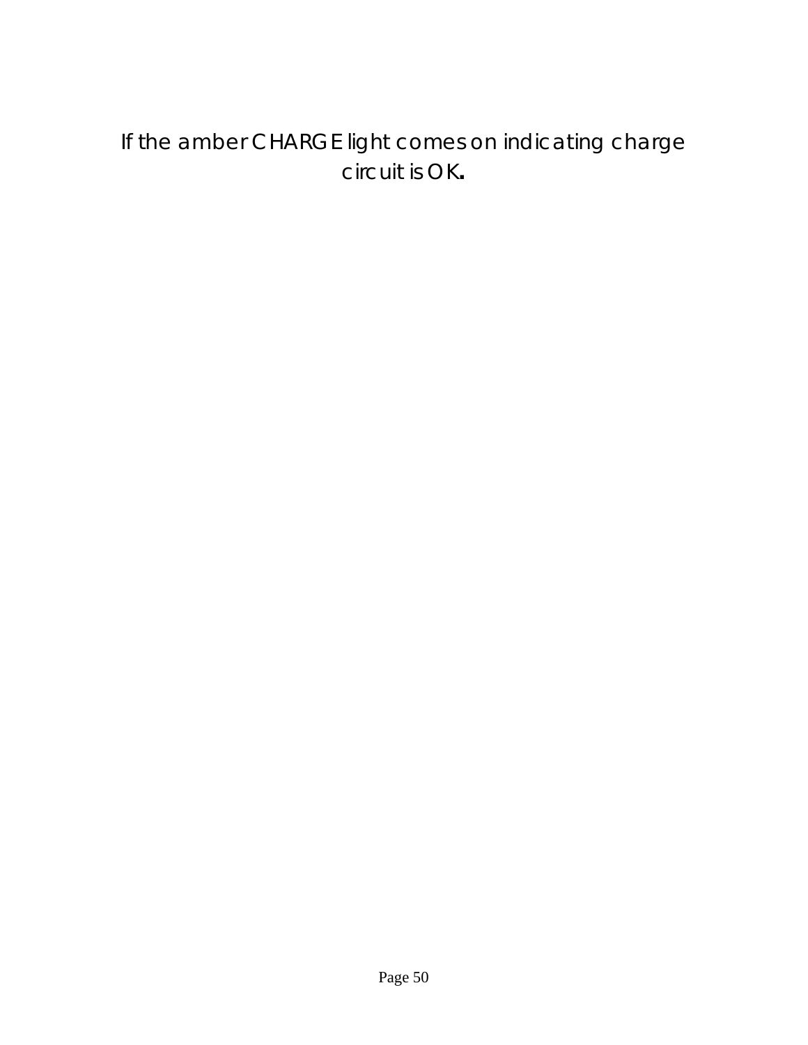If the amber CHARGE light comes on indicating charge circuit is OK.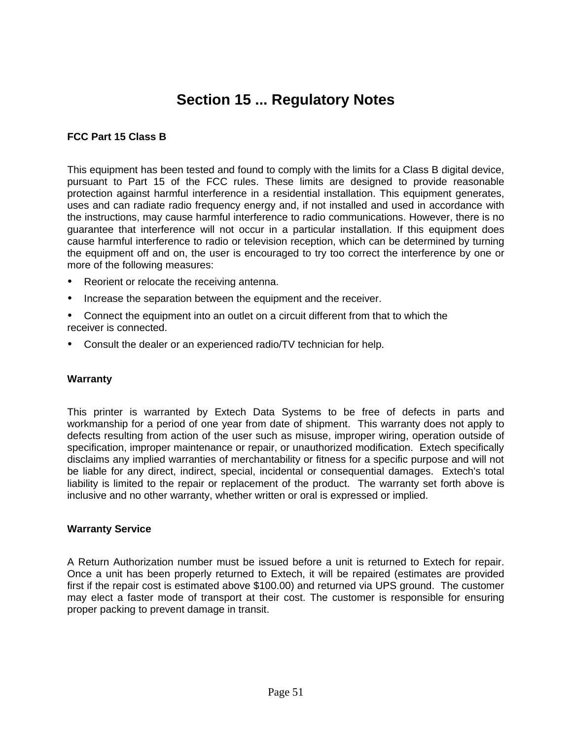# Section 15 ... Regulatory Notes

### FCC Part 15 Class B

This equipment has been tested and found to comply with the limits for a Class B digital device, pursuant to Part 15 of the FCC rules. These limits are designed to provide reasonable protection against harmful interference in a residential installation. This equipment generates, uses and can radiate radio frequency energy and, if not installed and used in accordance with the instructions, may cause harmful interference to radio communications. However, there is no guarantee that interference will not occur in a particular installation. If this equipment does cause harmful interference to radio or television reception, which can be determined by turning the equipment off and on, the user is encouraged to try too correct the interference by one or more of the following measures:

- Reorient or relocate the receiving antenna.
- Increase the separation between the equipment and the receiver.
- Connect the equipment into an outlet on a circuit different from that to which the receiver is connected.
- Consult the dealer or an experienced radio/TV technician for help.

### Warranty

This printer is warranted by Extech Data Systems to be free of defects in parts and workmanship for a period of one year from date of shipment. This warranty does not apply to defects resulting from action of the user such as misuse, improper wiring, operation outside of specification, improper maintenance or repair, or unauthorized modification. Extech specifically disclaims any implied warranties of merchantability or fitness for a specific purpose and will not be liable for any direct, indirect, special, incidental or consequential damages. Extech's total liability is limited to the repair or replacement of the product. The warranty set forth above is inclusive and no other warranty, whether written or oral is expressed or implied.

### Warranty Service

A Return Authorization number must be issued before a unit is returned to Extech for repair. Once a unit has been properly returned to Extech, it will be repaired (estimates are provided first if the repair cost is estimated above $100.00) and returned via UPS ground. The customer may elect a faster mode of transport at their cost. The customer is responsible for ensuring proper packing to prevent damage in transit.